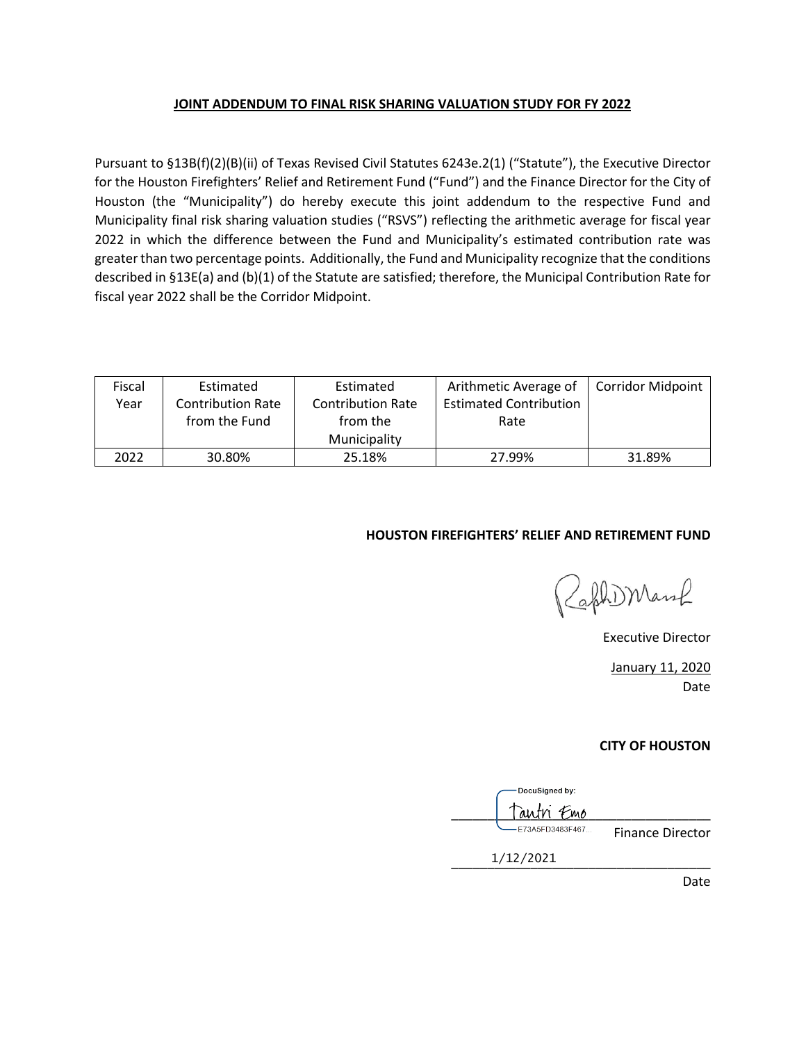**JOINT ADDENDUM TO FINAL RISK SHARING VALUATION STUDY FOR FY 2022**

Pursuant to §13B(f)(2)(B)(ii) of Texas Revised Civil Statutes 6243e.2(1) ("Statute"), the Executive Director for the Houston Firefighters' Relief and Retirement Fund ("Fund") and the Finance Director for the City of Houston (the "Municipality") do hereby execute this joint addendum to the respective Fund and Municipality final risk sharing valuation studies ("RSVS") reflecting the arithmetic average for fiscal year 2022 in which the difference between the Fund and Municipality's estimated contribution rate was greater than two percentage points. Additionally, the Fund and Municipality recognize that the conditions described in §13E(a) and (b)(1) of the Statute are satisfied; therefore, the Municipal Contribution Rate for fiscal year 2022 shall be the Corridor Midpoint.

| Fiscal Year | Estimated Contribution Rate from the Fund | Estimated Contribution Rate from the Municipality | Arithmetic Average of Estimated Contribution Rate | Corridor Midpoint |
|---|---|---|---|---|
| 2022 | 30.80% | 25.18% | 27.99% | 31.89% |

**HOUSTON FIREFIGHTERS' RELIEF AND RETIREMENT FUND**

Ralph D. Marsh

Executive Director

January 11, 2020

Date

**CITY OF HOUSTON**

DocuSigned by:

Tantri Emo

E73A5FD3483F467...

Finance Director

1/12/2021

Date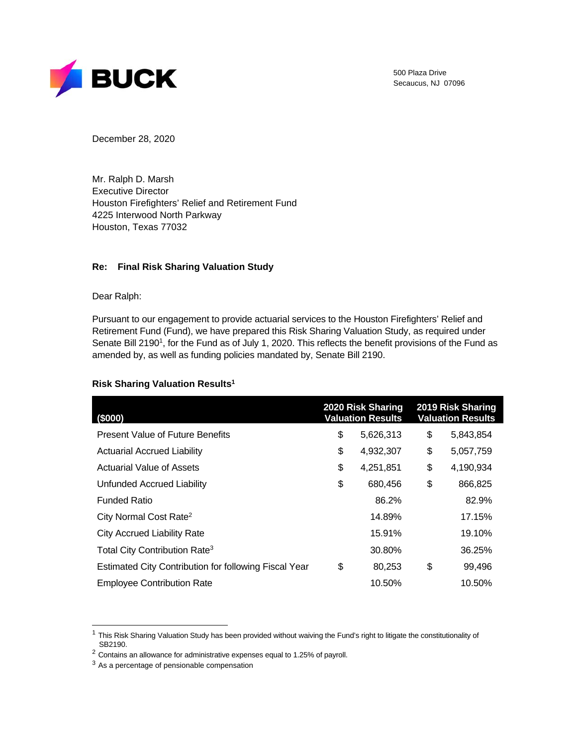BUCK

500 Plaza Drive
Secaucus, NJ 07096

December 28, 2020

Mr. Ralph D. Marsh
Executive Director
Houston Firefighters' Relief and Retirement Fund
4225 Interwood North Parkway
Houston, Texas 77032

**Re: Final Risk Sharing Valuation Study**

Dear Ralph:

Pursuant to our engagement to provide actuarial services to the Houston Firefighters' Relief and Retirement Fund (Fund), we have prepared this Risk Sharing Valuation Study, as required under Senate Bill 2190[1], for the Fund as of July 1, 2020. This reflects the benefit provisions of the Fund as amended by, as well as funding policies mandated by, Senate Bill 2190.

**Risk Sharing Valuation Results[1]**

| ($000) | 2020 Risk Sharing Valuation Results | 2019 Risk Sharing Valuation Results |
|---|---|---|
| Present Value of Future Benefits | $ 5,626,313 | $ 5,843,854 |
| Actuarial Accrued Liability | $ 4,932,307 | $ 5,057,759 |
| Actuarial Value of Assets | $ 4,251,851 | $ 4,190,934 |
| Unfunded Accrued Liability | $ 680,456 | $ 866,825 |
| Funded Ratio | 86.2% | 82.9% |
| City Normal Cost Rate[2] | 14.89% | 17.15% |
| City Accrued Liability Rate | 15.91% | 19.10% |
| Total City Contribution Rate[3] | 30.80% | 36.25% |
| Estimated City Contribution for following Fiscal Year | $ 80,253 | $ 99,496 |
| Employee Contribution Rate | 10.50% | 10.50% |

[1] This Risk Sharing Valuation Study has been provided without waiving the Fund's right to litigate the constitutionality of SB2190.

[2] Contains an allowance for administrative expenses equal to 1.25% of payroll.

[3] As a percentage of pensionable compensation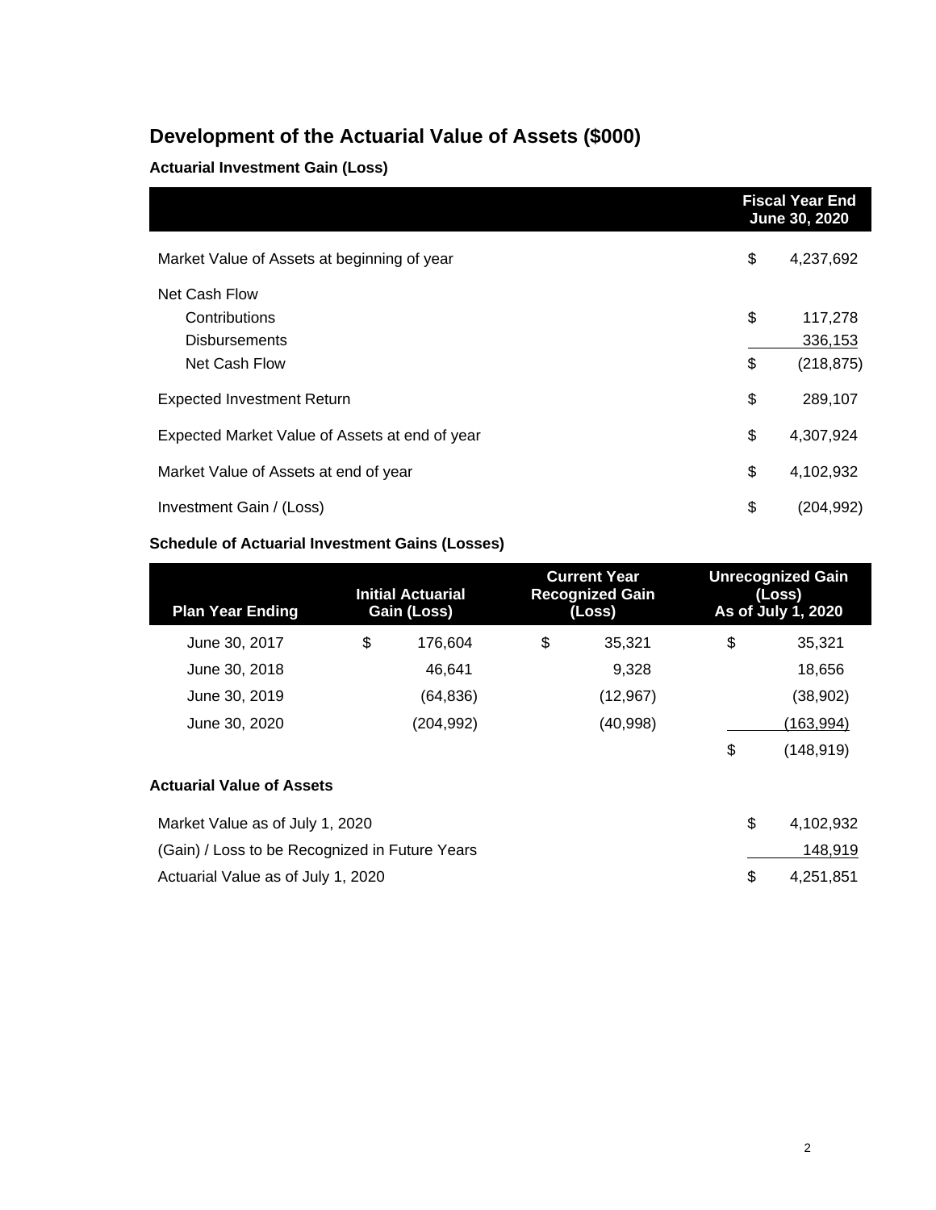## Development of the Actuarial Value of Assets ($000)

### Actuarial Investment Gain (Loss)

| | Fiscal Year End June 30, 2020 |
|---|---|
| Market Value of Assets at beginning of year | $ 4,237,692 |
| Net Cash Flow | |
| Contributions | $ 117,278 |
| Disbursements | 336,153 |
| Net Cash Flow | $ (218,875) |
| Expected Investment Return | $ 289,107 |
| Expected Market Value of Assets at end of year | $ 4,307,924 |
| Market Value of Assets at end of year | $ 4,102,932 |
| Investment Gain / (Loss) | $ (204,992) |

### Schedule of Actuarial Investment Gains (Losses)

| Plan Year Ending | Initial Actuarial Gain (Loss) | Current Year Recognized Gain (Loss) | Unrecognized Gain (Loss) As of July 1, 2020 |
|---|---|---|---|
| June 30, 2017 | $ 176,604 | $ 35,321 | $ 35,321 |
| June 30, 2018 | 46,641 | 9,328 | 18,656 |
| June 30, 2019 | (64,836) | (12,967) | (38,902) |
| June 30, 2020 | (204,992) | (40,998) | (163,994) |
| | | | $ (148,919) |

### Actuarial Value of Assets

| | |
|---|---|
| Market Value as of July 1, 2020 | $ 4,102,932 |
| (Gain) / Loss to be Recognized in Future Years | 148,919 |
| Actuarial Value as of July 1, 2020 | $ 4,251,851 |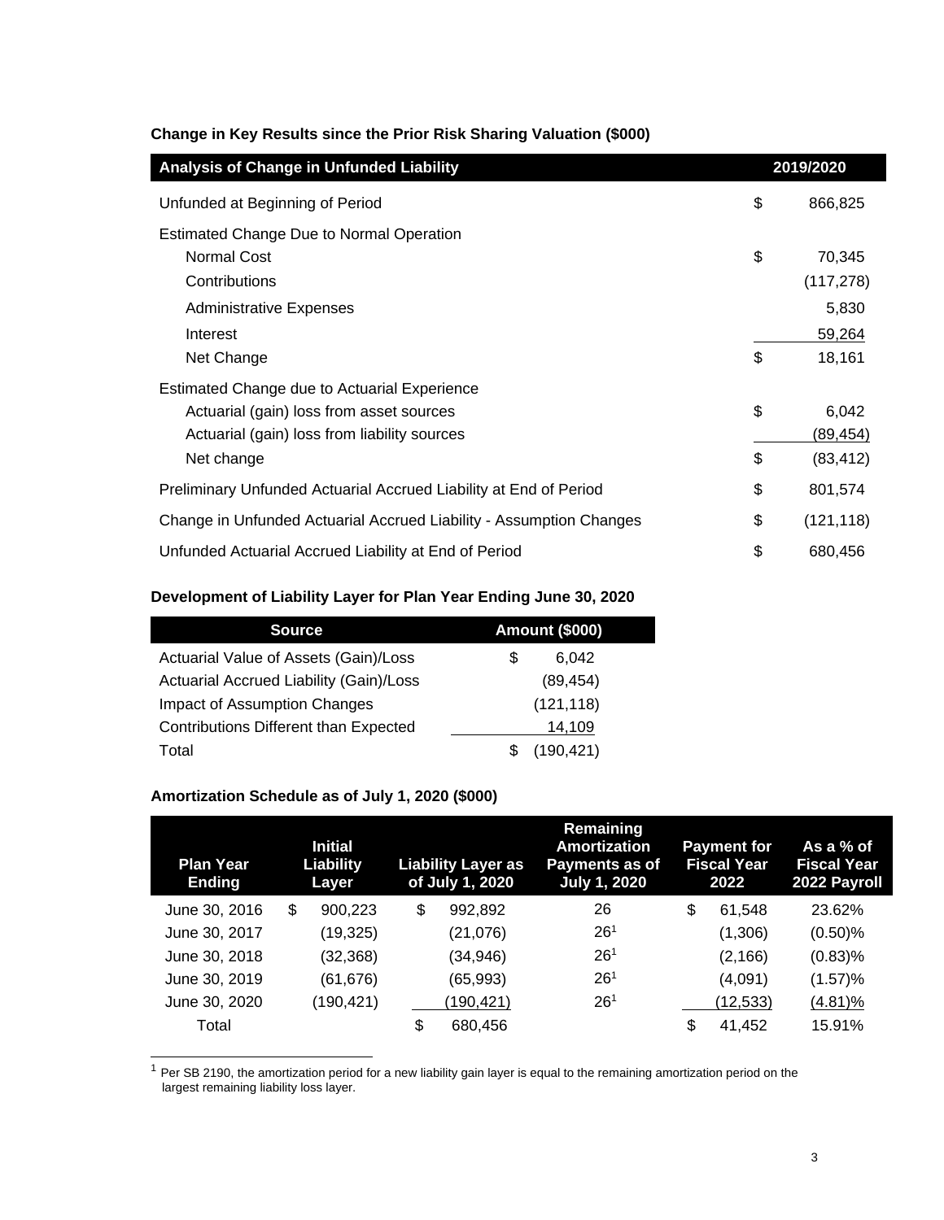**Change in Key Results since the Prior Risk Sharing Valuation ($000)**

| Analysis of Change in Unfunded Liability | | 2019/2020 |
|---|---|---|
| Unfunded at Beginning of Period | $ | 866,825 |
| Estimated Change Due to Normal Operation | | |
| Normal Cost | $ | 70,345 |
| Contributions | | (117,278) |
| Administrative Expenses | | 5,830 |
| Interest | | 59,264 |
| Net Change | $ | 18,161 |
| Estimated Change due to Actuarial Experience | | |
| Actuarial (gain) loss from asset sources | $ | 6,042 |
| Actuarial (gain) loss from liability sources | | (89,454) |
| Net change | $ | (83,412) |
| Preliminary Unfunded Actuarial Accrued Liability at End of Period | $ | 801,574 |
| Change in Unfunded Actuarial Accrued Liability - Assumption Changes | $ | (121,118) |
| Unfunded Actuarial Accrued Liability at End of Period | $ | 680,456 |

**Development of Liability Layer for Plan Year Ending June 30, 2020**

| Source | Amount ($000) |
|---|---|
| Actuarial Value of Assets (Gain)/Loss | $ 6,042 |
| Actuarial Accrued Liability (Gain)/Loss | (89,454) |
| Impact of Assumption Changes | (121,118) |
| Contributions Different than Expected | 14,109 |
| Total | $ (190,421) |

**Amortization Schedule as of July 1, 2020 ($000)**

| Plan Year Ending | Initial Liability Layer | Liability Layer as of July 1, 2020 | Remaining Amortization Payments as of July 1, 2020 | Payment for Fiscal Year 2022 | As a % of Fiscal Year 2022 Payroll |
|---|---|---|---|---|---|
| June 30, 2016 | $ 900,223 | $ 992,892 | 26 | $ 61,548 | 23.62% |
| June 30, 2017 | (19,325) | (21,076) | 26[1] | (1,306) | (0.50)% |
| June 30, 2018 | (32,368) | (34,946) | 26[1] | (2,166) | (0.83)% |
| June 30, 2019 | (61,676) | (65,993) | 26[1] | (4,091) | (1.57)% |
| June 30, 2020 | (190,421) | (190,421) | 26[1] | (12,533) | (4.81)% |
| Total | | $ 680,456 | | $ 41,452 | 15.91% |

[1] Per SB 2190, the amortization period for a new liability gain layer is equal to the remaining amortization period on the largest remaining liability loss layer.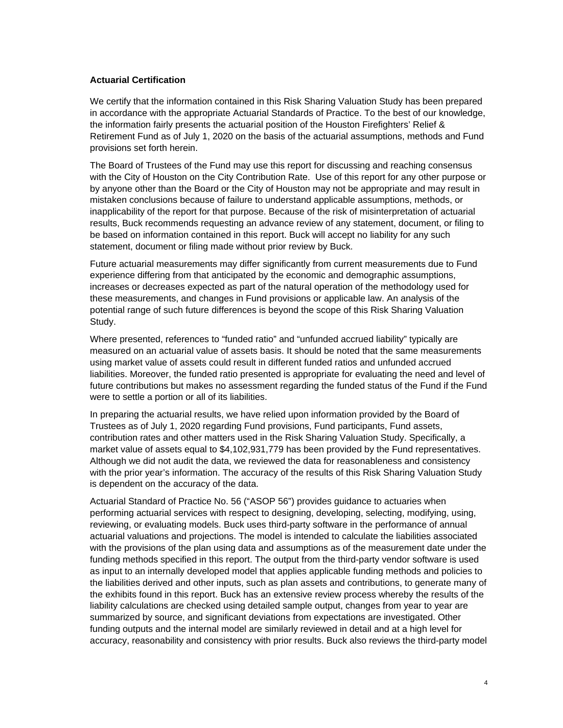**Actuarial Certification**

We certify that the information contained in this Risk Sharing Valuation Study has been prepared in accordance with the appropriate Actuarial Standards of Practice. To the best of our knowledge, the information fairly presents the actuarial position of the Houston Firefighters' Relief & Retirement Fund as of July 1, 2020 on the basis of the actuarial assumptions, methods and Fund provisions set forth herein.

The Board of Trustees of the Fund may use this report for discussing and reaching consensus with the City of Houston on the City Contribution Rate. Use of this report for any other purpose or by anyone other than the Board or the City of Houston may not be appropriate and may result in mistaken conclusions because of failure to understand applicable assumptions, methods, or inapplicability of the report for that purpose. Because of the risk of misinterpretation of actuarial results, Buck recommends requesting an advance review of any statement, document, or filing to be based on information contained in this report. Buck will accept no liability for any such statement, document or filing made without prior review by Buck.

Future actuarial measurements may differ significantly from current measurements due to Fund experience differing from that anticipated by the economic and demographic assumptions, increases or decreases expected as part of the natural operation of the methodology used for these measurements, and changes in Fund provisions or applicable law. An analysis of the potential range of such future differences is beyond the scope of this Risk Sharing Valuation Study.

Where presented, references to "funded ratio" and "unfunded accrued liability" typically are measured on an actuarial value of assets basis. It should be noted that the same measurements using market value of assets could result in different funded ratios and unfunded accrued liabilities. Moreover, the funded ratio presented is appropriate for evaluating the need and level of future contributions but makes no assessment regarding the funded status of the Fund if the Fund were to settle a portion or all of its liabilities.

In preparing the actuarial results, we have relied upon information provided by the Board of Trustees as of July 1, 2020 regarding Fund provisions, Fund participants, Fund assets, contribution rates and other matters used in the Risk Sharing Valuation Study. Specifically, a market value of assets equal to $4,102,931,779 has been provided by the Fund representatives. Although we did not audit the data, we reviewed the data for reasonableness and consistency with the prior year's information. The accuracy of the results of this Risk Sharing Valuation Study is dependent on the accuracy of the data.

Actuarial Standard of Practice No. 56 ("ASOP 56") provides guidance to actuaries when performing actuarial services with respect to designing, developing, selecting, modifying, using, reviewing, or evaluating models. Buck uses third-party software in the performance of annual actuarial valuations and projections. The model is intended to calculate the liabilities associated with the provisions of the plan using data and assumptions as of the measurement date under the funding methods specified in this report. The output from the third-party vendor software is used as input to an internally developed model that applies applicable funding methods and policies to the liabilities derived and other inputs, such as plan assets and contributions, to generate many of the exhibits found in this report. Buck has an extensive review process whereby the results of the liability calculations are checked using detailed sample output, changes from year to year are summarized by source, and significant deviations from expectations are investigated. Other funding outputs and the internal model are similarly reviewed in detail and at a high level for accuracy, reasonability and consistency with prior results. Buck also reviews the third-party model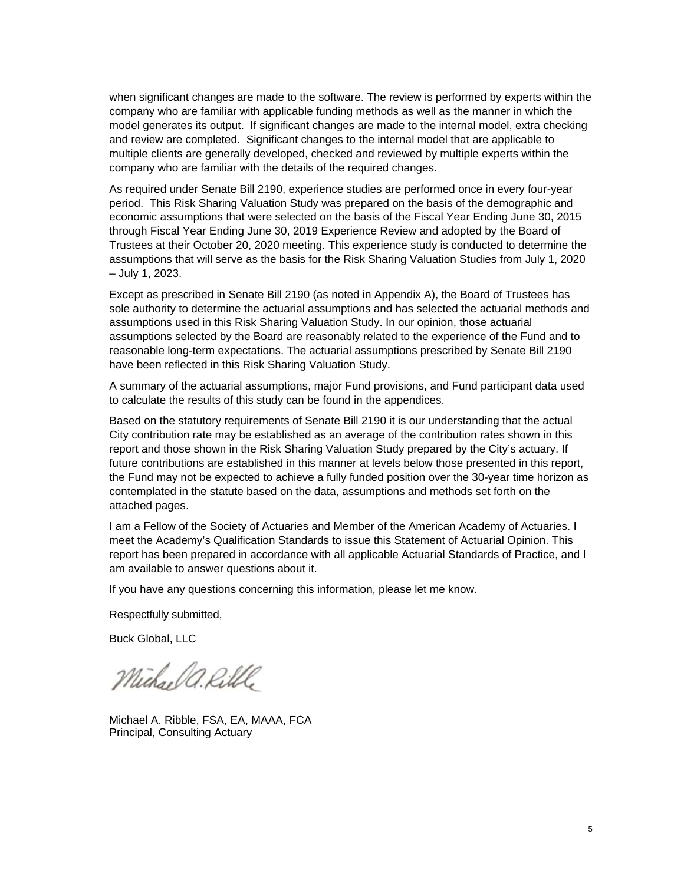when significant changes are made to the software. The review is performed by experts within the company who are familiar with applicable funding methods as well as the manner in which the model generates its output. If significant changes are made to the internal model, extra checking and review are completed. Significant changes to the internal model that are applicable to multiple clients are generally developed, checked and reviewed by multiple experts within the company who are familiar with the details of the required changes.

As required under Senate Bill 2190, experience studies are performed once in every four-year period. This Risk Sharing Valuation Study was prepared on the basis of the demographic and economic assumptions that were selected on the basis of the Fiscal Year Ending June 30, 2015 through Fiscal Year Ending June 30, 2019 Experience Review and adopted by the Board of Trustees at their October 20, 2020 meeting. This experience study is conducted to determine the assumptions that will serve as the basis for the Risk Sharing Valuation Studies from July 1, 2020 – July 1, 2023.

Except as prescribed in Senate Bill 2190 (as noted in Appendix A), the Board of Trustees has sole authority to determine the actuarial assumptions and has selected the actuarial methods and assumptions used in this Risk Sharing Valuation Study. In our opinion, those actuarial assumptions selected by the Board are reasonably related to the experience of the Fund and to reasonable long-term expectations. The actuarial assumptions prescribed by Senate Bill 2190 have been reflected in this Risk Sharing Valuation Study.

A summary of the actuarial assumptions, major Fund provisions, and Fund participant data used to calculate the results of this study can be found in the appendices.

Based on the statutory requirements of Senate Bill 2190 it is our understanding that the actual City contribution rate may be established as an average of the contribution rates shown in this report and those shown in the Risk Sharing Valuation Study prepared by the City's actuary. If future contributions are established in this manner at levels below those presented in this report, the Fund may not be expected to achieve a fully funded position over the 30-year time horizon as contemplated in the statute based on the data, assumptions and methods set forth on the attached pages.

I am a Fellow of the Society of Actuaries and Member of the American Academy of Actuaries. I meet the Academy's Qualification Standards to issue this Statement of Actuarial Opinion. This report has been prepared in accordance with all applicable Actuarial Standards of Practice, and I am available to answer questions about it.

If you have any questions concerning this information, please let me know.

Respectfully submitted,

Buck Global, LLC

Michael A. Ribble, FSA, EA, MAAA, FCA
Principal, Consulting Actuary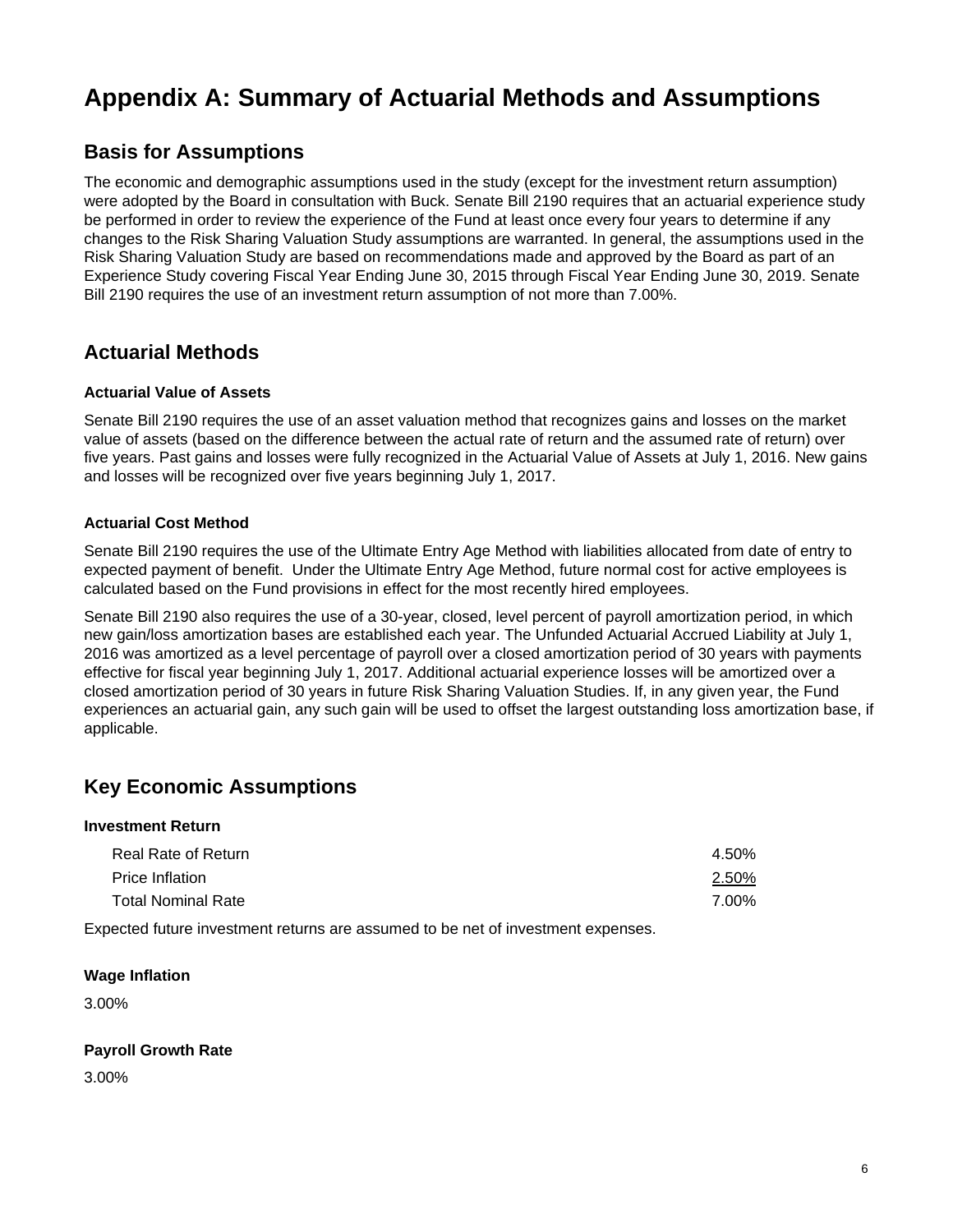# Appendix A: Summary of Actuarial Methods and Assumptions

## Basis for Assumptions

The economic and demographic assumptions used in the study (except for the investment return assumption) were adopted by the Board in consultation with Buck. Senate Bill 2190 requires that an actuarial experience study be performed in order to review the experience of the Fund at least once every four years to determine if any changes to the Risk Sharing Valuation Study assumptions are warranted. In general, the assumptions used in the Risk Sharing Valuation Study are based on recommendations made and approved by the Board as part of an Experience Study covering Fiscal Year Ending June 30, 2015 through Fiscal Year Ending June 30, 2019. Senate Bill 2190 requires the use of an investment return assumption of not more than 7.00%.

## Actuarial Methods

### Actuarial Value of Assets

Senate Bill 2190 requires the use of an asset valuation method that recognizes gains and losses on the market value of assets (based on the difference between the actual rate of return and the assumed rate of return) over five years. Past gains and losses were fully recognized in the Actuarial Value of Assets at July 1, 2016. New gains and losses will be recognized over five years beginning July 1, 2017.

### Actuarial Cost Method

Senate Bill 2190 requires the use of the Ultimate Entry Age Method with liabilities allocated from date of entry to expected payment of benefit. Under the Ultimate Entry Age Method, future normal cost for active employees is calculated based on the Fund provisions in effect for the most recently hired employees.

Senate Bill 2190 also requires the use of a 30-year, closed, level percent of payroll amortization period, in which new gain/loss amortization bases are established each year. The Unfunded Actuarial Accrued Liability at July 1, 2016 was amortized as a level percentage of payroll over a closed amortization period of 30 years with payments effective for fiscal year beginning July 1, 2017. Additional actuarial experience losses will be amortized over a closed amortization period of 30 years in future Risk Sharing Valuation Studies. If, in any given year, the Fund experiences an actuarial gain, any such gain will be used to offset the largest outstanding loss amortization base, if applicable.

## Key Economic Assumptions

### Investment Return

| | |
|---|---|
| Real Rate of Return | 4.50% |
| Price Inflation | 2.50% |
| Total Nominal Rate | 7.00% |

Expected future investment returns are assumed to be net of investment expenses.

### Wage Inflation

3.00%

### Payroll Growth Rate

3.00%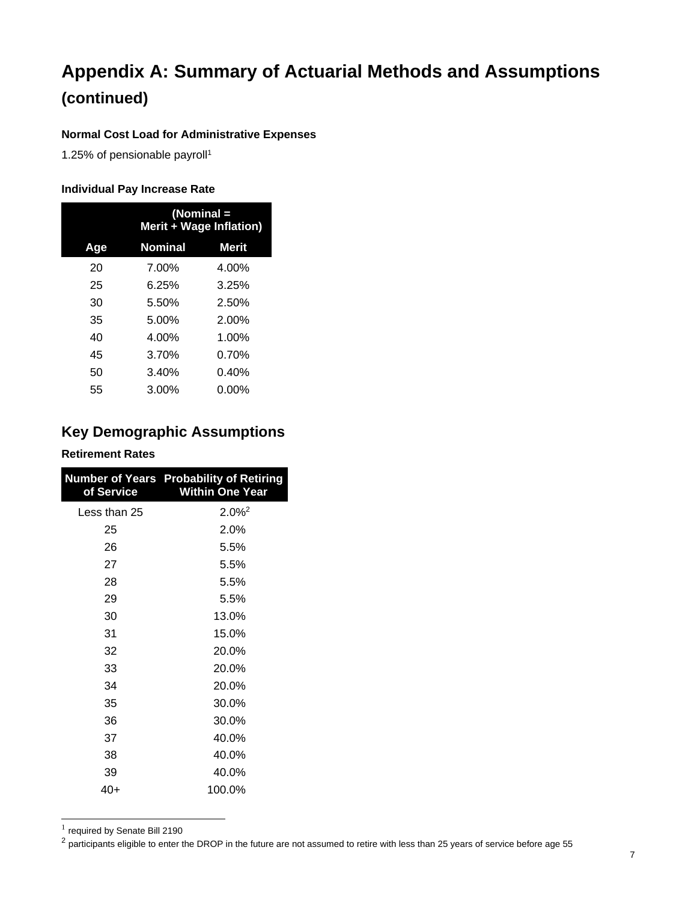# Appendix A: Summary of Actuarial Methods and Assumptions (continued)

**Normal Cost Load for Administrative Expenses**

1.25% of pensionable payroll[1]

**Individual Pay Increase Rate**

| | (Nominal = Merit + Wage Inflation) | |
|---|---|---|
| **Age** | **Nominal** | **Merit** |
| 20 | 7.00% | 4.00% |
| 25 | 6.25% | 3.25% |
| 30 | 5.50% | 2.50% |
| 35 | 5.00% | 2.00% |
| 40 | 4.00% | 1.00% |
| 45 | 3.70% | 0.70% |
| 50 | 3.40% | 0.40% |
| 55 | 3.00% | 0.00% |

## Key Demographic Assumptions

**Retirement Rates**

| Number of Years of Service | Probability of Retiring Within One Year |
|---|---|
| Less than 25 | 2.0%[2] |
| 25 | 2.0% |
| 26 | 5.5% |
| 27 | 5.5% |
| 28 | 5.5% |
| 29 | 5.5% |
| 30 | 13.0% |
| 31 | 15.0% |
| 32 | 20.0% |
| 33 | 20.0% |
| 34 | 20.0% |
| 35 | 30.0% |
| 36 | 30.0% |
| 37 | 40.0% |
| 38 | 40.0% |
| 39 | 40.0% |
| 40+ | 100.0% |

[1] required by Senate Bill 2190

[2] participants eligible to enter the DROP in the future are not assumed to retire with less than 25 years of service before age 55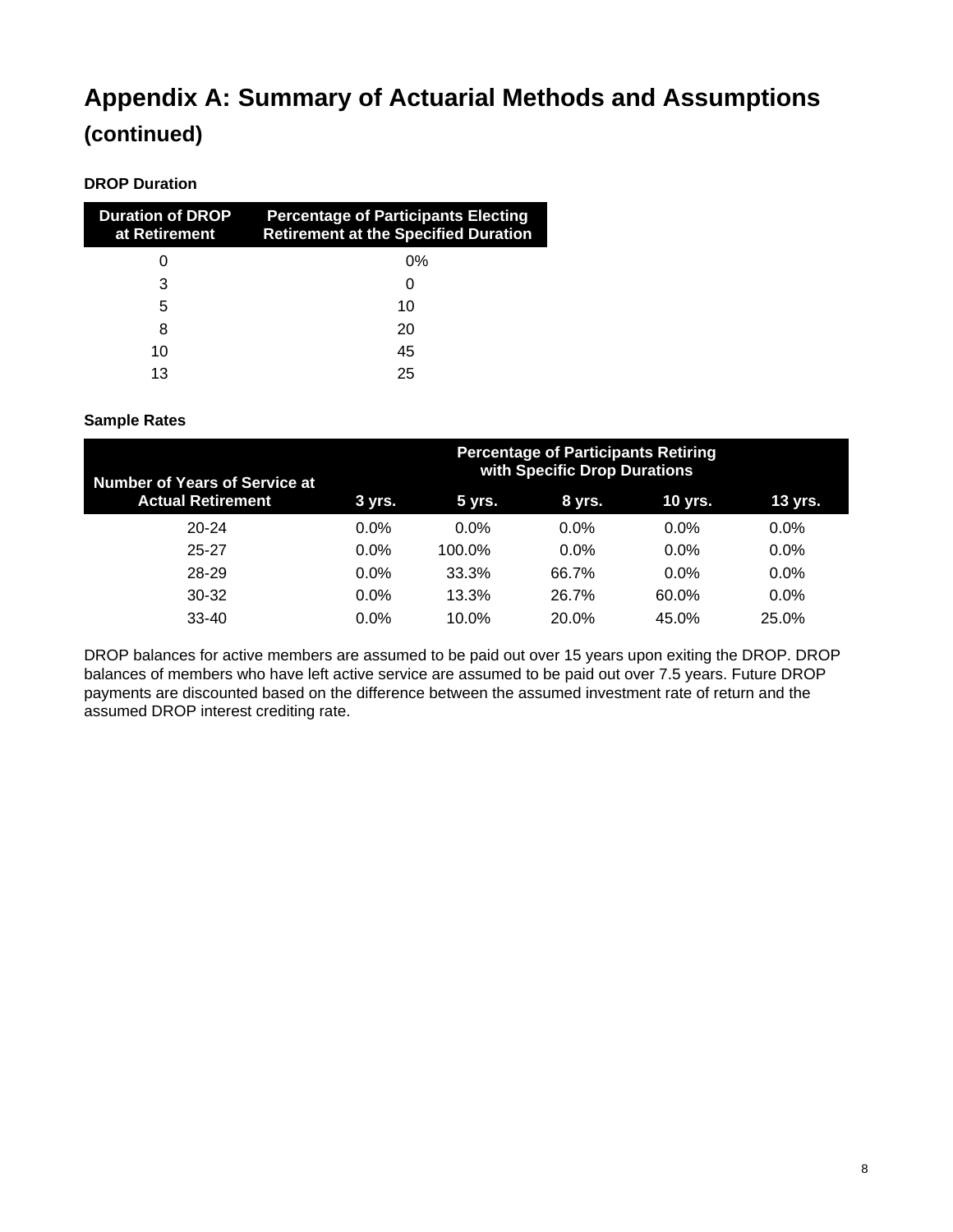# Appendix A: Summary of Actuarial Methods and Assumptions (continued)

**DROP Duration**

| Duration of DROP at Retirement | Percentage of Participants Electing Retirement at the Specified Duration |
|---|---|
| 0 | 0% |
| 3 | 0 |
| 5 | 10 |
| 8 | 20 |
| 10 | 45 |
| 13 | 25 |

**Sample Rates**

| Number of Years of Service at Actual Retirement | Percentage of Participants Retiring with Specific Drop Durations | | | | |
|---|---|---|---|---|---|
| | 3 yrs. | 5 yrs. | 8 yrs. | 10 yrs. | 13 yrs. |
| 20-24 | 0.0% | 0.0% | 0.0% | 0.0% | 0.0% |
| 25-27 | 0.0% | 100.0% | 0.0% | 0.0% | 0.0% |
| 28-29 | 0.0% | 33.3% | 66.7% | 0.0% | 0.0% |
| 30-32 | 0.0% | 13.3% | 26.7% | 60.0% | 0.0% |
| 33-40 | 0.0% | 10.0% | 20.0% | 45.0% | 25.0% |

DROP balances for active members are assumed to be paid out over 15 years upon exiting the DROP. DROP balances of members who have left active service are assumed to be paid out over 7.5 years. Future DROP payments are discounted based on the difference between the assumed investment rate of return and the assumed DROP interest crediting rate.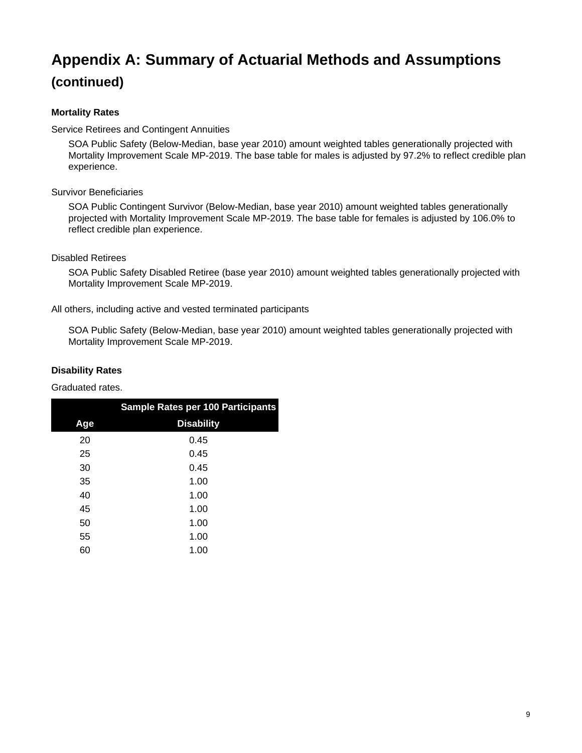# Appendix A: Summary of Actuarial Methods and Assumptions (continued)

**Mortality Rates**

Service Retirees and Contingent Annuities

SOA Public Safety (Below-Median, base year 2010) amount weighted tables generationally projected with Mortality Improvement Scale MP-2019. The base table for males is adjusted by 97.2% to reflect credible plan experience.

Survivor Beneficiaries

SOA Public Contingent Survivor (Below-Median, base year 2010) amount weighted tables generationally projected with Mortality Improvement Scale MP-2019. The base table for females is adjusted by 106.0% to reflect credible plan experience.

Disabled Retirees

SOA Public Safety Disabled Retiree (base year 2010) amount weighted tables generationally projected with Mortality Improvement Scale MP-2019.

All others, including active and vested terminated participants

SOA Public Safety (Below-Median, base year 2010) amount weighted tables generationally projected with Mortality Improvement Scale MP-2019.

**Disability Rates**

Graduated rates.

| | Sample Rates per 100 Participants |
|---|---|
| Age | Disability |
| 20 | 0.45 |
| 25 | 0.45 |
| 30 | 0.45 |
| 35 | 1.00 |
| 40 | 1.00 |
| 45 | 1.00 |
| 50 | 1.00 |
| 55 | 1.00 |
| 60 | 1.00 |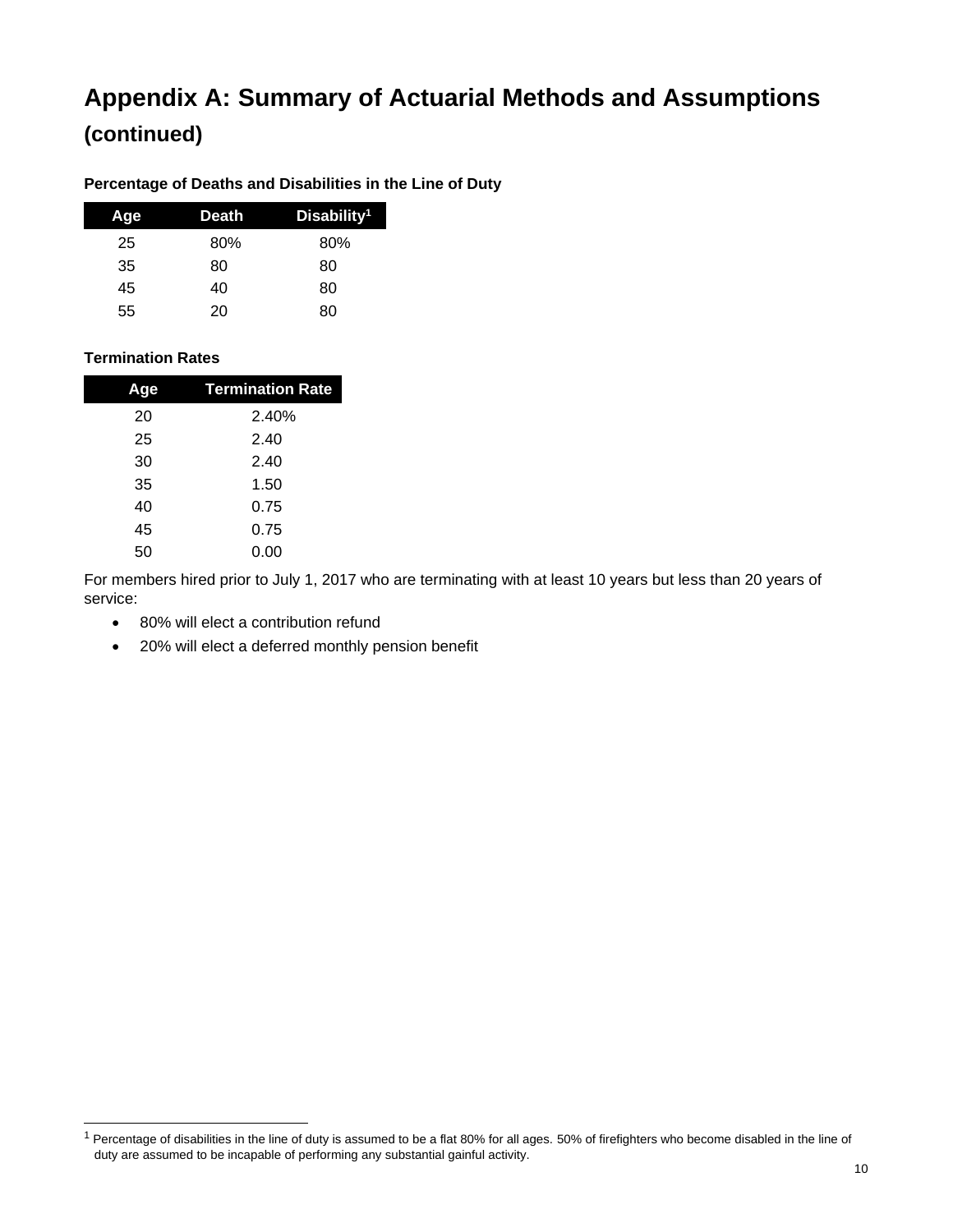# Appendix A: Summary of Actuarial Methods and Assumptions (continued)

**Percentage of Deaths and Disabilities in the Line of Duty**

| Age | Death | Disability[1] |
|---|---|---|
| 25 | 80% | 80% |
| 35 | 80 | 80 |
| 45 | 40 | 80 |
| 55 | 20 | 80 |

**Termination Rates**

| Age | Termination Rate |
|---|---|
| 20 | 2.40% |
| 25 | 2.40 |
| 30 | 2.40 |
| 35 | 1.50 |
| 40 | 0.75 |
| 45 | 0.75 |
| 50 | 0.00 |

For members hired prior to July 1, 2017 who are terminating with at least 10 years but less than 20 years of service:

- 80% will elect a contribution refund
- 20% will elect a deferred monthly pension benefit

[1] Percentage of disabilities in the line of duty is assumed to be a flat 80% for all ages. 50% of firefighters who become disabled in the line of duty are assumed to be incapable of performing any substantial gainful activity.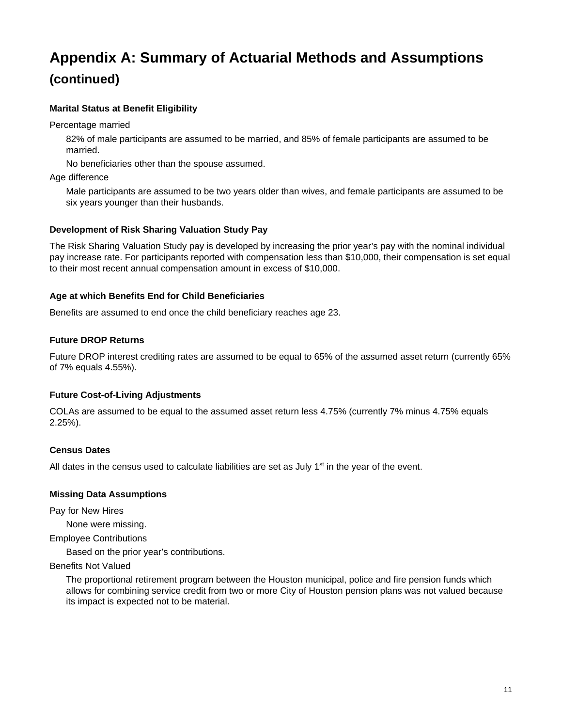# Appendix A: Summary of Actuarial Methods and Assumptions (continued)

### Marital Status at Benefit Eligibility

Percentage married

> 82% of male participants are assumed to be married, and 85% of female participants are assumed to be married.
>
> No beneficiaries other than the spouse assumed.

Age difference

> Male participants are assumed to be two years older than wives, and female participants are assumed to be six years younger than their husbands.

### Development of Risk Sharing Valuation Study Pay

The Risk Sharing Valuation Study pay is developed by increasing the prior year's pay with the nominal individual pay increase rate. For participants reported with compensation less than $10,000, their compensation is set equal to their most recent annual compensation amount in excess of $10,000.

### Age at which Benefits End for Child Beneficiaries

Benefits are assumed to end once the child beneficiary reaches age 23.

### Future DROP Returns

Future DROP interest crediting rates are assumed to be equal to 65% of the assumed asset return (currently 65% of 7% equals 4.55%).

### Future Cost-of-Living Adjustments

COLAs are assumed to be equal to the assumed asset return less 4.75% (currently 7% minus 4.75% equals 2.25%).

### Census Dates

All dates in the census used to calculate liabilities are set as July 1st in the year of the event.

### Missing Data Assumptions

Pay for New Hires

> None were missing.

Employee Contributions

> Based on the prior year's contributions.

Benefits Not Valued

> The proportional retirement program between the Houston municipal, police and fire pension funds which allows for combining service credit from two or more City of Houston pension plans was not valued because its impact is expected not to be material.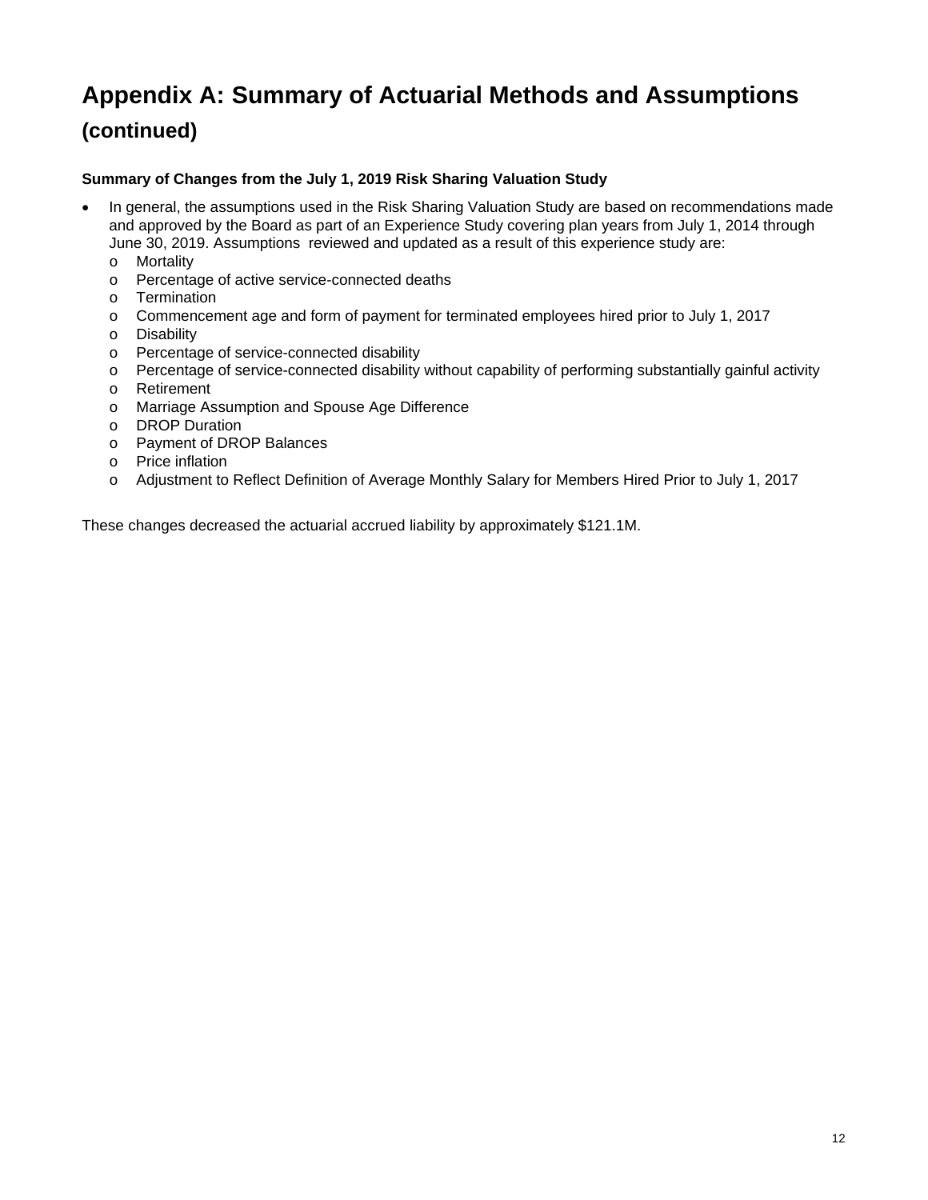# Appendix A: Summary of Actuarial Methods and Assumptions (continued)

**Summary of Changes from the July 1, 2019 Risk Sharing Valuation Study**

- In general, the assumptions used in the Risk Sharing Valuation Study are based on recommendations made and approved by the Board as part of an Experience Study covering plan years from July 1, 2014 through June 30, 2019. Assumptions reviewed and updated as a result of this experience study are:
  - Mortality
  - Percentage of active service-connected deaths
  - Termination
  - Commencement age and form of payment for terminated employees hired prior to July 1, 2017
  - Disability
  - Percentage of service-connected disability
  - Percentage of service-connected disability without capability of performing substantially gainful activity
  - Retirement
  - Marriage Assumption and Spouse Age Difference
  - DROP Duration
  - Payment of DROP Balances
  - Price inflation
  - Adjustment to Reflect Definition of Average Monthly Salary for Members Hired Prior to July 1, 2017

These changes decreased the actuarial accrued liability by approximately $121.1M.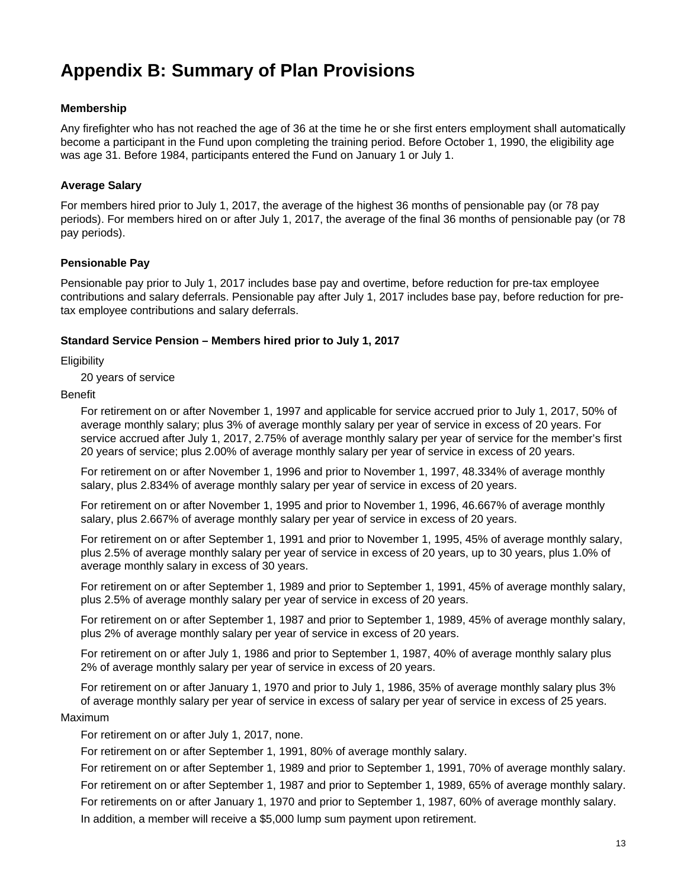# Appendix B: Summary of Plan Provisions

### Membership

Any firefighter who has not reached the age of 36 at the time he or she first enters employment shall automatically become a participant in the Fund upon completing the training period. Before October 1, 1990, the eligibility age was age 31. Before 1984, participants entered the Fund on January 1 or July 1.

### Average Salary

For members hired prior to July 1, 2017, the average of the highest 36 months of pensionable pay (or 78 pay periods). For members hired on or after July 1, 2017, the average of the final 36 months of pensionable pay (or 78 pay periods).

### Pensionable Pay

Pensionable pay prior to July 1, 2017 includes base pay and overtime, before reduction for pre-tax employee contributions and salary deferrals. Pensionable pay after July 1, 2017 includes base pay, before reduction for pre-tax employee contributions and salary deferrals.

### Standard Service Pension – Members hired prior to July 1, 2017

Eligibility

20 years of service

Benefit

For retirement on or after November 1, 1997 and applicable for service accrued prior to July 1, 2017, 50% of average monthly salary; plus 3% of average monthly salary per year of service in excess of 20 years. For service accrued after July 1, 2017, 2.75% of average monthly salary per year of service for the member's first 20 years of service; plus 2.00% of average monthly salary per year of service in excess of 20 years.

For retirement on or after November 1, 1996 and prior to November 1, 1997, 48.334% of average monthly salary, plus 2.834% of average monthly salary per year of service in excess of 20 years.

For retirement on or after November 1, 1995 and prior to November 1, 1996, 46.667% of average monthly salary, plus 2.667% of average monthly salary per year of service in excess of 20 years.

For retirement on or after September 1, 1991 and prior to November 1, 1995, 45% of average monthly salary, plus 2.5% of average monthly salary per year of service in excess of 20 years, up to 30 years, plus 1.0% of average monthly salary in excess of 30 years.

For retirement on or after September 1, 1989 and prior to September 1, 1991, 45% of average monthly salary, plus 2.5% of average monthly salary per year of service in excess of 20 years.

For retirement on or after September 1, 1987 and prior to September 1, 1989, 45% of average monthly salary, plus 2% of average monthly salary per year of service in excess of 20 years.

For retirement on or after July 1, 1986 and prior to September 1, 1987, 40% of average monthly salary plus 2% of average monthly salary per year of service in excess of 20 years.

For retirement on or after January 1, 1970 and prior to July 1, 1986, 35% of average monthly salary plus 3% of average monthly salary per year of service in excess of salary per year of service in excess of 25 years.

Maximum

For retirement on or after July 1, 2017, none.

For retirement on or after September 1, 1991, 80% of average monthly salary.

For retirement on or after September 1, 1989 and prior to September 1, 1991, 70% of average monthly salary.

For retirement on or after September 1, 1987 and prior to September 1, 1989, 65% of average monthly salary.

For retirements on or after January 1, 1970 and prior to September 1, 1987, 60% of average monthly salary.

In addition, a member will receive a $5,000 lump sum payment upon retirement.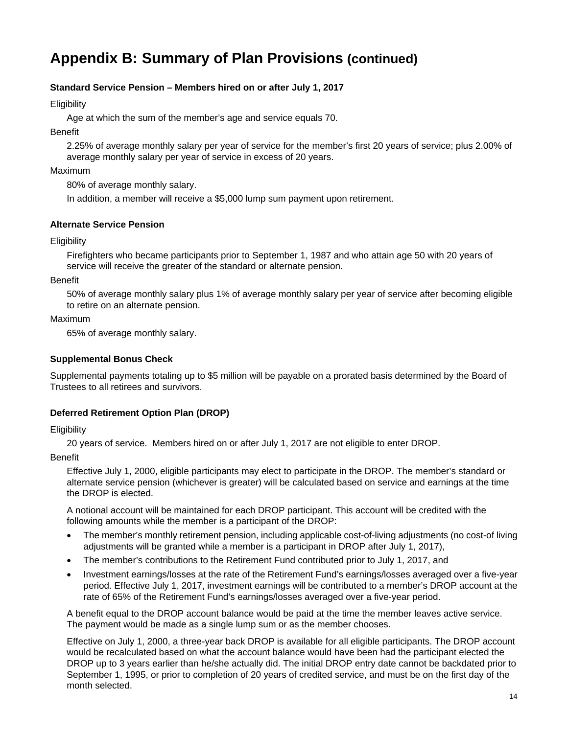# Appendix B: Summary of Plan Provisions (continued)

**Standard Service Pension – Members hired on or after July 1, 2017**

Eligibility

Age at which the sum of the member's age and service equals 70.

Benefit

2.25% of average monthly salary per year of service for the member's first 20 years of service; plus 2.00% of average monthly salary per year of service in excess of 20 years.

Maximum

80% of average monthly salary.

In addition, a member will receive a $5,000 lump sum payment upon retirement.

**Alternate Service Pension**

Eligibility

Firefighters who became participants prior to September 1, 1987 and who attain age 50 with 20 years of service will receive the greater of the standard or alternate pension.

Benefit

50% of average monthly salary plus 1% of average monthly salary per year of service after becoming eligible to retire on an alternate pension.

Maximum

65% of average monthly salary.

**Supplemental Bonus Check**

Supplemental payments totaling up to $5 million will be payable on a prorated basis determined by the Board of Trustees to all retirees and survivors.

**Deferred Retirement Option Plan (DROP)**

Eligibility

20 years of service. Members hired on or after July 1, 2017 are not eligible to enter DROP.

Benefit

Effective July 1, 2000, eligible participants may elect to participate in the DROP. The member's standard or alternate service pension (whichever is greater) will be calculated based on service and earnings at the time the DROP is elected.

A notional account will be maintained for each DROP participant. This account will be credited with the following amounts while the member is a participant of the DROP:

- The member's monthly retirement pension, including applicable cost-of-living adjustments (no cost-of living adjustments will be granted while a member is a participant in DROP after July 1, 2017),
- The member's contributions to the Retirement Fund contributed prior to July 1, 2017, and
- Investment earnings/losses at the rate of the Retirement Fund's earnings/losses averaged over a five-year period. Effective July 1, 2017, investment earnings will be contributed to a member's DROP account at the rate of 65% of the Retirement Fund's earnings/losses averaged over a five-year period.

A benefit equal to the DROP account balance would be paid at the time the member leaves active service. The payment would be made as a single lump sum or as the member chooses.

Effective on July 1, 2000, a three-year back DROP is available for all eligible participants. The DROP account would be recalculated based on what the account balance would have been had the participant elected the DROP up to 3 years earlier than he/she actually did. The initial DROP entry date cannot be backdated prior to September 1, 1995, or prior to completion of 20 years of credited service, and must be on the first day of the month selected.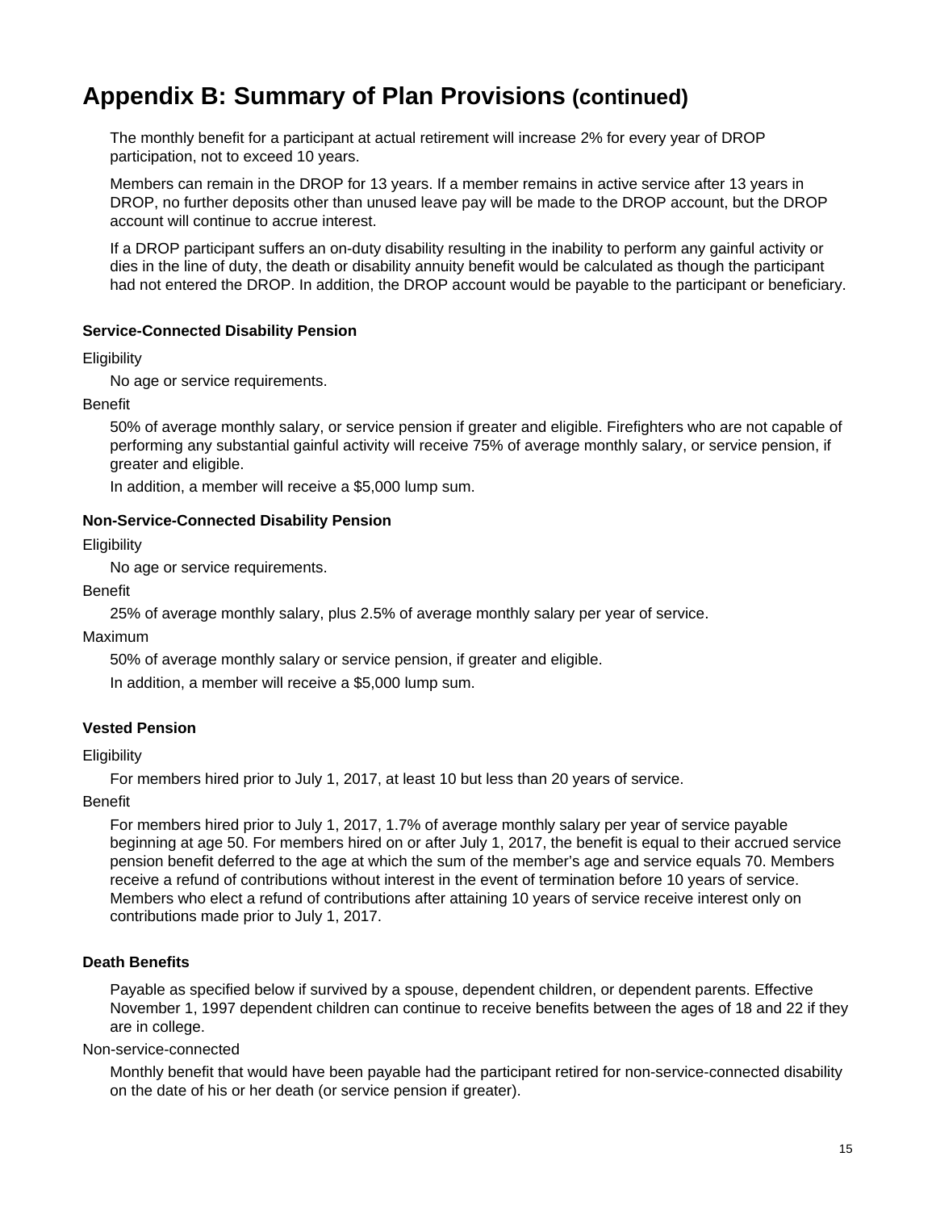# Appendix B: Summary of Plan Provisions (continued)

The monthly benefit for a participant at actual retirement will increase 2% for every year of DROP participation, not to exceed 10 years.

Members can remain in the DROP for 13 years. If a member remains in active service after 13 years in DROP, no further deposits other than unused leave pay will be made to the DROP account, but the DROP account will continue to accrue interest.

If a DROP participant suffers an on-duty disability resulting in the inability to perform any gainful activity or dies in the line of duty, the death or disability annuity benefit would be calculated as though the participant had not entered the DROP. In addition, the DROP account would be payable to the participant or beneficiary.

**Service-Connected Disability Pension**

Eligibility

No age or service requirements.

Benefit

50% of average monthly salary, or service pension if greater and eligible. Firefighters who are not capable of performing any substantial gainful activity will receive 75% of average monthly salary, or service pension, if greater and eligible.

In addition, a member will receive a $5,000 lump sum.

**Non-Service-Connected Disability Pension**

Eligibility

No age or service requirements.

Benefit

25% of average monthly salary, plus 2.5% of average monthly salary per year of service.

Maximum

50% of average monthly salary or service pension, if greater and eligible.

In addition, a member will receive a $5,000 lump sum.

**Vested Pension**

Eligibility

For members hired prior to July 1, 2017, at least 10 but less than 20 years of service.

Benefit

For members hired prior to July 1, 2017, 1.7% of average monthly salary per year of service payable beginning at age 50. For members hired on or after July 1, 2017, the benefit is equal to their accrued service pension benefit deferred to the age at which the sum of the member's age and service equals 70. Members receive a refund of contributions without interest in the event of termination before 10 years of service. Members who elect a refund of contributions after attaining 10 years of service receive interest only on contributions made prior to July 1, 2017.

**Death Benefits**

Payable as specified below if survived by a spouse, dependent children, or dependent parents. Effective November 1, 1997 dependent children can continue to receive benefits between the ages of 18 and 22 if they are in college.

Non-service-connected

Monthly benefit that would have been payable had the participant retired for non-service-connected disability on the date of his or her death (or service pension if greater).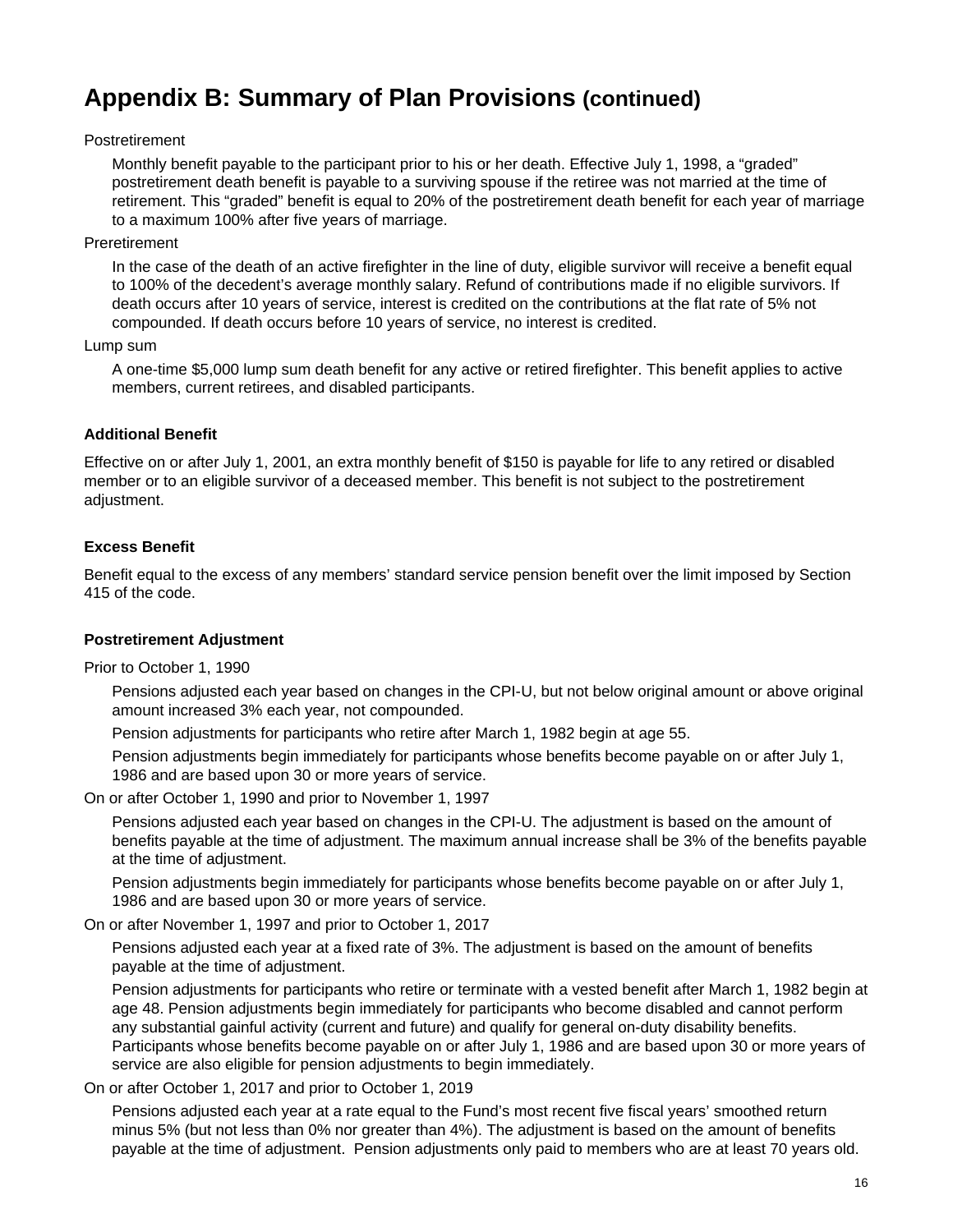# Appendix B: Summary of Plan Provisions (continued)

Postretirement

Monthly benefit payable to the participant prior to his or her death. Effective July 1, 1998, a "graded" postretirement death benefit is payable to a surviving spouse if the retiree was not married at the time of retirement. This "graded" benefit is equal to 20% of the postretirement death benefit for each year of marriage to a maximum 100% after five years of marriage.

Preretirement

In the case of the death of an active firefighter in the line of duty, eligible survivor will receive a benefit equal to 100% of the decedent's average monthly salary. Refund of contributions made if no eligible survivors. If death occurs after 10 years of service, interest is credited on the contributions at the flat rate of 5% not compounded. If death occurs before 10 years of service, no interest is credited.

Lump sum

A one-time $5,000 lump sum death benefit for any active or retired firefighter. This benefit applies to active members, current retirees, and disabled participants.

**Additional Benefit**

Effective on or after July 1, 2001, an extra monthly benefit of $150 is payable for life to any retired or disabled member or to an eligible survivor of a deceased member. This benefit is not subject to the postretirement adjustment.

**Excess Benefit**

Benefit equal to the excess of any members' standard service pension benefit over the limit imposed by Section 415 of the code.

**Postretirement Adjustment**

Prior to October 1, 1990

Pensions adjusted each year based on changes in the CPI-U, but not below original amount or above original amount increased 3% each year, not compounded.

Pension adjustments for participants who retire after March 1, 1982 begin at age 55.

Pension adjustments begin immediately for participants whose benefits become payable on or after July 1, 1986 and are based upon 30 or more years of service.

On or after October 1, 1990 and prior to November 1, 1997

Pensions adjusted each year based on changes in the CPI-U. The adjustment is based on the amount of benefits payable at the time of adjustment. The maximum annual increase shall be 3% of the benefits payable at the time of adjustment.

Pension adjustments begin immediately for participants whose benefits become payable on or after July 1, 1986 and are based upon 30 or more years of service.

On or after November 1, 1997 and prior to October 1, 2017

Pensions adjusted each year at a fixed rate of 3%. The adjustment is based on the amount of benefits payable at the time of adjustment.

Pension adjustments for participants who retire or terminate with a vested benefit after March 1, 1982 begin at age 48. Pension adjustments begin immediately for participants who become disabled and cannot perform any substantial gainful activity (current and future) and qualify for general on-duty disability benefits. Participants whose benefits become payable on or after July 1, 1986 and are based upon 30 or more years of service are also eligible for pension adjustments to begin immediately.

On or after October 1, 2017 and prior to October 1, 2019

Pensions adjusted each year at a rate equal to the Fund's most recent five fiscal years' smoothed return minus 5% (but not less than 0% nor greater than 4%). The adjustment is based on the amount of benefits payable at the time of adjustment. Pension adjustments only paid to members who are at least 70 years old.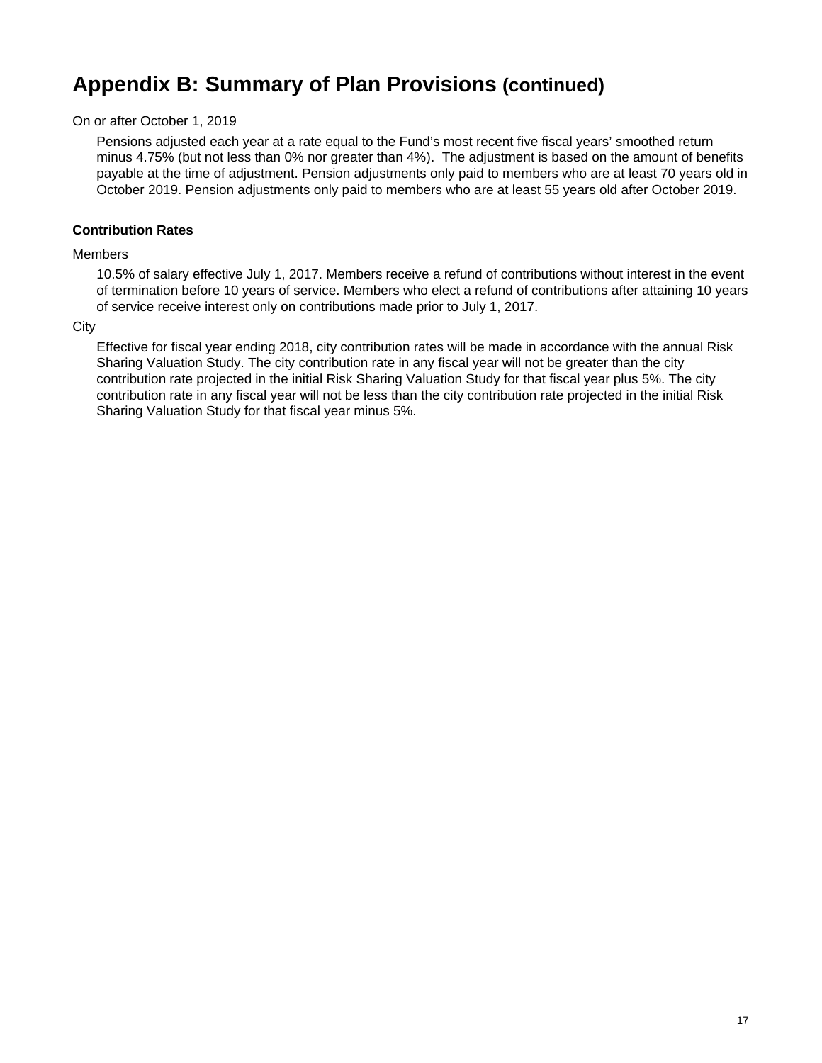# Appendix B: Summary of Plan Provisions (continued)

On or after October 1, 2019

Pensions adjusted each year at a rate equal to the Fund's most recent five fiscal years' smoothed return minus 4.75% (but not less than 0% nor greater than 4%). The adjustment is based on the amount of benefits payable at the time of adjustment. Pension adjustments only paid to members who are at least 70 years old in October 2019. Pension adjustments only paid to members who are at least 55 years old after October 2019.

**Contribution Rates**

Members

10.5% of salary effective July 1, 2017. Members receive a refund of contributions without interest in the event of termination before 10 years of service. Members who elect a refund of contributions after attaining 10 years of service receive interest only on contributions made prior to July 1, 2017.

City

Effective for fiscal year ending 2018, city contribution rates will be made in accordance with the annual Risk Sharing Valuation Study. The city contribution rate in any fiscal year will not be greater than the city contribution rate projected in the initial Risk Sharing Valuation Study for that fiscal year plus 5%. The city contribution rate in any fiscal year will not be less than the city contribution rate projected in the initial Risk Sharing Valuation Study for that fiscal year minus 5%.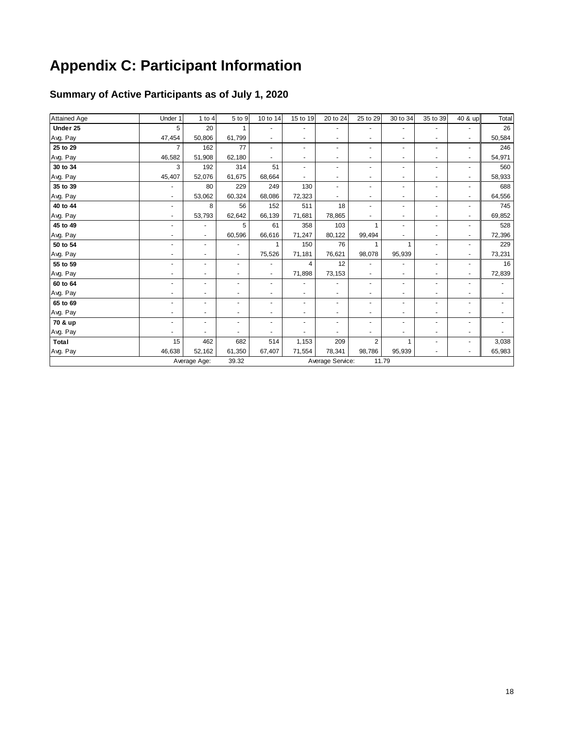# Appendix C: Participant Information

## Summary of Active Participants as of July 1, 2020

| Attained Age | Under 1 | 1 to 4 | 5 to 9 | 10 to 14 | 15 to 19 | 20 to 24 | 25 to 29 | 30 to 34 | 35 to 39 | 40 & up | Total |
|---|---|---|---|---|---|---|---|---|---|---|---|
| **Under 25** | 5 | 20 | 1 | - | - | - | - | - | - | - | 26 |
| Avg. Pay | 47,454 | 50,806 | 61,799 | - | - | - | - | - | - | - | 50,584 |
| **25 to 29** | 7 | 162 | 77 | - | - | - | - | - | - | - | 246 |
| Avg. Pay | 46,582 | 51,908 | 62,180 | - | - | - | - | - | - | - | 54,971 |
| **30 to 34** | 3 | 192 | 314 | 51 | - | - | - | - | - | - | 560 |
| Avg. Pay | 45,407 | 52,076 | 61,675 | 68,664 | - | - | - | - | - | - | 58,933 |
| **35 to 39** | - | 80 | 229 | 249 | 130 | - | - | - | - | - | 688 |
| Avg. Pay | - | 53,062 | 60,324 | 68,086 | 72,323 | - | - | - | - | - | 64,556 |
| **40 to 44** | - | 8 | 56 | 152 | 511 | 18 | - | - | - | - | 745 |
| Avg. Pay | - | 53,793 | 62,642 | 66,139 | 71,681 | 78,865 | - | - | - | - | 69,852 |
| **45 to 49** | - | - | 5 | 61 | 358 | 103 | 1 | - | - | - | 528 |
| Avg. Pay | - | - | 60,596 | 66,616 | 71,247 | 80,122 | 99,494 | - | - | - | 72,396 |
| **50 to 54** | - | - | - | 1 | 150 | 76 | 1 | 1 | - | - | 229 |
| Avg. Pay | - | - | - | 75,526 | 71,181 | 76,621 | 98,078 | 95,939 | - | - | 73,231 |
| **55 to 59** | - | - | - | - | 4 | 12 | - | - | - | - | 16 |
| Avg. Pay | - | - | - | - | 71,898 | 73,153 | - | - | - | - | 72,839 |
| **60 to 64** | - | - | - | - | - | - | - | - | - | - | - |
| Avg. Pay | - | - | - | - | - | - | - | - | - | - | - |
| **65 to 69** | - | - | - | - | - | - | - | - | - | - | - |
| Avg. Pay | - | - | - | - | - | - | - | - | - | - | - |
| **70 & up** | - | - | - | - | - | - | - | - | - | - | - |
| Avg. Pay | - | - | - | - | - | - | - | - | - | - | - |
| **Total** | 15 | 462 | 682 | 514 | 1,153 | 209 | 2 | 1 | - | - | 3,038 |
| Avg. Pay | 46,638 | 52,162 | 61,350 | 67,407 | 71,554 | 78,341 | 98,786 | 95,939 | - | - | 65,983 |
| | | Average Age: | 39.32 | | | Average Service: | 11.79 | | | | |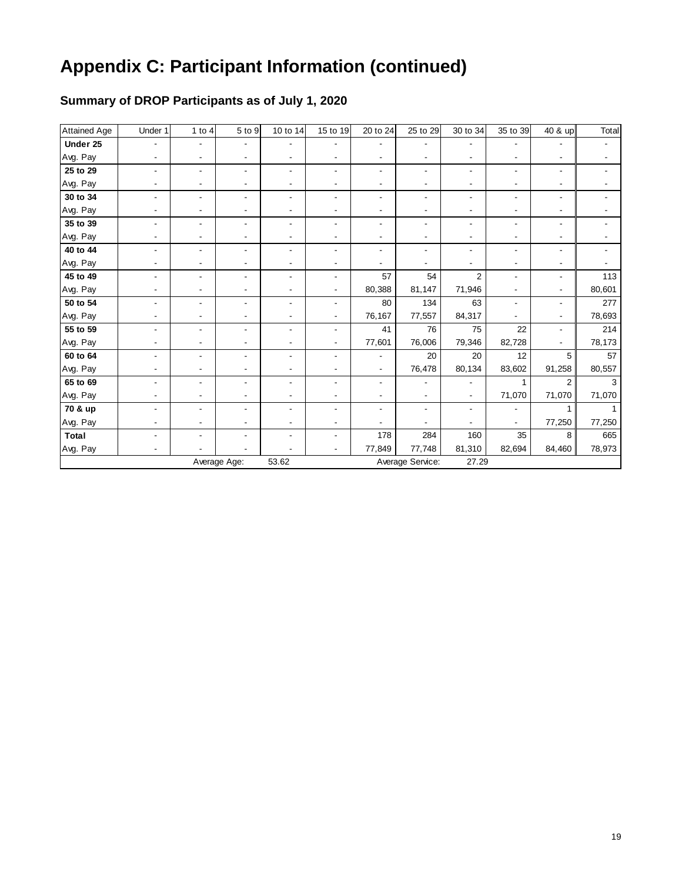# Appendix C: Participant Information (continued)

## Summary of DROP Participants as of July 1, 2020

| Attained Age | Under 1 | 1 to 4 | 5 to 9 | 10 to 14 | 15 to 19 | 20 to 24 | 25 to 29 | 30 to 34 | 35 to 39 | 40 & up | Total |
|---|---|---|---|---|---|---|---|---|---|---|---|
| **Under 25** | - | - | - | - | - | - | - | - | - | - | - |
| Avg. Pay | - | - | - | - | - | - | - | - | - | - | - |
| **25 to 29** | - | - | - | - | - | - | - | - | - | - | - |
| Avg. Pay | - | - | - | - | - | - | - | - | - | - | - |
| **30 to 34** | - | - | - | - | - | - | - | - | - | - | - |
| Avg. Pay | - | - | - | - | - | - | - | - | - | - | - |
| **35 to 39** | - | - | - | - | - | - | - | - | - | - | - |
| Avg. Pay | - | - | - | - | - | - | - | - | - | - | - |
| **40 to 44** | - | - | - | - | - | - | - | - | - | - | - |
| Avg. Pay | - | - | - | - | - | - | - | - | - | - | - |
| **45 to 49** | - | - | - | - | - | 57 | 54 | 2 | - | - | 113 |
| Avg. Pay | - | - | - | - | - | 80,388 | 81,147 | 71,946 | - | - | 80,601 |
| **50 to 54** | - | - | - | - | - | 80 | 134 | 63 | - | - | 277 |
| Avg. Pay | - | - | - | - | - | 76,167 | 77,557 | 84,317 | - | - | 78,693 |
| **55 to 59** | - | - | - | - | - | 41 | 76 | 75 | 22 | - | 214 |
| Avg. Pay | - | - | - | - | - | 77,601 | 76,006 | 79,346 | 82,728 | - | 78,173 |
| **60 to 64** | - | - | - | - | - | - | 20 | 20 | 12 | 5 | 57 |
| Avg. Pay | - | - | - | - | - | - | 76,478 | 80,134 | 83,602 | 91,258 | 80,557 |
| **65 to 69** | - | - | - | - | - | - | - | - | 1 | 2 | 3 |
| Avg. Pay | - | - | - | - | - | - | - | - | 71,070 | 71,070 | 71,070 |
| **70 & up** | - | - | - | - | - | - | - | - | - | 1 | 1 |
| Avg. Pay | - | - | - | - | - | - | - | - | - | 77,250 | 77,250 |
| **Total** | - | - | - | - | - | 178 | 284 | 160 | 35 | 8 | 665 |
| Avg. Pay | - | - | - | - | - | 77,849 | 77,748 | 81,310 | 82,694 | 84,460 | 78,973 |
| | | Average Age: | | 53.62 | | | Average Service: | 27.29 | | | |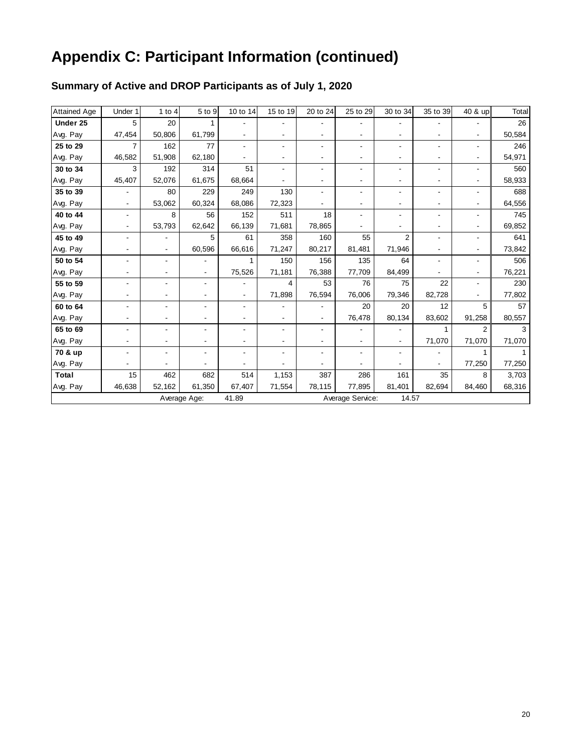# Appendix C: Participant Information (continued)

## Summary of Active and DROP Participants as of July 1, 2020

| Attained Age | Under 1 | 1 to 4 | 5 to 9 | 10 to 14 | 15 to 19 | 20 to 24 | 25 to 29 | 30 to 34 | 35 to 39 | 40 & up | Total |
|---|---|---|---|---|---|---|---|---|---|---|---|
| **Under 25** | 5 | 20 | 1 | - | - | - | - | - | - | - | 26 |
| Avg. Pay | 47,454 | 50,806 | 61,799 | - | - | - | - | - | - | - | 50,584 |
| **25 to 29** | 7 | 162 | 77 | - | - | - | - | - | - | - | 246 |
| Avg. Pay | 46,582 | 51,908 | 62,180 | - | - | - | - | - | - | - | 54,971 |
| **30 to 34** | 3 | 192 | 314 | 51 | - | - | - | - | - | - | 560 |
| Avg. Pay | 45,407 | 52,076 | 61,675 | 68,664 | - | - | - | - | - | - | 58,933 |
| **35 to 39** | - | 80 | 229 | 249 | 130 | - | - | - | - | - | 688 |
| Avg. Pay | - | 53,062 | 60,324 | 68,086 | 72,323 | - | - | - | - | - | 64,556 |
| **40 to 44** | - | 8 | 56 | 152 | 511 | 18 | - | - | - | - | 745 |
| Avg. Pay | - | 53,793 | 62,642 | 66,139 | 71,681 | 78,865 | - | - | - | - | 69,852 |
| **45 to 49** | - | - | 5 | 61 | 358 | 160 | 55 | 2 | - | - | 641 |
| Avg. Pay | - | - | 60,596 | 66,616 | 71,247 | 80,217 | 81,481 | 71,946 | - | - | 73,842 |
| **50 to 54** | - | - | - | 1 | 150 | 156 | 135 | 64 | - | - | 506 |
| Avg. Pay | - | - | - | 75,526 | 71,181 | 76,388 | 77,709 | 84,499 | - | - | 76,221 |
| **55 to 59** | - | - | - | - | 4 | 53 | 76 | 75 | 22 | - | 230 |
| Avg. Pay | - | - | - | - | 71,898 | 76,594 | 76,006 | 79,346 | 82,728 | - | 77,802 |
| **60 to 64** | - | - | - | - | - | - | 20 | 20 | 12 | 5 | 57 |
| Avg. Pay | - | - | - | - | - | - | 76,478 | 80,134 | 83,602 | 91,258 | 80,557 |
| **65 to 69** | - | - | - | - | - | - | - | - | 1 | 2 | 3 |
| Avg. Pay | - | - | - | - | - | - | - | - | 71,070 | 71,070 | 71,070 |
| **70 & up** | - | - | - | - | - | - | - | - | - | 1 | 1 |
| Avg. Pay | - | - | - | - | - | - | - | - | - | 77,250 | 77,250 |
| **Total** | 15 | 462 | 682 | 514 | 1,153 | 387 | 286 | 161 | 35 | 8 | 3,703 |
| Avg. Pay | 46,638 | 52,162 | 61,350 | 67,407 | 71,554 | 78,115 | 77,895 | 81,401 | 82,694 | 84,460 | 68,316 |

Average Age: 41.89 Average Service: 14.57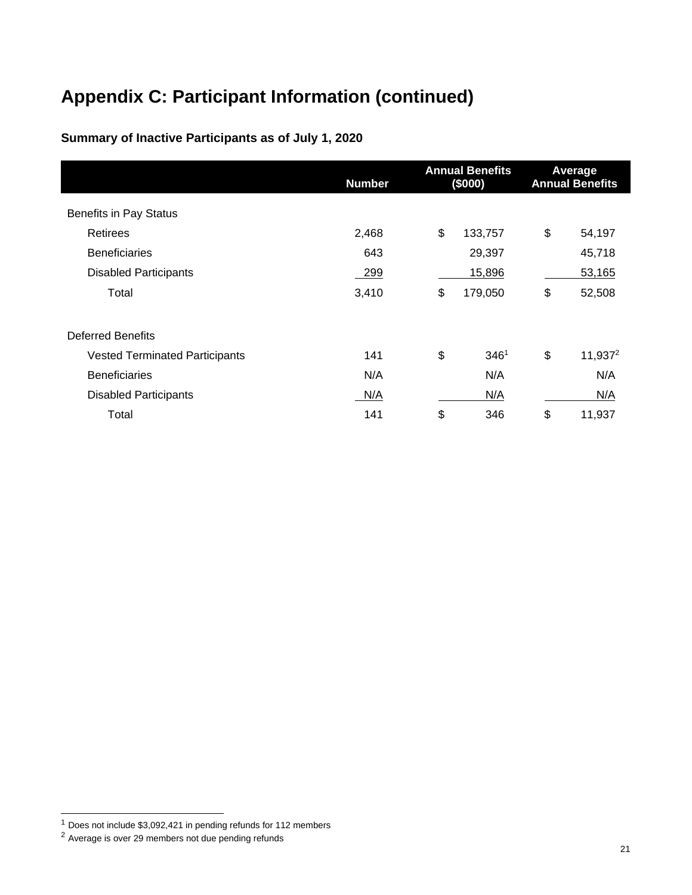# Appendix C: Participant Information (continued)

**Summary of Inactive Participants as of July 1, 2020**

| | Number | Annual Benefits ($000) | Average Annual Benefits |
|---|---|---|---|
| Benefits in Pay Status | | | |
| Retirees | 2,468 | $ 133,757 | $ 54,197 |
| Beneficiaries | 643 | 29,397 | 45,718 |
| Disabled Participants | 299 | 15,896 | 53,165 |
| Total | 3,410 | $ 179,050 | $ 52,508 |
| | | | |
| Deferred Benefits | | | |
| Vested Terminated Participants | 141 | $ 346[1] | $ 11,937[2] |
| Beneficiaries | N/A | N/A | N/A |
| Disabled Participants | N/A | N/A | N/A |
| Total | 141 | $ 346 | $ 11,937 |

[1] Does not include $3,092,421 in pending refunds for 112 members

[2] Average is over 29 members not due pending refunds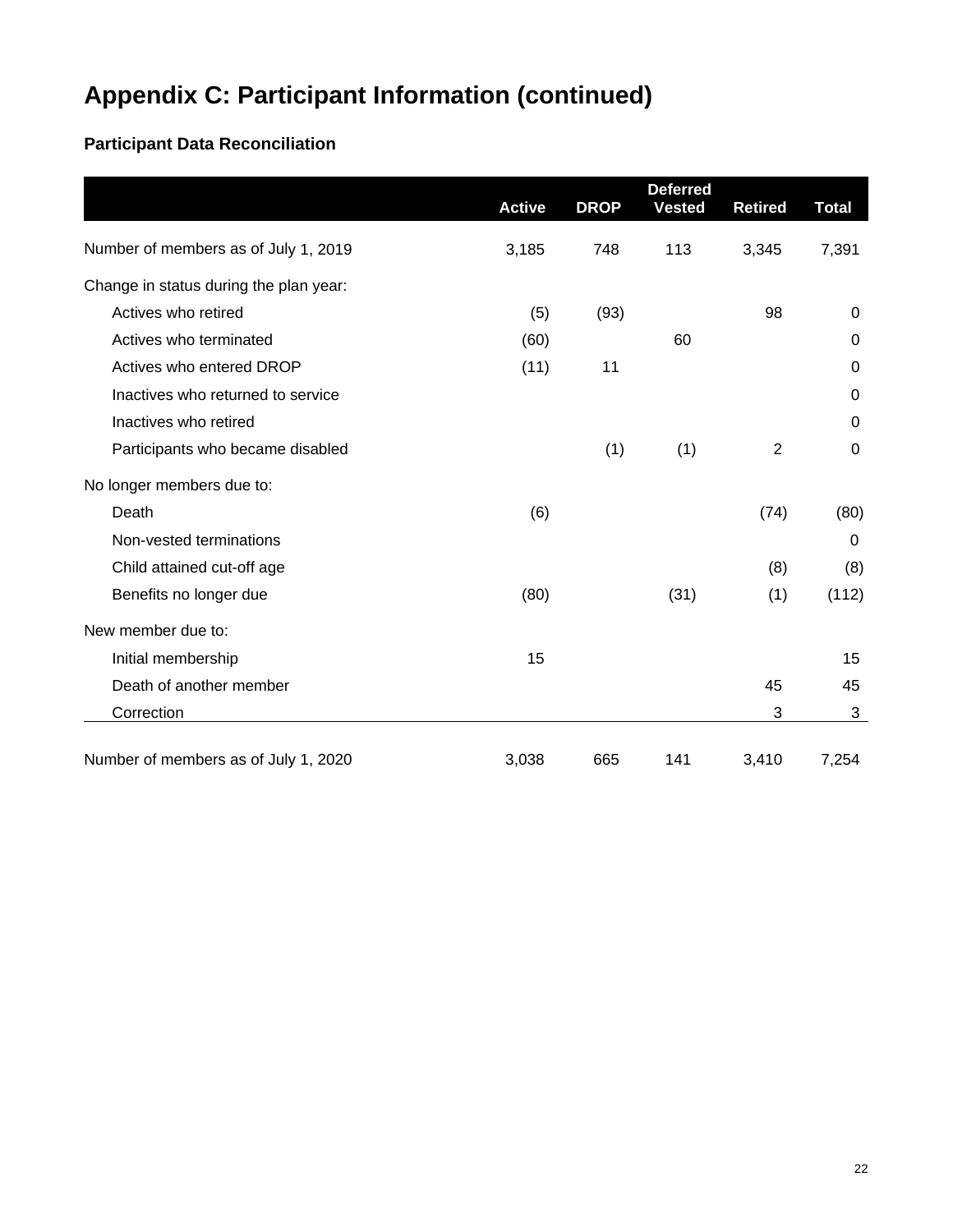# Appendix C: Participant Information (continued)

### Participant Data Reconciliation

| | Active | DROP | Deferred Vested | Retired | Total |
|---|---|---|---|---|---|
| Number of members as of July 1, 2019 | 3,185 | 748 | 113 | 3,345 | 7,391 |
| Change in status during the plan year: | | | | | |
| Actives who retired | (5) | (93) | | 98 | 0 |
| Actives who terminated | (60) | | 60 | | 0 |
| Actives who entered DROP | (11) | 11 | | | 0 |
| Inactives who returned to service | | | | | 0 |
| Inactives who retired | | | | | 0 |
| Participants who became disabled | | (1) | (1) | 2 | 0 |
| No longer members due to: | | | | | |
| Death | (6) | | | (74) | (80) |
| Non-vested terminations | | | | | 0 |
| Child attained cut-off age | | | | (8) | (8) |
| Benefits no longer due | (80) | | (31) | (1) | (112) |
| New member due to: | | | | | |
| Initial membership | 15 | | | | 15 |
| Death of another member | | | | 45 | 45 |
| Correction | | | | 3 | 3 |
| Number of members as of July 1, 2020 | 3,038 | 665 | 141 | 3,410 | 7,254 |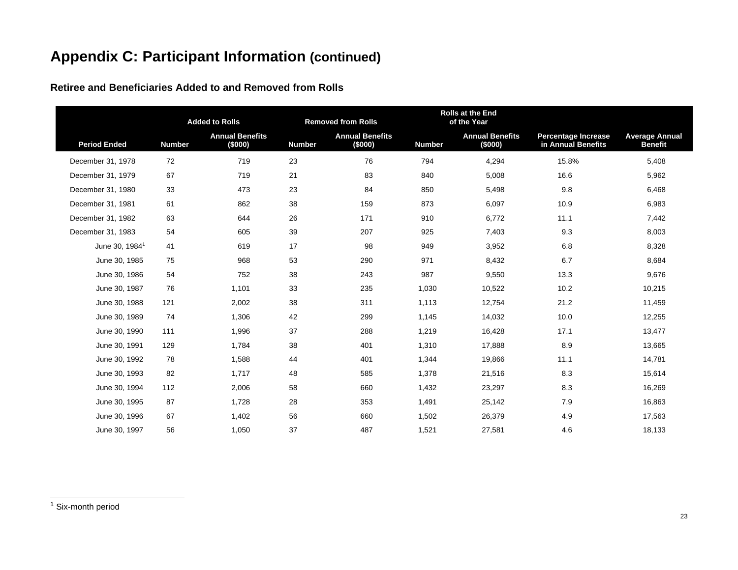# Appendix C: Participant Information (continued)

### Retiree and Beneficiaries Added to and Removed from Rolls

| | Added to Rolls | | Removed from Rolls | | Rolls at the End of the Year | | | |
|---|---|---|---|---|---|---|---|---|
| **Period Ended** | **Number** | **Annual Benefits ($000)** | **Number** | **Annual Benefits ($000)** | **Number** | **Annual Benefits ($000)** | **Percentage Increase in Annual Benefits** | **Average Annual Benefit** |
| December 31, 1978 | 72 | 719 | 23 | 76 | 794 | 4,294 | 15.8% | 5,408 |
| December 31, 1979 | 67 | 719 | 21 | 83 | 840 | 5,008 | 16.6 | 5,962 |
| December 31, 1980 | 33 | 473 | 23 | 84 | 850 | 5,498 | 9.8 | 6,468 |
| December 31, 1981 | 61 | 862 | 38 | 159 | 873 | 6,097 | 10.9 | 6,983 |
| December 31, 1982 | 63 | 644 | 26 | 171 | 910 | 6,772 | 11.1 | 7,442 |
| December 31, 1983 | 54 | 605 | 39 | 207 | 925 | 7,403 | 9.3 | 8,003 |
| June 30, 1984[1] | 41 | 619 | 17 | 98 | 949 | 3,952 | 6.8 | 8,328 |
| June 30, 1985 | 75 | 968 | 53 | 290 | 971 | 8,432 | 6.7 | 8,684 |
| June 30, 1986 | 54 | 752 | 38 | 243 | 987 | 9,550 | 13.3 | 9,676 |
| June 30, 1987 | 76 | 1,101 | 33 | 235 | 1,030 | 10,522 | 10.2 | 10,215 |
| June 30, 1988 | 121 | 2,002 | 38 | 311 | 1,113 | 12,754 | 21.2 | 11,459 |
| June 30, 1989 | 74 | 1,306 | 42 | 299 | 1,145 | 14,032 | 10.0 | 12,255 |
| June 30, 1990 | 111 | 1,996 | 37 | 288 | 1,219 | 16,428 | 17.1 | 13,477 |
| June 30, 1991 | 129 | 1,784 | 38 | 401 | 1,310 | 17,888 | 8.9 | 13,665 |
| June 30, 1992 | 78 | 1,588 | 44 | 401 | 1,344 | 19,866 | 11.1 | 14,781 |
| June 30, 1993 | 82 | 1,717 | 48 | 585 | 1,378 | 21,516 | 8.3 | 15,614 |
| June 30, 1994 | 112 | 2,006 | 58 | 660 | 1,432 | 23,297 | 8.3 | 16,269 |
| June 30, 1995 | 87 | 1,728 | 28 | 353 | 1,491 | 25,142 | 7.9 | 16,863 |
| June 30, 1996 | 67 | 1,402 | 56 | 660 | 1,502 | 26,379 | 4.9 | 17,563 |
| June 30, 1997 | 56 | 1,050 | 37 | 487 | 1,521 | 27,581 | 4.6 | 18,133 |

[1] Six-month period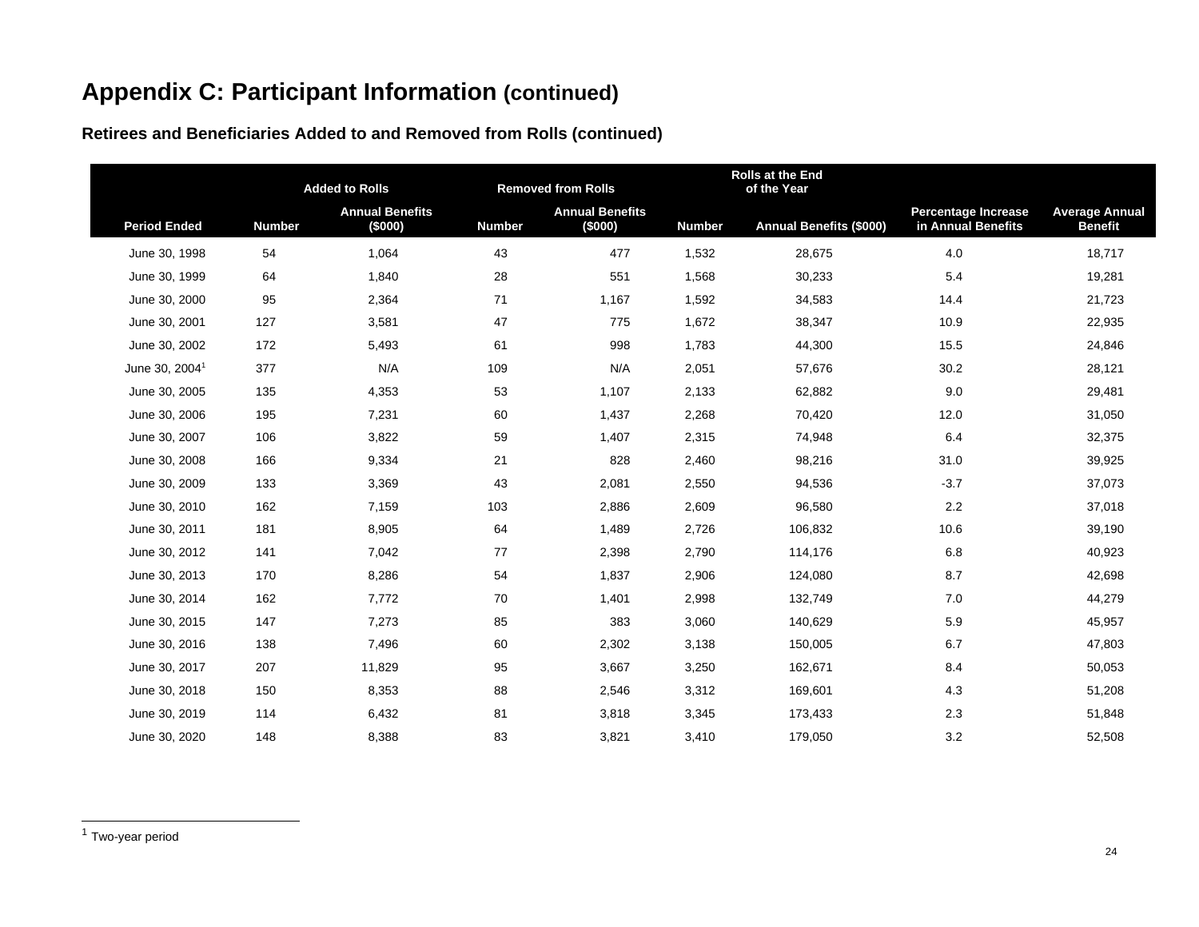# Appendix C: Participant Information (continued)

## Retirees and Beneficiaries Added to and Removed from Rolls (continued)

| | Added to Rolls | | Removed from Rolls | | Rolls at the End of the Year | | | |
|---|---|---|---|---|---|---|---|---|
| Period Ended | Number | Annual Benefits ($000) | Number | Annual Benefits ($000) | Number | Annual Benefits ($000) | Percentage Increase in Annual Benefits | Average Annual Benefit |
| June 30, 1998 | 54 | 1,064 | 43 | 477 | 1,532 | 28,675 | 4.0 | 18,717 |
| June 30, 1999 | 64 | 1,840 | 28 | 551 | 1,568 | 30,233 | 5.4 | 19,281 |
| June 30, 2000 | 95 | 2,364 | 71 | 1,167 | 1,592 | 34,583 | 14.4 | 21,723 |
| June 30, 2001 | 127 | 3,581 | 47 | 775 | 1,672 | 38,347 | 10.9 | 22,935 |
| June 30, 2002 | 172 | 5,493 | 61 | 998 | 1,783 | 44,300 | 15.5 | 24,846 |
| June 30, 2004[1] | 377 | N/A | 109 | N/A | 2,051 | 57,676 | 30.2 | 28,121 |
| June 30, 2005 | 135 | 4,353 | 53 | 1,107 | 2,133 | 62,882 | 9.0 | 29,481 |
| June 30, 2006 | 195 | 7,231 | 60 | 1,437 | 2,268 | 70,420 | 12.0 | 31,050 |
| June 30, 2007 | 106 | 3,822 | 59 | 1,407 | 2,315 | 74,948 | 6.4 | 32,375 |
| June 30, 2008 | 166 | 9,334 | 21 | 828 | 2,460 | 98,216 | 31.0 | 39,925 |
| June 30, 2009 | 133 | 3,369 | 43 | 2,081 | 2,550 | 94,536 | -3.7 | 37,073 |
| June 30, 2010 | 162 | 7,159 | 103 | 2,886 | 2,609 | 96,580 | 2.2 | 37,018 |
| June 30, 2011 | 181 | 8,905 | 64 | 1,489 | 2,726 | 106,832 | 10.6 | 39,190 |
| June 30, 2012 | 141 | 7,042 | 77 | 2,398 | 2,790 | 114,176 | 6.8 | 40,923 |
| June 30, 2013 | 170 | 8,286 | 54 | 1,837 | 2,906 | 124,080 | 8.7 | 42,698 |
| June 30, 2014 | 162 | 7,772 | 70 | 1,401 | 2,998 | 132,749 | 7.0 | 44,279 |
| June 30, 2015 | 147 | 7,273 | 85 | 383 | 3,060 | 140,629 | 5.9 | 45,957 |
| June 30, 2016 | 138 | 7,496 | 60 | 2,302 | 3,138 | 150,005 | 6.7 | 47,803 |
| June 30, 2017 | 207 | 11,829 | 95 | 3,667 | 3,250 | 162,671 | 8.4 | 50,053 |
| June 30, 2018 | 150 | 8,353 | 88 | 2,546 | 3,312 | 169,601 | 4.3 | 51,208 |
| June 30, 2019 | 114 | 6,432 | 81 | 3,818 | 3,345 | 173,433 | 2.3 | 51,848 |
| June 30, 2020 | 148 | 8,388 | 83 | 3,821 | 3,410 | 179,050 | 3.2 | 52,508 |

[1] Two-year period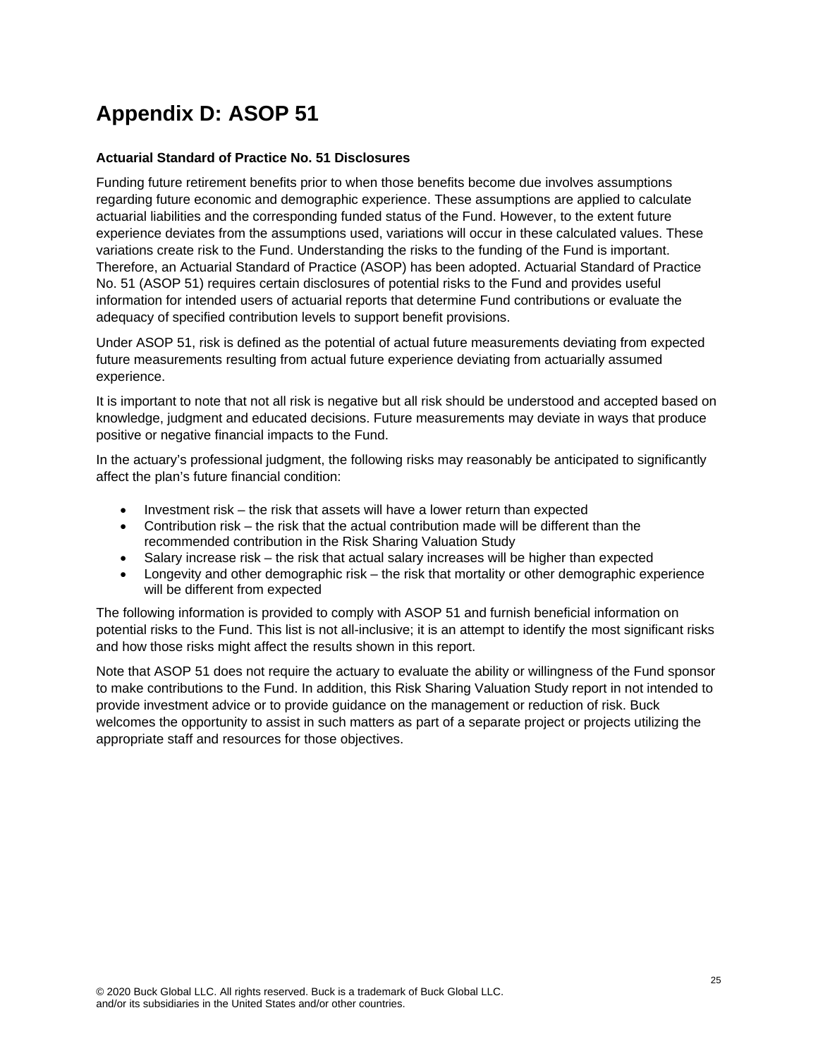# Appendix D: ASOP 51

**Actuarial Standard of Practice No. 51 Disclosures**

Funding future retirement benefits prior to when those benefits become due involves assumptions regarding future economic and demographic experience. These assumptions are applied to calculate actuarial liabilities and the corresponding funded status of the Fund. However, to the extent future experience deviates from the assumptions used, variations will occur in these calculated values. These variations create risk to the Fund. Understanding the risks to the funding of the Fund is important. Therefore, an Actuarial Standard of Practice (ASOP) has been adopted. Actuarial Standard of Practice No. 51 (ASOP 51) requires certain disclosures of potential risks to the Fund and provides useful information for intended users of actuarial reports that determine Fund contributions or evaluate the adequacy of specified contribution levels to support benefit provisions.

Under ASOP 51, risk is defined as the potential of actual future measurements deviating from expected future measurements resulting from actual future experience deviating from actuarially assumed experience.

It is important to note that not all risk is negative but all risk should be understood and accepted based on knowledge, judgment and educated decisions. Future measurements may deviate in ways that produce positive or negative financial impacts to the Fund.

In the actuary's professional judgment, the following risks may reasonably be anticipated to significantly affect the plan's future financial condition:

- Investment risk – the risk that assets will have a lower return than expected
- Contribution risk – the risk that the actual contribution made will be different than the recommended contribution in the Risk Sharing Valuation Study
- Salary increase risk – the risk that actual salary increases will be higher than expected
- Longevity and other demographic risk – the risk that mortality or other demographic experience will be different from expected

The following information is provided to comply with ASOP 51 and furnish beneficial information on potential risks to the Fund. This list is not all-inclusive; it is an attempt to identify the most significant risks and how those risks might affect the results shown in this report.

Note that ASOP 51 does not require the actuary to evaluate the ability or willingness of the Fund sponsor to make contributions to the Fund. In addition, this Risk Sharing Valuation Study report in not intended to provide investment advice or to provide guidance on the management or reduction of risk. Buck welcomes the opportunity to assist in such matters as part of a separate project or projects utilizing the appropriate staff and resources for those objectives.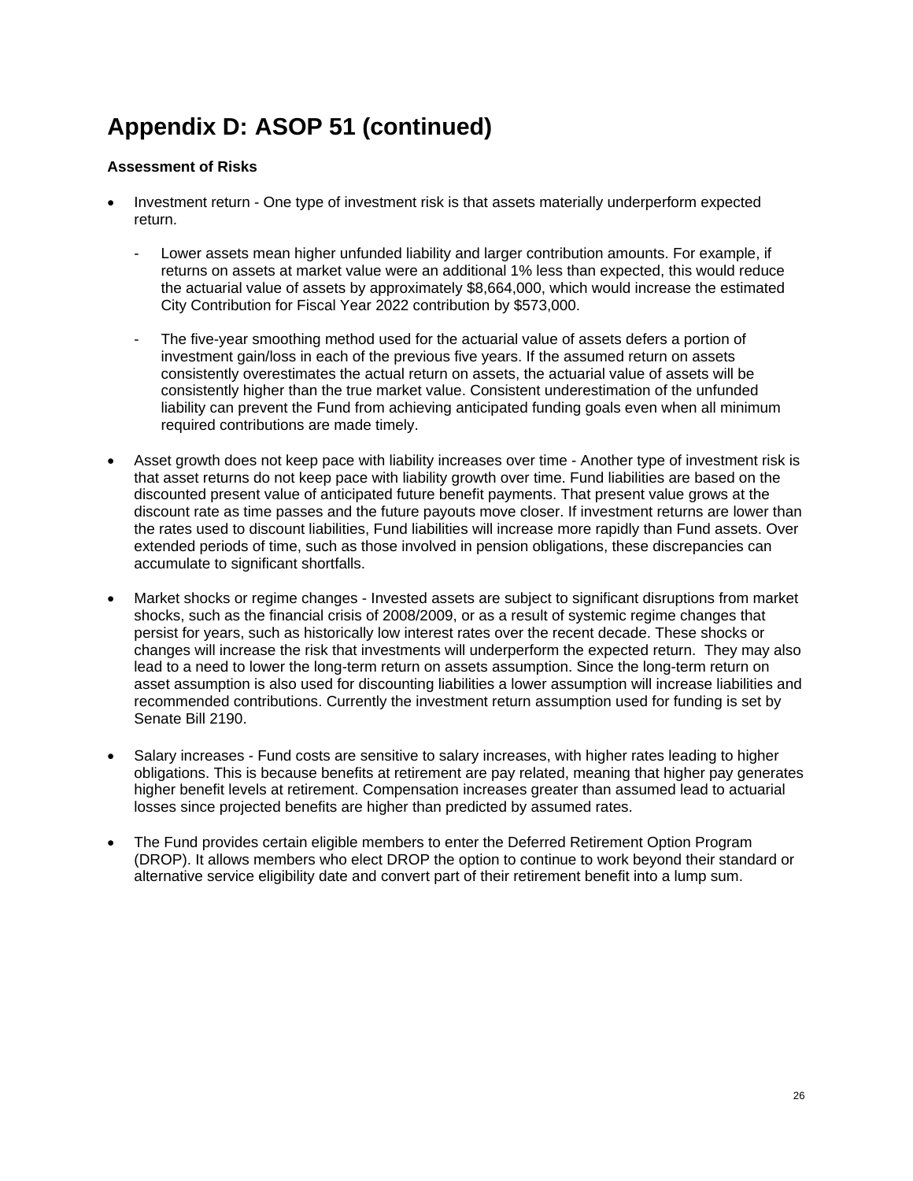# Appendix D: ASOP 51 (continued)

**Assessment of Risks**

- Investment return - One type of investment risk is that assets materially underperform expected return.
  - Lower assets mean higher unfunded liability and larger contribution amounts. For example, if returns on assets at market value were an additional 1% less than expected, this would reduce the actuarial value of assets by approximately $8,664,000, which would increase the estimated City Contribution for Fiscal Year 2022 contribution by $573,000.
  - The five-year smoothing method used for the actuarial value of assets defers a portion of investment gain/loss in each of the previous five years. If the assumed return on assets consistently overestimates the actual return on assets, the actuarial value of assets will be consistently higher than the true market value. Consistent underestimation of the unfunded liability can prevent the Fund from achieving anticipated funding goals even when all minimum required contributions are made timely.
- Asset growth does not keep pace with liability increases over time - Another type of investment risk is that asset returns do not keep pace with liability growth over time. Fund liabilities are based on the discounted present value of anticipated future benefit payments. That present value grows at the discount rate as time passes and the future payouts move closer. If investment returns are lower than the rates used to discount liabilities, Fund liabilities will increase more rapidly than Fund assets. Over extended periods of time, such as those involved in pension obligations, these discrepancies can accumulate to significant shortfalls.
- Market shocks or regime changes - Invested assets are subject to significant disruptions from market shocks, such as the financial crisis of 2008/2009, or as a result of systemic regime changes that persist for years, such as historically low interest rates over the recent decade. These shocks or changes will increase the risk that investments will underperform the expected return. They may also lead to a need to lower the long-term return on assets assumption. Since the long-term return on asset assumption is also used for discounting liabilities a lower assumption will increase liabilities and recommended contributions. Currently the investment return assumption used for funding is set by Senate Bill 2190.
- Salary increases - Fund costs are sensitive to salary increases, with higher rates leading to higher obligations. This is because benefits at retirement are pay related, meaning that higher pay generates higher benefit levels at retirement. Compensation increases greater than assumed lead to actuarial losses since projected benefits are higher than predicted by assumed rates.
- The Fund provides certain eligible members to enter the Deferred Retirement Option Program (DROP). It allows members who elect DROP the option to continue to work beyond their standard or alternative service eligibility date and convert part of their retirement benefit into a lump sum.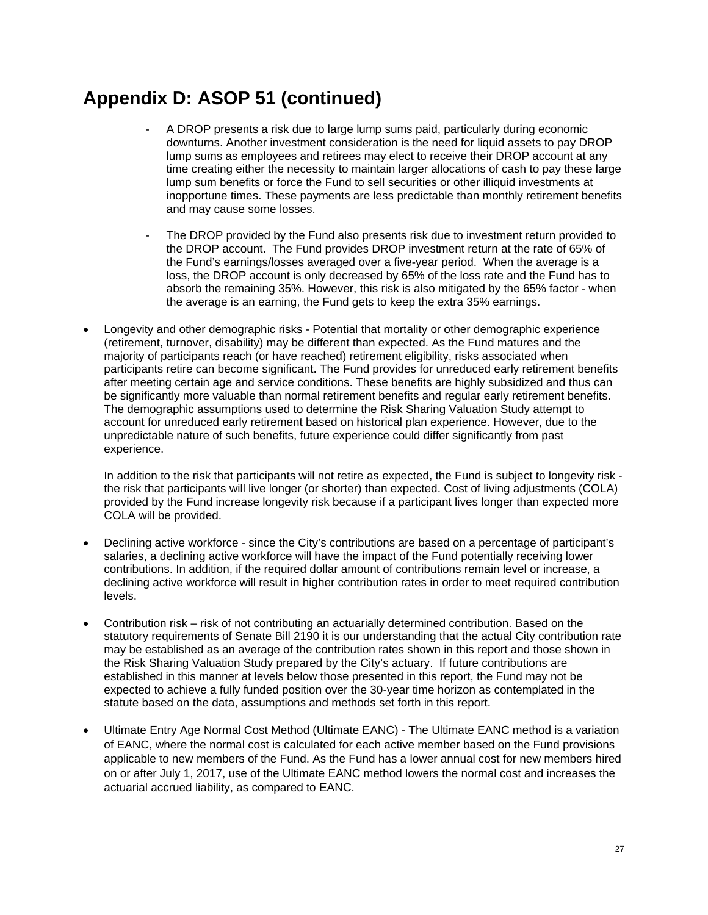# Appendix D: ASOP 51 (continued)

  - A DROP presents a risk due to large lump sums paid, particularly during economic downturns. Another investment consideration is the need for liquid assets to pay DROP lump sums as employees and retirees may elect to receive their DROP account at any time creating either the necessity to maintain larger allocations of cash to pay these large lump sum benefits or force the Fund to sell securities or other illiquid investments at inopportune times. These payments are less predictable than monthly retirement benefits and may cause some losses.

  - The DROP provided by the Fund also presents risk due to investment return provided to the DROP account. The Fund provides DROP investment return at the rate of 65% of the Fund's earnings/losses averaged over a five-year period. When the average is a loss, the DROP account is only decreased by 65% of the loss rate and the Fund has to absorb the remaining 35%. However, this risk is also mitigated by the 65% factor - when the average is an earning, the Fund gets to keep the extra 35% earnings.

- Longevity and other demographic risks - Potential that mortality or other demographic experience (retirement, turnover, disability) may be different than expected. As the Fund matures and the majority of participants reach (or have reached) retirement eligibility, risks associated when participants retire can become significant. The Fund provides for unreduced early retirement benefits after meeting certain age and service conditions. These benefits are highly subsidized and thus can be significantly more valuable than normal retirement benefits and regular early retirement benefits. The demographic assumptions used to determine the Risk Sharing Valuation Study attempt to account for unreduced early retirement based on historical plan experience. However, due to the unpredictable nature of such benefits, future experience could differ significantly from past experience.

  In addition to the risk that participants will not retire as expected, the Fund is subject to longevity risk - the risk that participants will live longer (or shorter) than expected. Cost of living adjustments (COLA) provided by the Fund increase longevity risk because if a participant lives longer than expected more COLA will be provided.

- Declining active workforce - since the City's contributions are based on a percentage of participant's salaries, a declining active workforce will have the impact of the Fund potentially receiving lower contributions. In addition, if the required dollar amount of contributions remain level or increase, a declining active workforce will result in higher contribution rates in order to meet required contribution levels.

- Contribution risk – risk of not contributing an actuarially determined contribution. Based on the statutory requirements of Senate Bill 2190 it is our understanding that the actual City contribution rate may be established as an average of the contribution rates shown in this report and those shown in the Risk Sharing Valuation Study prepared by the City's actuary. If future contributions are established in this manner at levels below those presented in this report, the Fund may not be expected to achieve a fully funded position over the 30-year time horizon as contemplated in the statute based on the data, assumptions and methods set forth in this report.

- Ultimate Entry Age Normal Cost Method (Ultimate EANC) - The Ultimate EANC method is a variation of EANC, where the normal cost is calculated for each active member based on the Fund provisions applicable to new members of the Fund. As the Fund has a lower annual cost for new members hired on or after July 1, 2017, use of the Ultimate EANC method lowers the normal cost and increases the actuarial accrued liability, as compared to EANC.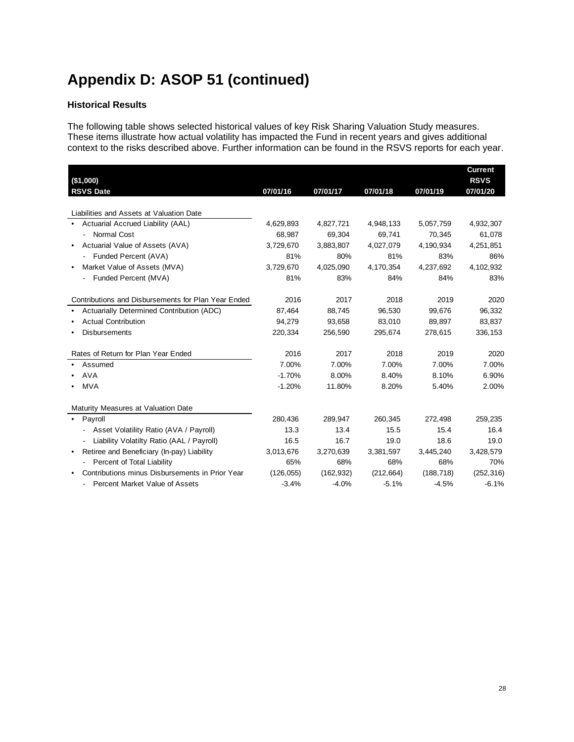# Appendix D: ASOP 51 (continued)

### Historical Results

The following table shows selected historical values of key Risk Sharing Valuation Study measures. These items illustrate how actual volatility has impacted the Fund in recent years and gives additional context to the risks described above. Further information can be found in the RSVS reports for each year.

| ($1,000)<br>RSVS Date | 07/01/16 | 07/01/17 | 07/01/18 | 07/01/19 | Current RSVS<br>07/01/20 |
|---|---|---|---|---|---|
| **Liabilities and Assets at Valuation Date** | | | | | |
| • Actuarial Accrued Liability (AAL) | 4,629,893 | 4,827,721 | 4,948,133 | 5,057,759 | 4,932,307 |
| - Normal Cost | 68,987 | 69,304 | 69,741 | 70,345 | 61,078 |
| • Actuarial Value of Assets (AVA) | 3,729,670 | 3,883,807 | 4,027,079 | 4,190,934 | 4,251,851 |
| - Funded Percent (AVA) | 81% | 80% | 81% | 83% | 86% |
| • Market Value of Assets (MVA) | 3,729,670 | 4,025,090 | 4,170,354 | 4,237,692 | 4,102,932 |
| - Funded Percent (MVA) | 81% | 83% | 84% | 84% | 83% |
| **Contributions and Disbursements for Plan Year Ended** | 2016 | 2017 | 2018 | 2019 | 2020 |
| • Actuarially Determined Contribution (ADC) | 87,464 | 88,745 | 96,530 | 99,676 | 96,332 |
| • Actual Contribution | 94,279 | 93,658 | 83,010 | 89,897 | 83,837 |
| • Disbursements | 220,334 | 256,590 | 295,674 | 278,615 | 336,153 |
| **Rates of Return for Plan Year Ended** | 2016 | 2017 | 2018 | 2019 | 2020 |
| • Assumed | 7.00% | 7.00% | 7.00% | 7.00% | 7.00% |
| • AVA | -1.70% | 8.00% | 8.40% | 8.10% | 6.90% |
| • MVA | -1.20% | 11.80% | 8.20% | 5.40% | 2.00% |
| **Maturity Measures at Valuation Date** | | | | | |
| • Payroll | 280,436 | 289,947 | 260,345 | 272,498 | 259,235 |
| - Asset Volatility Ratio (AVA / Payroll) | 13.3 | 13.4 | 15.5 | 15.4 | 16.4 |
| - Liability Volatilty Ratio (AAL / Payroll) | 16.5 | 16.7 | 19.0 | 18.6 | 19.0 |
| • Retiree and Beneficiary (In-pay) Liability | 3,013,676 | 3,270,639 | 3,381,597 | 3,445,240 | 3,428,579 |
| - Percent of Total Liability | 65% | 68% | 68% | 68% | 70% |
| • Contributions minus Disbursements in Prior Year | (126,055) | (162,932) | (212,664) | (188,718) | (252,316) |
| - Percent Market Value of Assets | -3.4% | -4.0% | -5.1% | -4.5% | -6.1% |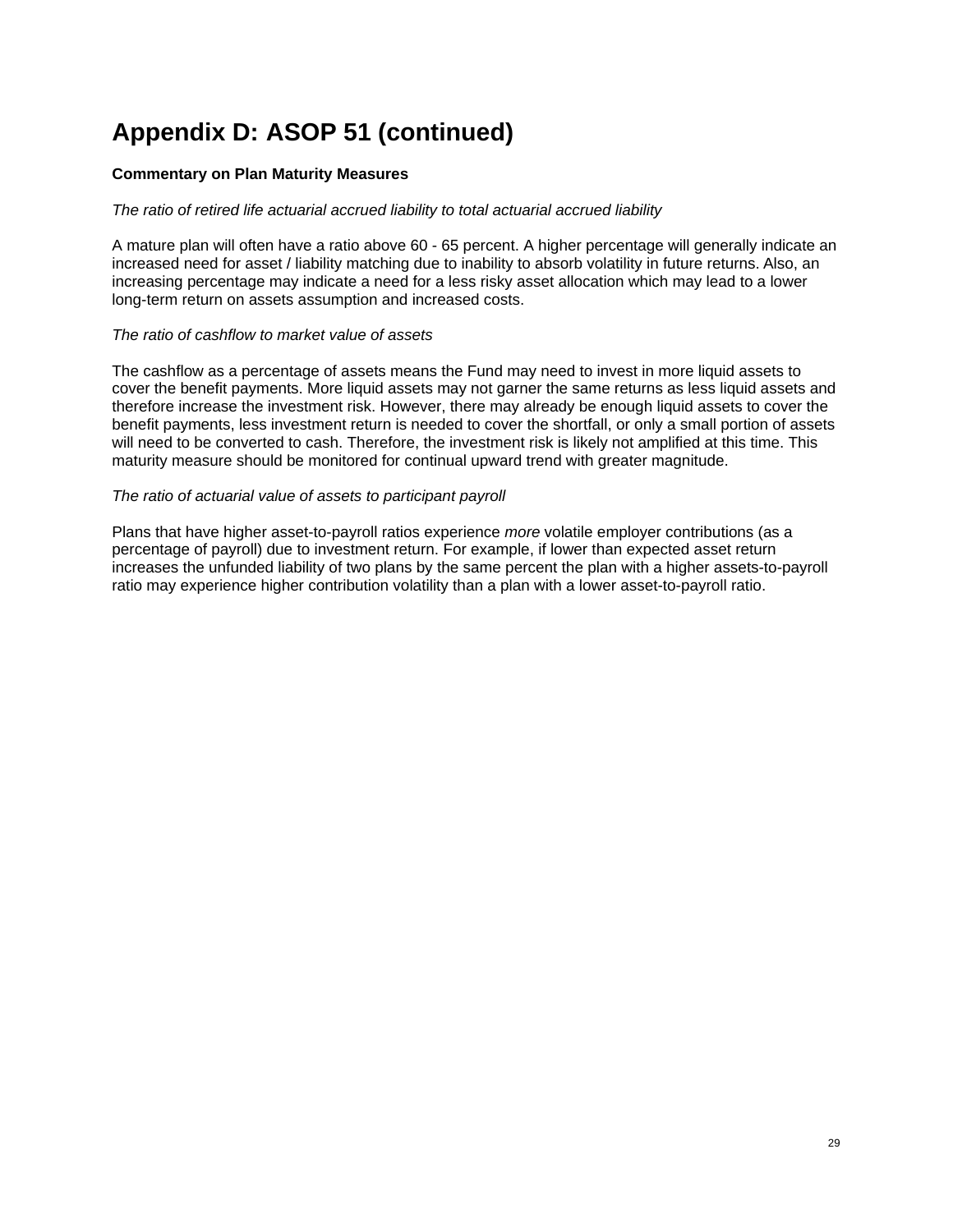# Appendix D: ASOP 51 (continued)

**Commentary on Plan Maturity Measures**

*The ratio of retired life actuarial accrued liability to total actuarial accrued liability*

A mature plan will often have a ratio above 60 - 65 percent. A higher percentage will generally indicate an increased need for asset / liability matching due to inability to absorb volatility in future returns. Also, an increasing percentage may indicate a need for a less risky asset allocation which may lead to a lower long-term return on assets assumption and increased costs.

*The ratio of cashflow to market value of assets*

The cashflow as a percentage of assets means the Fund may need to invest in more liquid assets to cover the benefit payments. More liquid assets may not garner the same returns as less liquid assets and therefore increase the investment risk. However, there may already be enough liquid assets to cover the benefit payments, less investment return is needed to cover the shortfall, or only a small portion of assets will need to be converted to cash. Therefore, the investment risk is likely not amplified at this time. This maturity measure should be monitored for continual upward trend with greater magnitude.

*The ratio of actuarial value of assets to participant payroll*

Plans that have higher asset-to-payroll ratios experience *more* volatile employer contributions (as a percentage of payroll) due to investment return. For example, if lower than expected asset return increases the unfunded liability of two plans by the same percent the plan with a higher assets-to-payroll ratio may experience higher contribution volatility than a plan with a lower asset-to-payroll ratio.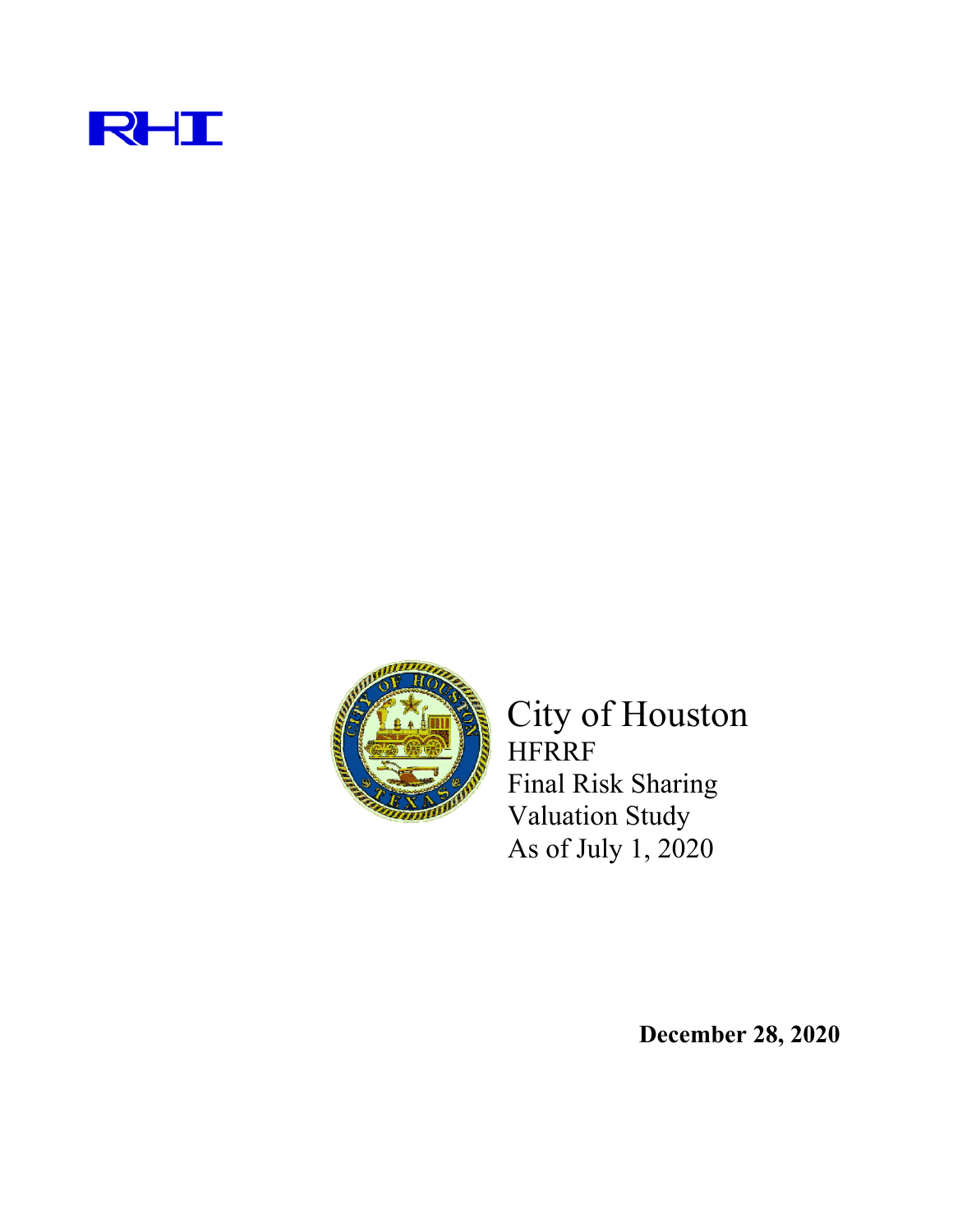RHI

City of Houston

HFRRF

Final Risk Sharing

Valuation Study

As of July 1, 2020

**December 28, 2020**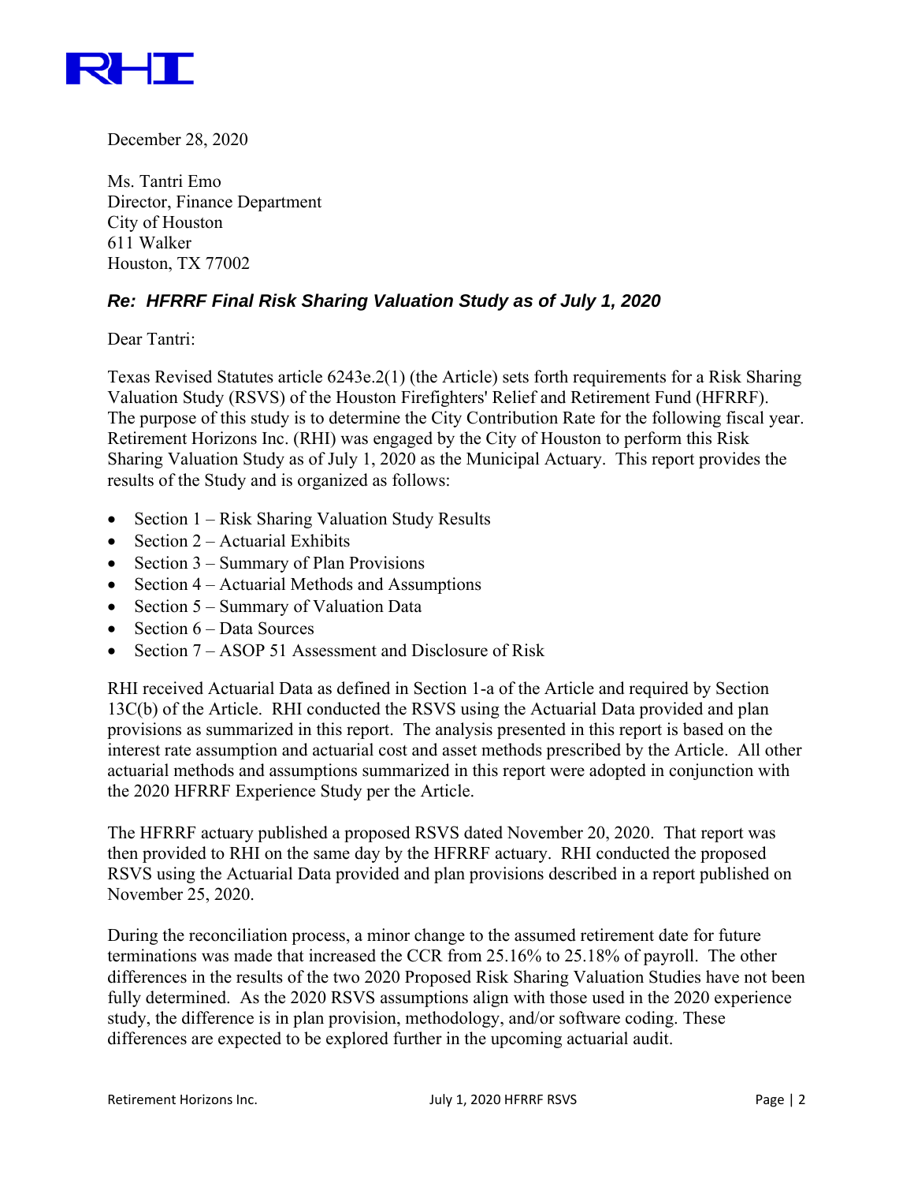RHI

December 28, 2020

Ms. Tantri Emo
Director, Finance Department
City of Houston
611 Walker
Houston, TX 77002

### *Re: HFRRF Final Risk Sharing Valuation Study as of July 1, 2020*

Dear Tantri:

Texas Revised Statutes article 6243e.2(1) (the Article) sets forth requirements for a Risk Sharing Valuation Study (RSVS) of the Houston Firefighters' Relief and Retirement Fund (HFRRF). The purpose of this study is to determine the City Contribution Rate for the following fiscal year. Retirement Horizons Inc. (RHI) was engaged by the City of Houston to perform this Risk Sharing Valuation Study as of July 1, 2020 as the Municipal Actuary. This report provides the results of the Study and is organized as follows:

- Section 1 – Risk Sharing Valuation Study Results
- Section 2 – Actuarial Exhibits
- Section 3 – Summary of Plan Provisions
- Section 4 – Actuarial Methods and Assumptions
- Section 5 – Summary of Valuation Data
- Section 6 – Data Sources
- Section 7 – ASOP 51 Assessment and Disclosure of Risk

RHI received Actuarial Data as defined in Section 1-a of the Article and required by Section 13C(b) of the Article. RHI conducted the RSVS using the Actuarial Data provided and plan provisions as summarized in this report. The analysis presented in this report is based on the interest rate assumption and actuarial cost and asset methods prescribed by the Article. All other actuarial methods and assumptions summarized in this report were adopted in conjunction with the 2020 HFRRF Experience Study per the Article.

The HFRRF actuary published a proposed RSVS dated November 20, 2020. That report was then provided to RHI on the same day by the HFRRF actuary. RHI conducted the proposed RSVS using the Actuarial Data provided and plan provisions described in a report published on November 25, 2020.

During the reconciliation process, a minor change to the assumed retirement date for future terminations was made that increased the CCR from 25.16% to 25.18% of payroll. The other differences in the results of the two 2020 Proposed Risk Sharing Valuation Studies have not been fully determined. As the 2020 RSVS assumptions align with those used in the 2020 experience study, the difference is in plan provision, methodology, and/or software coding. These differences are expected to be explored further in the upcoming actuarial audit.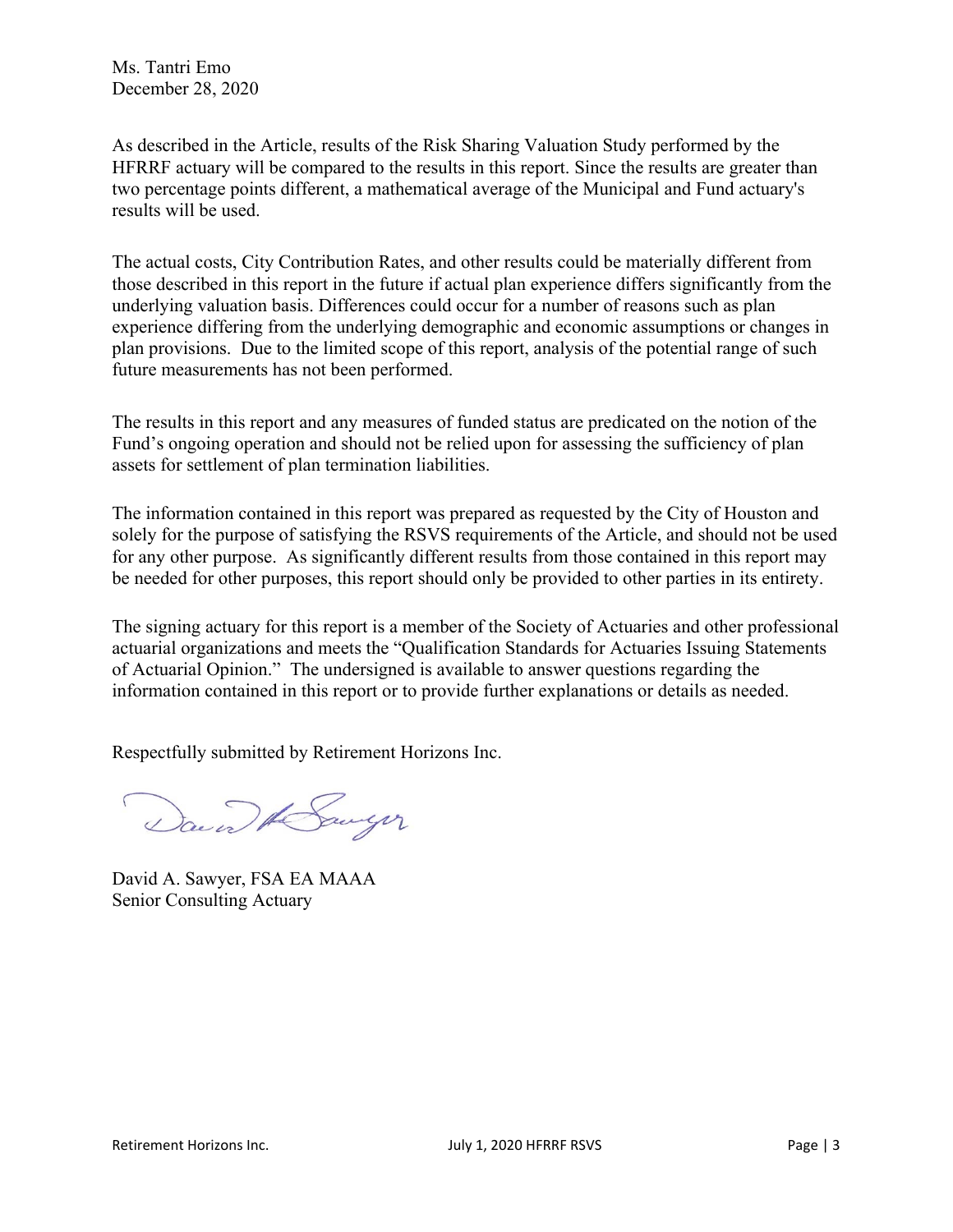Ms. Tantri Emo
December 28, 2020

As described in the Article, results of the Risk Sharing Valuation Study performed by the HFRRF actuary will be compared to the results in this report. Since the results are greater than two percentage points different, a mathematical average of the Municipal and Fund actuary's results will be used.

The actual costs, City Contribution Rates, and other results could be materially different from those described in this report in the future if actual plan experience differs significantly from the underlying valuation basis. Differences could occur for a number of reasons such as plan experience differing from the underlying demographic and economic assumptions or changes in plan provisions. Due to the limited scope of this report, analysis of the potential range of such future measurements has not been performed.

The results in this report and any measures of funded status are predicated on the notion of the Fund's ongoing operation and should not be relied upon for assessing the sufficiency of plan assets for settlement of plan termination liabilities.

The information contained in this report was prepared as requested by the City of Houston and solely for the purpose of satisfying the RSVS requirements of the Article, and should not be used for any other purpose. As significantly different results from those contained in this report may be needed for other purposes, this report should only be provided to other parties in its entirety.

The signing actuary for this report is a member of the Society of Actuaries and other professional actuarial organizations and meets the "Qualification Standards for Actuaries Issuing Statements of Actuarial Opinion." The undersigned is available to answer questions regarding the information contained in this report or to provide further explanations or details as needed.

Respectfully submitted by Retirement Horizons Inc.

David A. Sawyer, FSA EA MAAA
Senior Consulting Actuary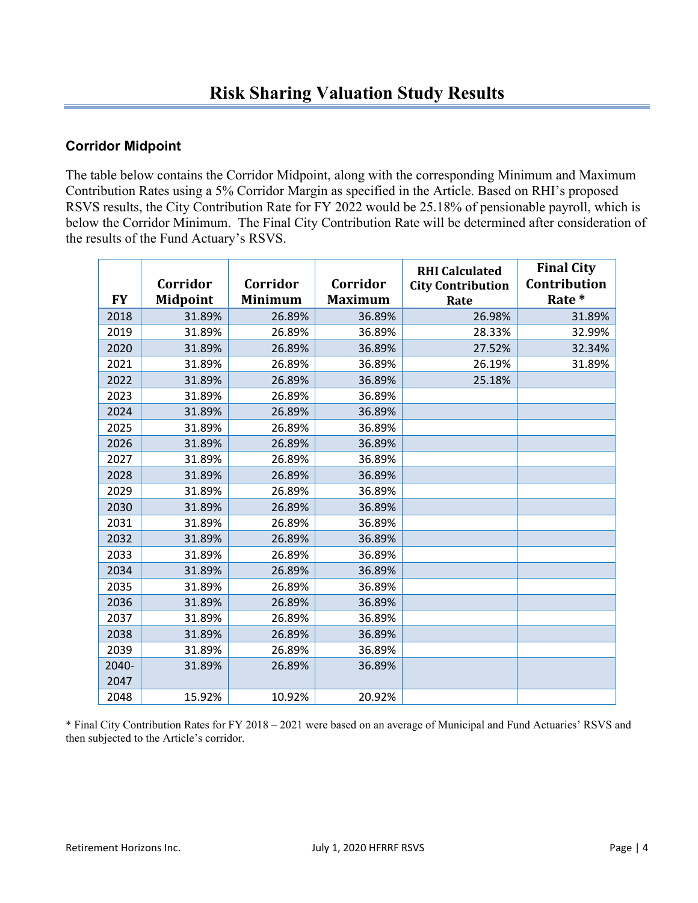# Risk Sharing Valuation Study Results

## Corridor Midpoint

The table below contains the Corridor Midpoint, along with the corresponding Minimum and Maximum Contribution Rates using a 5% Corridor Margin as specified in the Article. Based on RHI's proposed RSVS results, the City Contribution Rate for FY 2022 would be 25.18% of pensionable payroll, which is below the Corridor Minimum. The Final City Contribution Rate will be determined after consideration of the results of the Fund Actuary's RSVS.

| FY | Corridor Midpoint | Corridor Minimum | Corridor Maximum | RHI Calculated City Contribution Rate | Final City Contribution Rate * |
|---|---|---|---|---|---|
| 2018 | 31.89% | 26.89% | 36.89% | 26.98% | 31.89% |
| 2019 | 31.89% | 26.89% | 36.89% | 28.33% | 32.99% |
| 2020 | 31.89% | 26.89% | 36.89% | 27.52% | 32.34% |
| 2021 | 31.89% | 26.89% | 36.89% | 26.19% | 31.89% |
| 2022 | 31.89% | 26.89% | 36.89% | 25.18% | |
| 2023 | 31.89% | 26.89% | 36.89% | | |
| 2024 | 31.89% | 26.89% | 36.89% | | |
| 2025 | 31.89% | 26.89% | 36.89% | | |
| 2026 | 31.89% | 26.89% | 36.89% | | |
| 2027 | 31.89% | 26.89% | 36.89% | | |
| 2028 | 31.89% | 26.89% | 36.89% | | |
| 2029 | 31.89% | 26.89% | 36.89% | | |
| 2030 | 31.89% | 26.89% | 36.89% | | |
| 2031 | 31.89% | 26.89% | 36.89% | | |
| 2032 | 31.89% | 26.89% | 36.89% | | |
| 2033 | 31.89% | 26.89% | 36.89% | | |
| 2034 | 31.89% | 26.89% | 36.89% | | |
| 2035 | 31.89% | 26.89% | 36.89% | | |
| 2036 | 31.89% | 26.89% | 36.89% | | |
| 2037 | 31.89% | 26.89% | 36.89% | | |
| 2038 | 31.89% | 26.89% | 36.89% | | |
| 2039 | 31.89% | 26.89% | 36.89% | | |
| 2040-2047 | 31.89% | 26.89% | 36.89% | | |
| 2048 | 15.92% | 10.92% | 20.92% | | |

* Final City Contribution Rates for FY 2018 – 2021 were based on an average of Municipal and Fund Actuaries' RSVS and then subjected to the Article's corridor.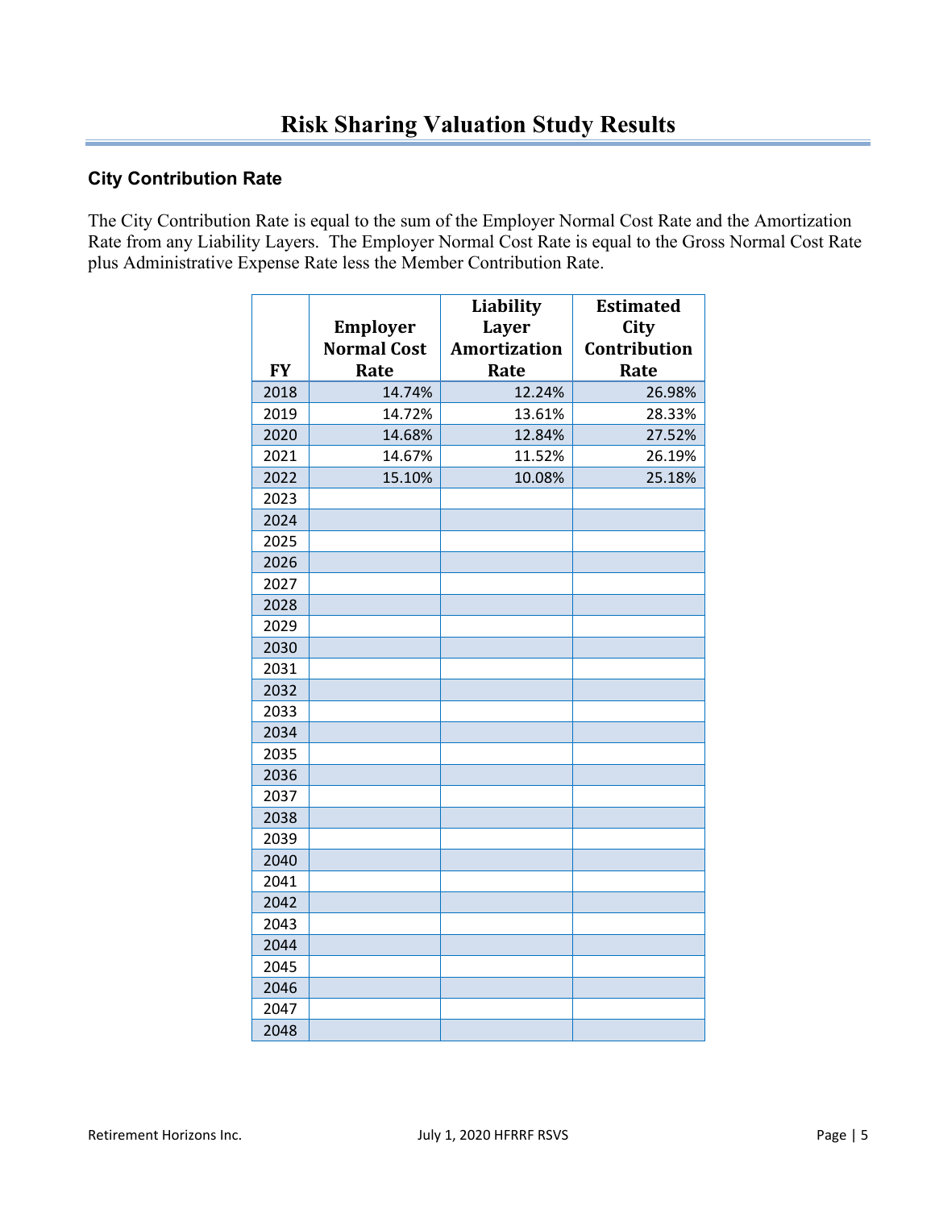# Risk Sharing Valuation Study Results

### City Contribution Rate

The City Contribution Rate is equal to the sum of the Employer Normal Cost Rate and the Amortization Rate from any Liability Layers. The Employer Normal Cost Rate is equal to the Gross Normal Cost Rate plus Administrative Expense Rate less the Member Contribution Rate.

| FY | Employer Normal Cost Rate | Liability Layer Amortization Rate | Estimated City Contribution Rate |
|---|---|---|---|
| 2018 | 14.74% | 12.24% | 26.98% |
| 2019 | 14.72% | 13.61% | 28.33% |
| 2020 | 14.68% | 12.84% | 27.52% |
| 2021 | 14.67% | 11.52% | 26.19% |
| 2022 | 15.10% | 10.08% | 25.18% |
| 2023 | | | |
| 2024 | | | |
| 2025 | | | |
| 2026 | | | |
| 2027 | | | |
| 2028 | | | |
| 2029 | | | |
| 2030 | | | |
| 2031 | | | |
| 2032 | | | |
| 2033 | | | |
| 2034 | | | |
| 2035 | | | |
| 2036 | | | |
| 2037 | | | |
| 2038 | | | |
| 2039 | | | |
| 2040 | | | |
| 2041 | | | |
| 2042 | | | |
| 2043 | | | |
| 2044 | | | |
| 2045 | | | |
| 2046 | | | |
| 2047 | | | |
| 2048 | | | |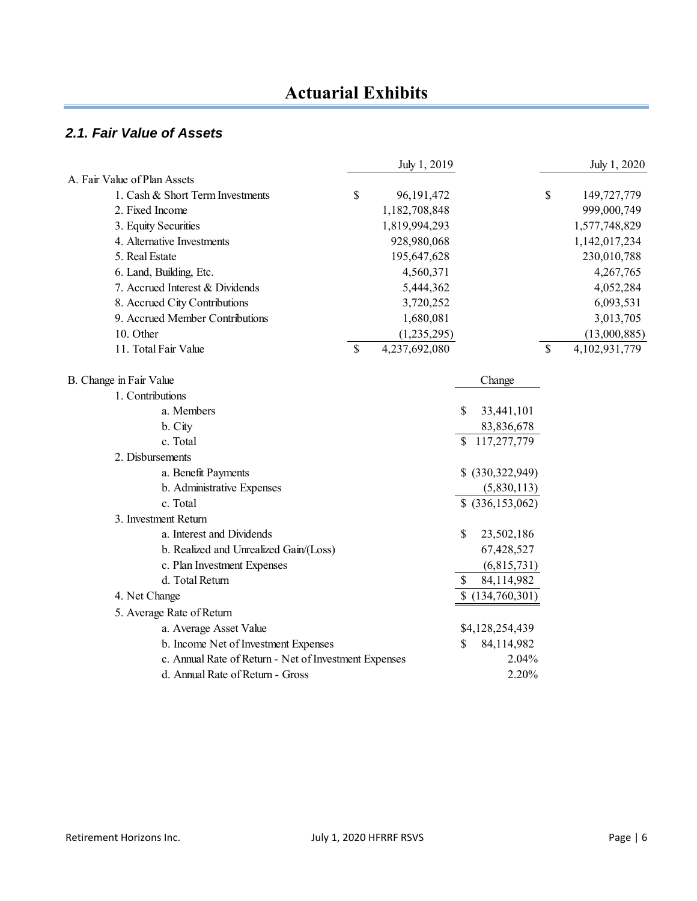# Actuarial Exhibits

## *2.1. Fair Value of Assets*

| | July 1, 2019 | July 1, 2020 |
|---|---|---|
| A. Fair Value of Plan Assets | | |
| 1. Cash & Short Term Investments | $ 96,191,472 | $ 149,727,779 |
| 2. Fixed Income | 1,182,708,848 | 999,000,749 |
| 3. Equity Securities | 1,819,994,293 | 1,577,748,829 |
| 4. Alternative Investments | 928,980,068 | 1,142,017,234 |
| 5. Real Estate | 195,647,628 | 230,010,788 |
| 6. Land, Building, Etc. | 4,560,371 | 4,267,765 |
| 7. Accrued Interest & Dividends | 5,444,362 | 4,052,284 |
| 8. Accrued City Contributions | 3,720,252 | 6,093,531 |
| 9. Accrued Member Contributions | 1,680,081 | 3,013,705 |
| 10. Other | (1,235,295) | (13,000,885) |
| 11. Total Fair Value | $ 4,237,692,080 | $ 4,102,931,779 |

| B. Change in Fair Value | Change |
|---|---|
| 1. Contributions | |
| a. Members | $ 33,441,101 |
| b. City | 83,836,678 |
| c. Total | $ 117,277,779 |
| 2. Disbursements | |
| a. Benefit Payments | $ (330,322,949) |
| b. Administrative Expenses | (5,830,113) |
| c. Total | $ (336,153,062) |
| 3. Investment Return | |
| a. Interest and Dividends | $ 23,502,186 |
| b. Realized and Unrealized Gain/(Loss) | 67,428,527 |
| c. Plan Investment Expenses | (6,815,731) |
| d. Total Return | $ 84,114,982 |
| 4. Net Change | $ (134,760,301) |
| 5. Average Rate of Return | |
| a. Average Asset Value | $4,128,254,439 |
| b. Income Net of Investment Expenses | $ 84,114,982 |
| c. Annual Rate of Return - Net of Investment Expenses | 2.04% |
| d. Annual Rate of Return - Gross | 2.20% |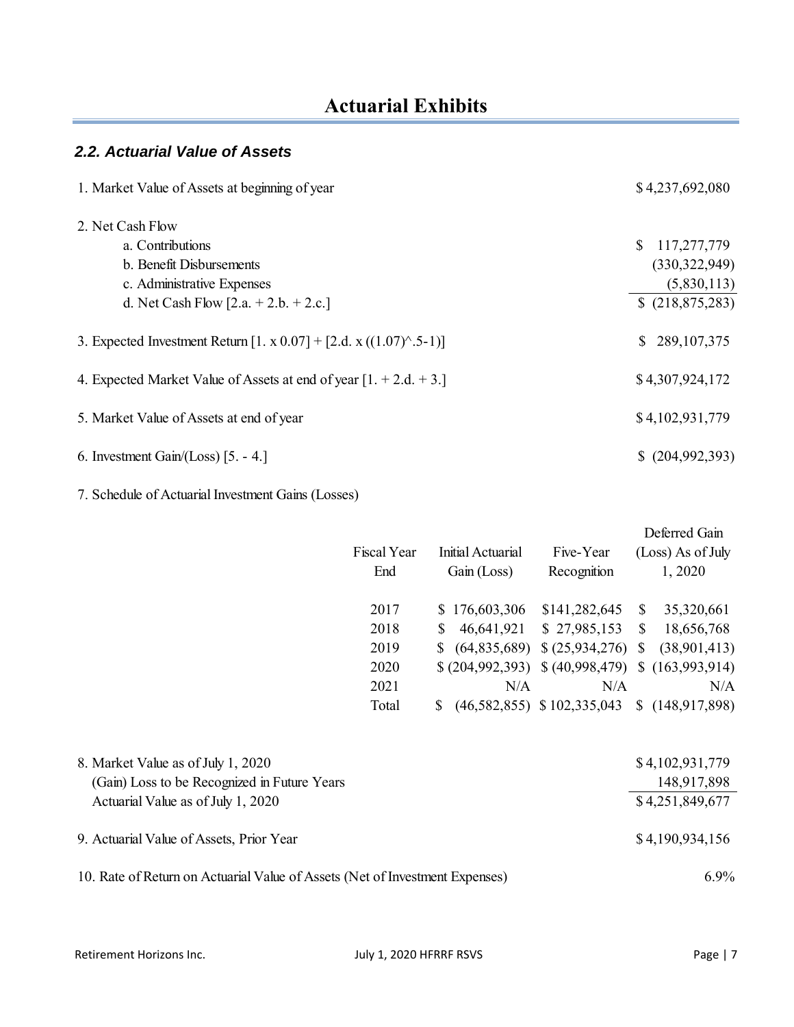# Actuarial Exhibits

## *2.2. Actuarial Value of Assets*

| | |
|---|---|
| 1. Market Value of Assets at beginning of year | $ 4,237,692,080 |
| 2. Net Cash Flow | |
| a. Contributions | $ 117,277,779 |
| b. Benefit Disbursements | (330,322,949) |
| c. Administrative Expenses | (5,830,113) |
| d. Net Cash Flow [2.a. + 2.b. + 2.c.] | $ (218,875,283) |
| 3. Expected Investment Return [1. x 0.07] + [2.d. x ((1.07)^.5-1)] | $ 289,107,375 |
| 4. Expected Market Value of Assets at end of year [1. + 2.d. + 3.] | $ 4,307,924,172 |
| 5. Market Value of Assets at end of year | $ 4,102,931,779 |
| 6. Investment Gain/(Loss) [5. - 4.] | $ (204,992,393) |

7. Schedule of Actuarial Investment Gains (Losses)

| Fiscal Year End | Initial Actuarial Gain (Loss) | Five-Year Recognition | Deferred Gain (Loss) As of July 1, 2020 |
|---|---|---|---|
| 2017 | $ 176,603,306 | $141,282,645 | $ 35,320,661 |
| 2018 | $ 46,641,921 | $ 27,985,153 | $ 18,656,768 |
| 2019 | $ (64,835,689) | $ (25,934,276) | $ (38,901,413) |
| 2020 | $ (204,992,393) | $ (40,998,479) | $ (163,993,914) |
| 2021 | N/A | N/A | N/A |
| Total | $ (46,582,855) | $ 102,335,043 | $ (148,917,898) |

| | |
|---|---|
| 8. Market Value as of July 1, 2020 | $ 4,102,931,779 |
| (Gain) Loss to be Recognized in Future Years | 148,917,898 |
| Actuarial Value as of July 1, 2020 | $ 4,251,849,677 |
| 9. Actuarial Value of Assets, Prior Year | $ 4,190,934,156 |
| 10. Rate of Return on Actuarial Value of Assets (Net of Investment Expenses) | 6.9% |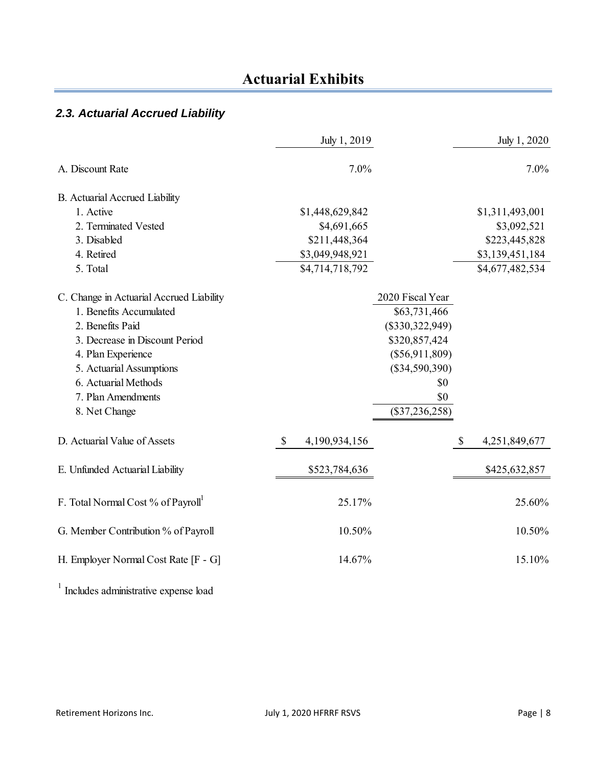# Actuarial Exhibits

### *2.3. Actuarial Accrued Liability*

| | July 1, 2019 | | July 1, 2020 |
|---|---|---|---|
| A. Discount Rate | 7.0% | | 7.0% |
| B. Actuarial Accrued Liability | | | |
| 1. Active | $1,448,629,842 | | $1,311,493,001 |
| 2. Terminated Vested | $4,691,665 | | $3,092,521 |
| 3. Disabled | $211,448,364 | | $223,445,828 |
| 4. Retired | $3,049,948,921 | | $3,139,451,184 |
| 5. Total | $4,714,718,792 | | $4,677,482,534 |
| C. Change in Actuarial Accrued Liability | | 2020 Fiscal Year | |
| 1. Benefits Accumulated | | $63,731,466 | |
| 2. Benefits Paid | | ($330,322,949) | |
| 3. Decrease in Discount Period | | $320,857,424 | |
| 4. Plan Experience | | ($56,911,809) | |
| 5. Actuarial Assumptions | | ($34,590,390) | |
| 6. Actuarial Methods | | $0 | |
| 7. Plan Amendments | | $0 | |
| 8. Net Change | | ($37,236,258) | |
| D. Actuarial Value of Assets | $ 4,190,934,156 | | $ 4,251,849,677 |
| E. Unfunded Actuarial Liability | $523,784,636 | | $425,632,857 |
| F. Total Normal Cost % of Payroll[1] | 25.17% | | 25.60% |
| G. Member Contribution % of Payroll | 10.50% | | 10.50% |
| H. Employer Normal Cost Rate [F - G] | 14.67% | | 15.10% |

[1] Includes administrative expense load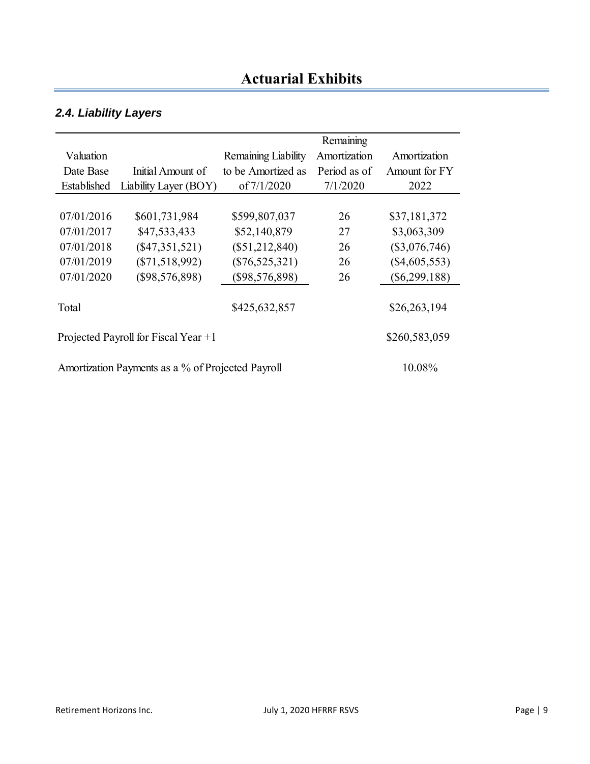# Actuarial Exhibits

### *2.4. Liability Layers*

| Valuation Date Base Established | Initial Amount of Liability Layer (BOY) | Remaining Liability to be Amortized as of 7/1/2020 | Remaining Amortization Period as of 7/1/2020 | Amortization Amount for FY 2022 |
|---|---|---|---|---|
| 07/01/2016 | $601,731,984 | $599,807,037 | 26 | $37,181,372 |
| 07/01/2017 | $47,533,433 | $52,140,879 | 27 | $3,063,309 |
| 07/01/2018 | ($47,351,521) | ($51,212,840) | 26 | ($3,076,746) |
| 07/01/2019 | ($71,518,992) | ($76,525,321) | 26 | ($4,605,553) |
| 07/01/2020 | ($98,576,898) | ($98,576,898) | 26 | ($6,299,188) |
| Total | | $425,632,857 | | $26,263,194 |
| Projected Payroll for Fiscal Year +1 | | | | $260,583,059 |
| Amortization Payments as a % of Projected Payroll | | | | 10.08% |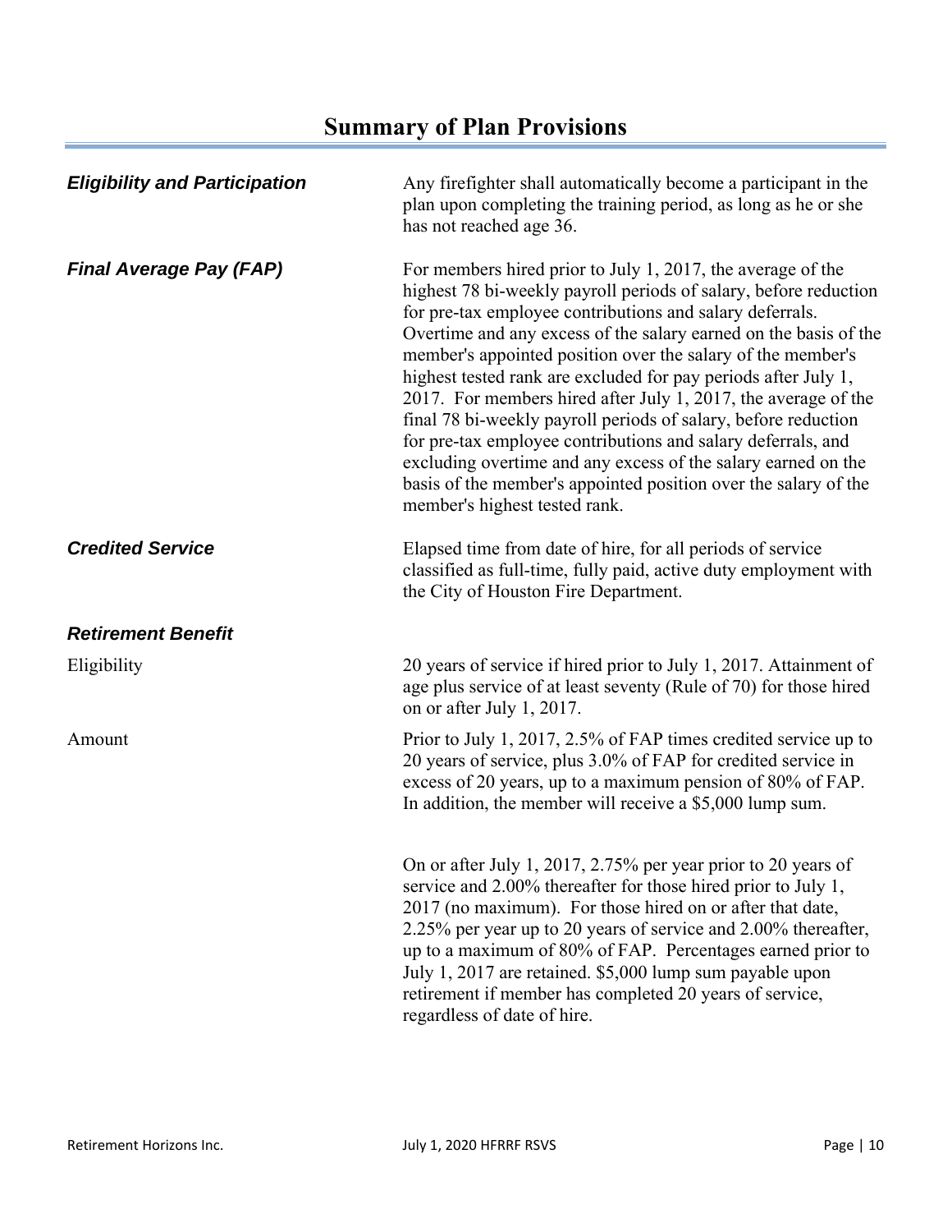# Summary of Plan Provisions

***Eligibility and Participation***

Any firefighter shall automatically become a participant in the plan upon completing the training period, as long as he or she has not reached age 36.

***Final Average Pay (FAP)***

For members hired prior to July 1, 2017, the average of the highest 78 bi-weekly payroll periods of salary, before reduction for pre-tax employee contributions and salary deferrals. Overtime and any excess of the salary earned on the basis of the member's appointed position over the salary of the member's highest tested rank are excluded for pay periods after July 1, 2017. For members hired after July 1, 2017, the average of the final 78 bi-weekly payroll periods of salary, before reduction for pre-tax employee contributions and salary deferrals, and excluding overtime and any excess of the salary earned on the basis of the member's appointed position over the salary of the member's highest tested rank.

***Credited Service***

Elapsed time from date of hire, for all periods of service classified as full-time, fully paid, active duty employment with the City of Houston Fire Department.

***Retirement Benefit***

Eligibility

20 years of service if hired prior to July 1, 2017. Attainment of age plus service of at least seventy (Rule of 70) for those hired on or after July 1, 2017.

Amount

Prior to July 1, 2017, 2.5% of FAP times credited service up to 20 years of service, plus 3.0% of FAP for credited service in excess of 20 years, up to a maximum pension of 80% of FAP. In addition, the member will receive a $5,000 lump sum.

On or after July 1, 2017, 2.75% per year prior to 20 years of service and 2.00% thereafter for those hired prior to July 1, 2017 (no maximum). For those hired on or after that date, 2.25% per year up to 20 years of service and 2.00% thereafter, up to a maximum of 80% of FAP. Percentages earned prior to July 1, 2017 are retained. $5,000 lump sum payable upon retirement if member has completed 20 years of service, regardless of date of hire.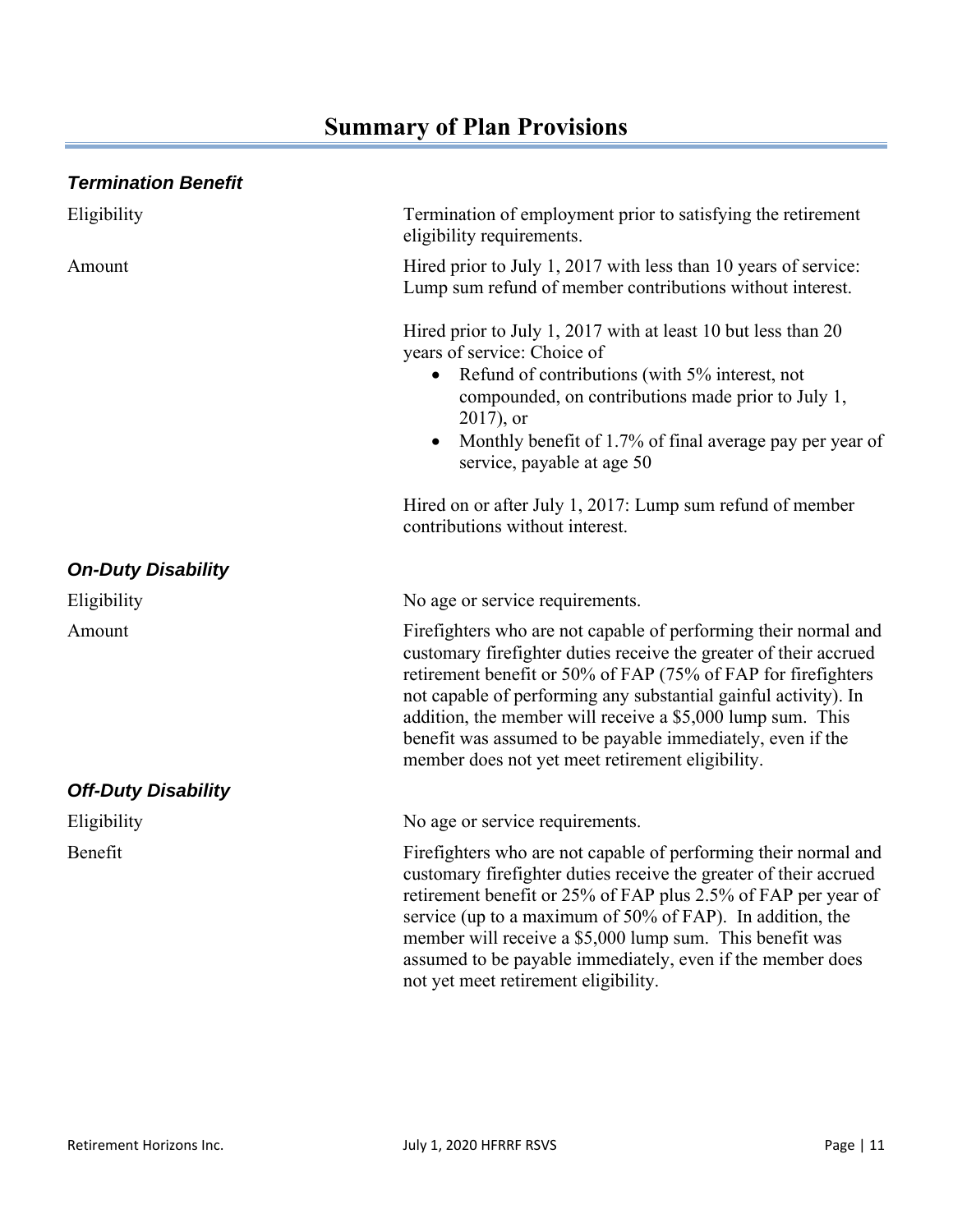# Summary of Plan Provisions

### *Termination Benefit*

| | |
|---|---|
| Eligibility | Termination of employment prior to satisfying the retirement eligibility requirements. |
| Amount | Hired prior to July 1, 2017 with less than 10 years of service: Lump sum refund of member contributions without interest.<br><br>Hired prior to July 1, 2017 with at least 10 but less than 20 years of service: Choice of<br>• Refund of contributions (with 5% interest, not compounded, on contributions made prior to July 1, 2017), or<br>• Monthly benefit of 1.7% of final average pay per year of service, payable at age 50<br><br>Hired on or after July 1, 2017: Lump sum refund of member contributions without interest. |

### *On-Duty Disability*

| | |
|---|---|
| Eligibility | No age or service requirements. |
| Amount | Firefighters who are not capable of performing their normal and customary firefighter duties receive the greater of their accrued retirement benefit or 50% of FAP (75% of FAP for firefighters not capable of performing any substantial gainful activity). In addition, the member will receive a $5,000 lump sum. This benefit was assumed to be payable immediately, even if the member does not yet meet retirement eligibility. |

### *Off-Duty Disability*

| | |
|---|---|
| Eligibility | No age or service requirements. |
| Benefit | Firefighters who are not capable of performing their normal and customary firefighter duties receive the greater of their accrued retirement benefit or 25% of FAP plus 2.5% of FAP per year of service (up to a maximum of 50% of FAP). In addition, the member will receive a $5,000 lump sum. This benefit was assumed to be payable immediately, even if the member does not yet meet retirement eligibility. |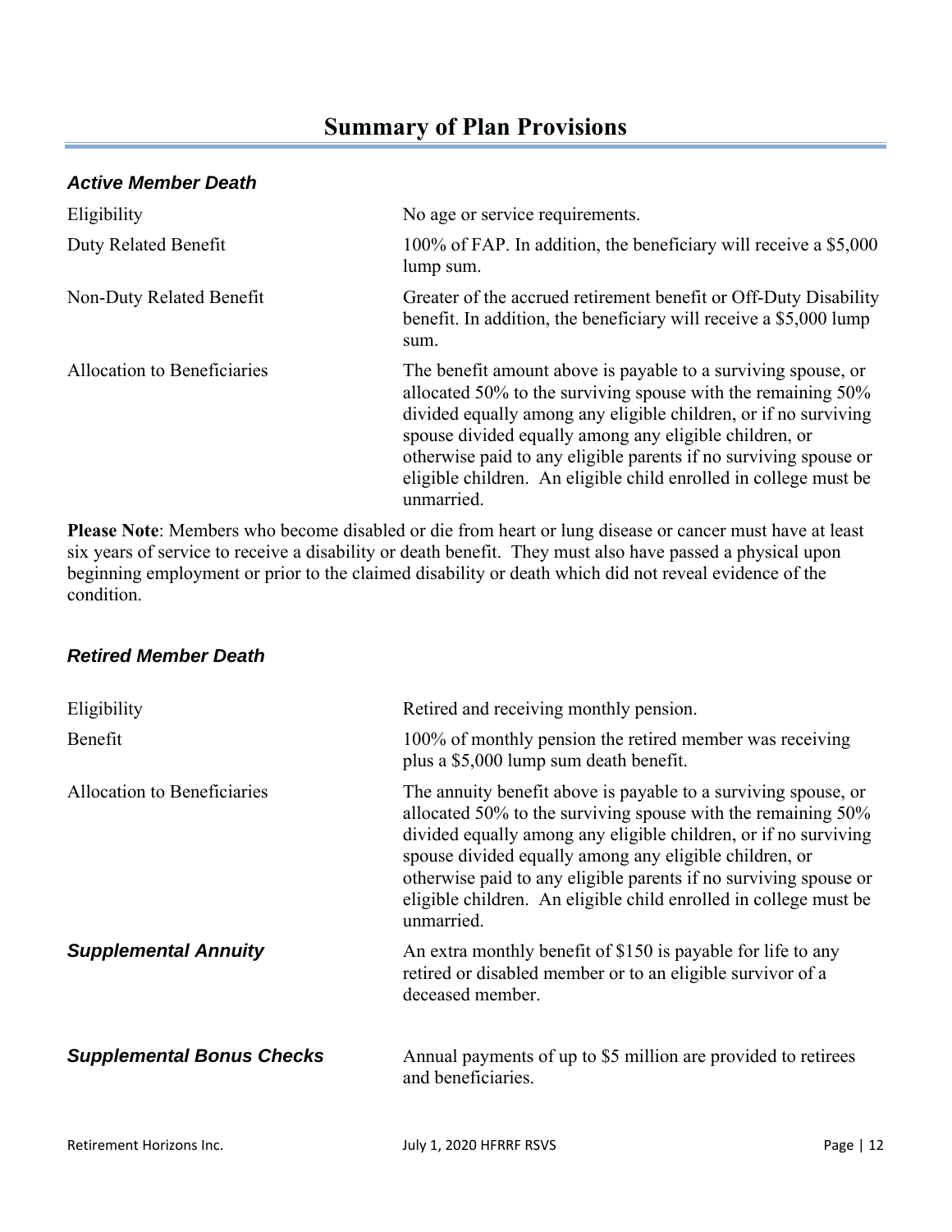## Summary of Plan Provisions

### *Active Member Death*

| | |
|---|---|
| Eligibility | No age or service requirements. |
| Duty Related Benefit | 100% of FAP. In addition, the beneficiary will receive a $5,000 lump sum. |
| Non-Duty Related Benefit | Greater of the accrued retirement benefit or Off-Duty Disability benefit. In addition, the beneficiary will receive a $5,000 lump sum. |
| Allocation to Beneficiaries | The benefit amount above is payable to a surviving spouse, or allocated 50% to the surviving spouse with the remaining 50% divided equally among any eligible children, or if no surviving spouse divided equally among any eligible children, or otherwise paid to any eligible parents if no surviving spouse or eligible children. An eligible child enrolled in college must be unmarried. |

**Please Note**: Members who become disabled or die from heart or lung disease or cancer must have at least six years of service to receive a disability or death benefit. They must also have passed a physical upon beginning employment or prior to the claimed disability or death which did not reveal evidence of the condition.

### *Retired Member Death*

| | |
|---|---|
| Eligibility | Retired and receiving monthly pension. |
| Benefit | 100% of monthly pension the retired member was receiving plus a $5,000 lump sum death benefit. |
| Allocation to Beneficiaries | The annuity benefit above is payable to a surviving spouse, or allocated 50% to the surviving spouse with the remaining 50% divided equally among any eligible children, or if no surviving spouse divided equally among any eligible children, or otherwise paid to any eligible parents if no surviving spouse or eligible children. An eligible child enrolled in college must be unmarried. |
| ***Supplemental Annuity*** | An extra monthly benefit of $150 is payable for life to any retired or disabled member or to an eligible survivor of a deceased member. |
| ***Supplemental Bonus Checks*** | Annual payments of up to $5 million are provided to retirees and beneficiaries. |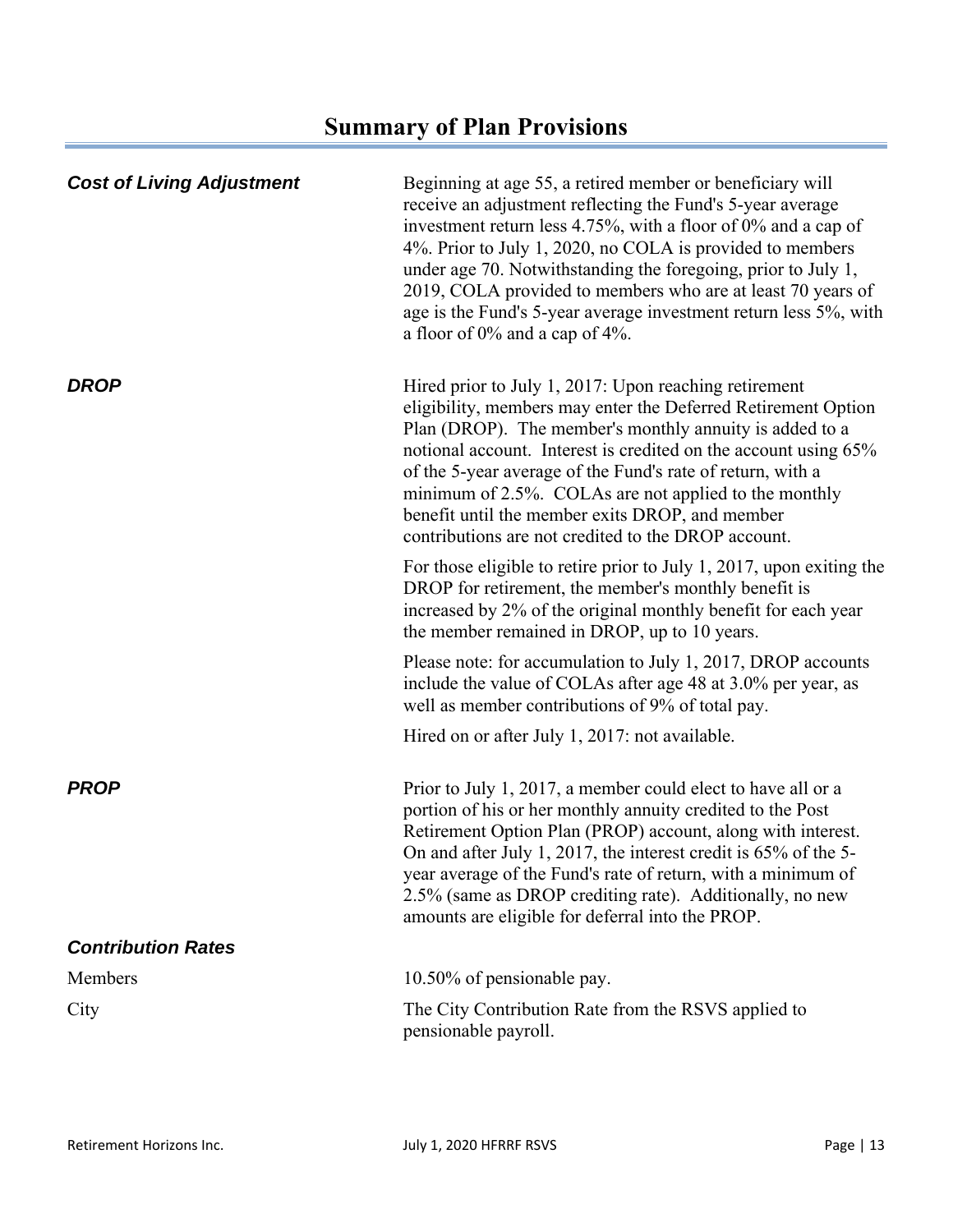## Summary of Plan Provisions

***Cost of Living Adjustment***

Beginning at age 55, a retired member or beneficiary will receive an adjustment reflecting the Fund's 5-year average investment return less 4.75%, with a floor of 0% and a cap of 4%. Prior to July 1, 2020, no COLA is provided to members under age 70. Notwithstanding the foregoing, prior to July 1, 2019, COLA provided to members who are at least 70 years of age is the Fund's 5-year average investment return less 5%, with a floor of 0% and a cap of 4%.

***DROP***

Hired prior to July 1, 2017: Upon reaching retirement eligibility, members may enter the Deferred Retirement Option Plan (DROP). The member's monthly annuity is added to a notional account. Interest is credited on the account using 65% of the 5-year average of the Fund's rate of return, with a minimum of 2.5%. COLAs are not applied to the monthly benefit until the member exits DROP, and member contributions are not credited to the DROP account.

For those eligible to retire prior to July 1, 2017, upon exiting the DROP for retirement, the member's monthly benefit is increased by 2% of the original monthly benefit for each year the member remained in DROP, up to 10 years.

Please note: for accumulation to July 1, 2017, DROP accounts include the value of COLAs after age 48 at 3.0% per year, as well as member contributions of 9% of total pay.

Hired on or after July 1, 2017: not available.

***PROP***

Prior to July 1, 2017, a member could elect to have all or a portion of his or her monthly annuity credited to the Post Retirement Option Plan (PROP) account, along with interest. On and after July 1, 2017, the interest credit is 65% of the 5-year average of the Fund's rate of return, with a minimum of 2.5% (same as DROP crediting rate). Additionally, no new amounts are eligible for deferral into the PROP.

***Contribution Rates***

Members — 10.50% of pensionable pay.

City — The City Contribution Rate from the RSVS applied to pensionable payroll.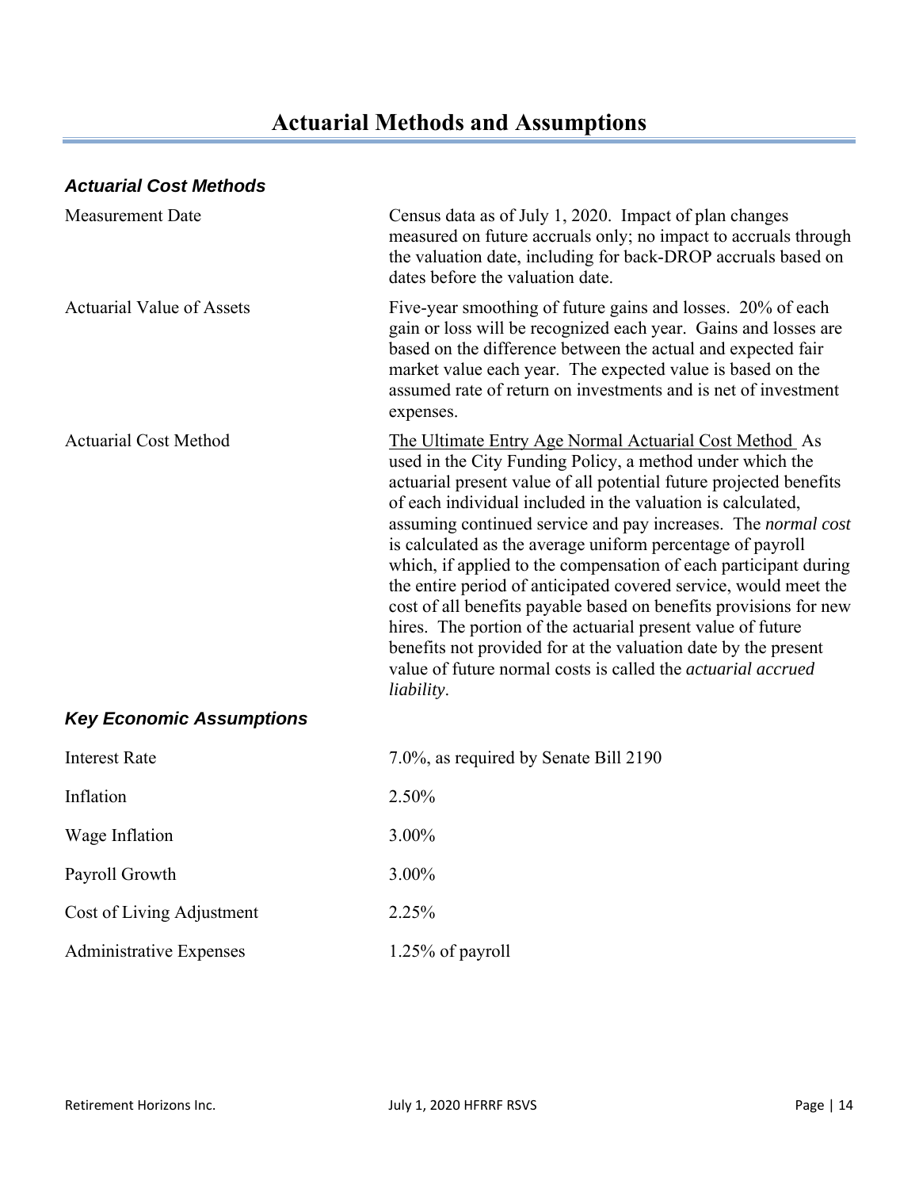# Actuarial Methods and Assumptions

### *Actuarial Cost Methods*

| | |
|---|---|
| Measurement Date | Census data as of July 1, 2020. Impact of plan changes measured on future accruals only; no impact to accruals through the valuation date, including for back-DROP accruals based on dates before the valuation date. |
| Actuarial Value of Assets | Five-year smoothing of future gains and losses. 20% of each gain or loss will be recognized each year. Gains and losses are based on the difference between the actual and expected fair market value each year. The expected value is based on the assumed rate of return on investments and is net of investment expenses. |
| Actuarial Cost Method | The Ultimate Entry Age Normal Actuarial Cost Method As used in the City Funding Policy, a method under which the actuarial present value of all potential future projected benefits of each individual included in the valuation is calculated, assuming continued service and pay increases. The *normal cost* is calculated as the average uniform percentage of payroll which, if applied to the compensation of each participant during the entire period of anticipated covered service, would meet the cost of all benefits payable based on benefits provisions for new hires. The portion of the actuarial present value of future benefits not provided for at the valuation date by the present value of future normal costs is called the *actuarial accrued liability*. |

### *Key Economic Assumptions*

| | |
|---|---|
| Interest Rate | 7.0%, as required by Senate Bill 2190 |
| Inflation | 2.50% |
| Wage Inflation | 3.00% |
| Payroll Growth | 3.00% |
| Cost of Living Adjustment | 2.25% |
| Administrative Expenses | 1.25% of payroll |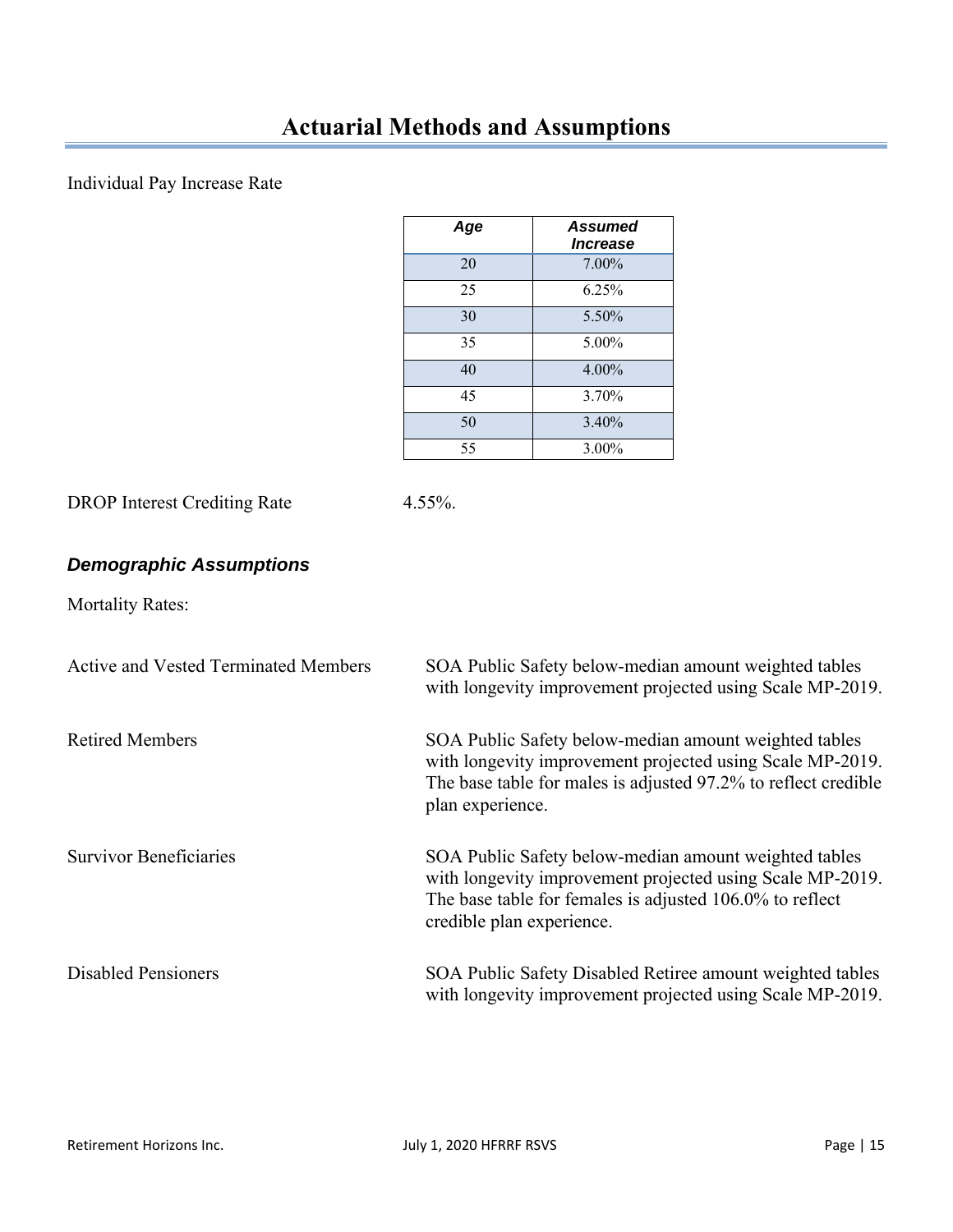# Actuarial Methods and Assumptions

Individual Pay Increase Rate

| *Age* | *Assumed Increase* |
|---|---|
| 20 | 7.00% |
| 25 | 6.25% |
| 30 | 5.50% |
| 35 | 5.00% |
| 40 | 4.00% |
| 45 | 3.70% |
| 50 | 3.40% |
| 55 | 3.00% |

DROP Interest Crediting Rate 4.55%.

### *Demographic Assumptions*

Mortality Rates:

Active and Vested Terminated Members: SOA Public Safety below-median amount weighted tables with longevity improvement projected using Scale MP-2019.

Retired Members: SOA Public Safety below-median amount weighted tables with longevity improvement projected using Scale MP-2019. The base table for males is adjusted 97.2% to reflect credible plan experience.

Survivor Beneficiaries: SOA Public Safety below-median amount weighted tables with longevity improvement projected using Scale MP-2019. The base table for females is adjusted 106.0% to reflect credible plan experience.

Disabled Pensioners: SOA Public Safety Disabled Retiree amount weighted tables with longevity improvement projected using Scale MP-2019.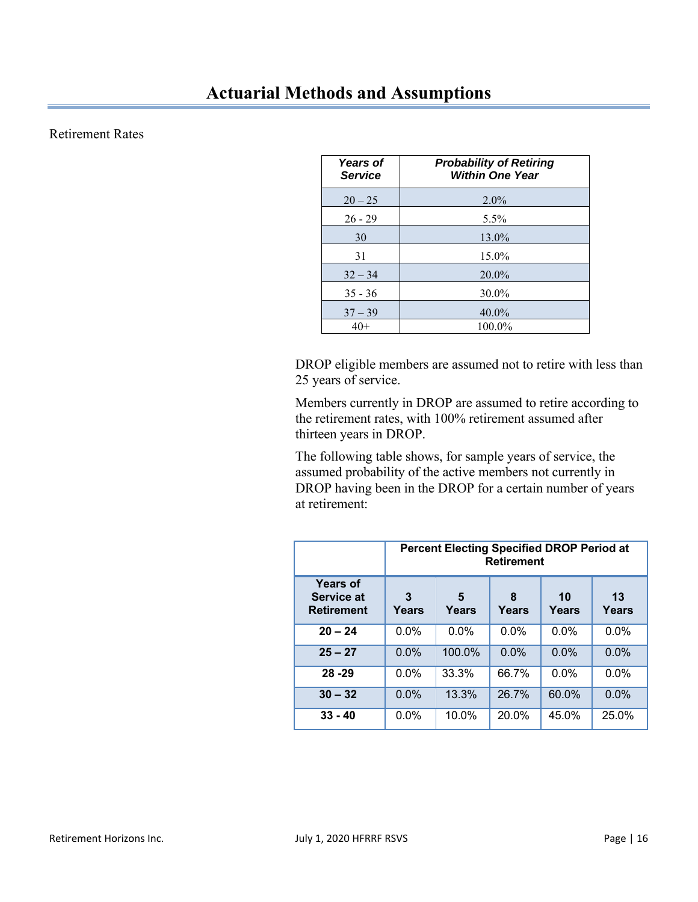# Actuarial Methods and Assumptions

Retirement Rates

| *Years of Service* | *Probability of Retiring Within One Year* |
| --- | --- |
| 20 – 25 | 2.0% |
| 26 - 29 | 5.5% |
| 30 | 13.0% |
| 31 | 15.0% |
| 32 – 34 | 20.0% |
| 35 - 36 | 30.0% |
| 37 – 39 | 40.0% |
| 40+ | 100.0% |

DROP eligible members are assumed not to retire with less than 25 years of service.

Members currently in DROP are assumed to retire according to the retirement rates, with 100% retirement assumed after thirteen years in DROP.

The following table shows, for sample years of service, the assumed probability of the active members not currently in DROP having been in the DROP for a certain number of years at retirement:

| | **Percent Electing Specified DROP Period at Retirement** | | | | |
| --- | --- | --- | --- | --- | --- |
| **Years of Service at Retirement** | **3 Years** | **5 Years** | **8 Years** | **10 Years** | **13 Years** |
| **20 – 24** | 0.0% | 0.0% | 0.0% | 0.0% | 0.0% |
| **25 – 27** | 0.0% | 100.0% | 0.0% | 0.0% | 0.0% |
| **28 -29** | 0.0% | 33.3% | 66.7% | 0.0% | 0.0% |
| **30 – 32** | 0.0% | 13.3% | 26.7% | 60.0% | 0.0% |
| **33 - 40** | 0.0% | 10.0% | 20.0% | 45.0% | 25.0% |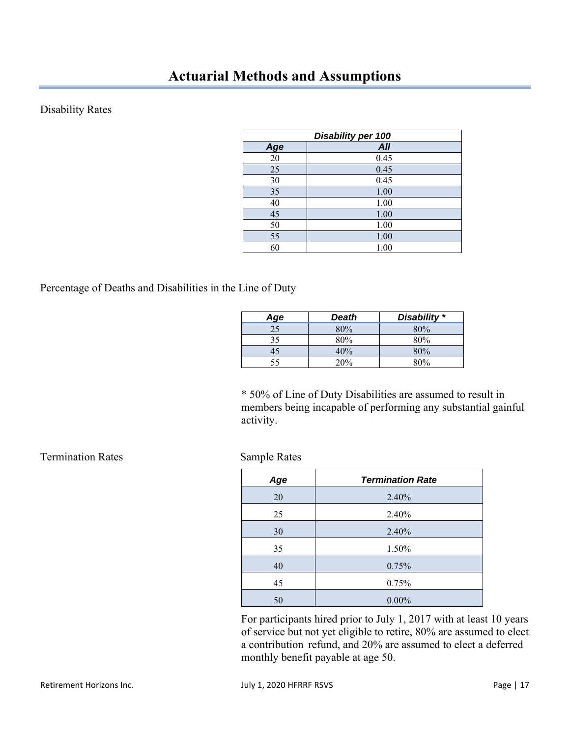# Actuarial Methods and Assumptions

Disability Rates

| *Disability per 100* | |
|---|---|
| ***Age*** | ***All*** |
| 20 | 0.45 |
| 25 | 0.45 |
| 30 | 0.45 |
| 35 | 1.00 |
| 40 | 1.00 |
| 45 | 1.00 |
| 50 | 1.00 |
| 55 | 1.00 |
| 60 | 1.00 |

Percentage of Deaths and Disabilities in the Line of Duty

| *Age* | *Death* | *Disability \** |
|---|---|---|
| 25 | 80% | 80% |
| 35 | 80% | 80% |
| 45 | 40% | 80% |
| 55 | 20% | 80% |

\* 50% of Line of Duty Disabilities are assumed to result in members being incapable of performing any substantial gainful activity.

Termination Rates

Sample Rates

| *Age* | *Termination Rate* |
|---|---|
| 20 | 2.40% |
| 25 | 2.40% |
| 30 | 2.40% |
| 35 | 1.50% |
| 40 | 0.75% |
| 45 | 0.75% |
| 50 | 0.00% |

For participants hired prior to July 1, 2017 with at least 10 years of service but not yet eligible to retire, 80% are assumed to elect a contribution refund, and 20% are assumed to elect a deferred monthly benefit payable at age 50.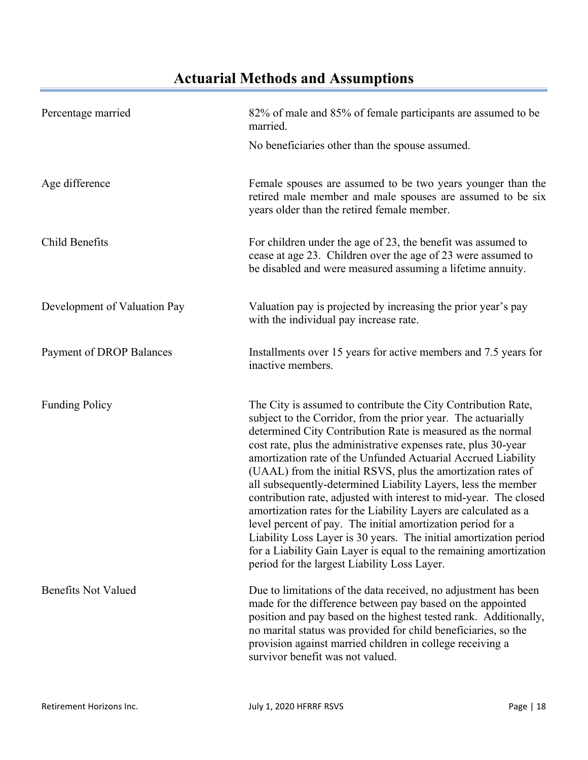# Actuarial Methods and Assumptions

| | |
|---|---|
| Percentage married | 82% of male and 85% of female participants are assumed to be married.<br><br>No beneficiaries other than the spouse assumed. |
| Age difference | Female spouses are assumed to be two years younger than the retired male member and male spouses are assumed to be six years older than the retired female member. |
| Child Benefits | For children under the age of 23, the benefit was assumed to cease at age 23. Children over the age of 23 were assumed to be disabled and were measured assuming a lifetime annuity. |
| Development of Valuation Pay | Valuation pay is projected by increasing the prior year's pay with the individual pay increase rate. |
| Payment of DROP Balances | Installments over 15 years for active members and 7.5 years for inactive members. |
| Funding Policy | The City is assumed to contribute the City Contribution Rate, subject to the Corridor, from the prior year. The actuarially determined City Contribution Rate is measured as the normal cost rate, plus the administrative expenses rate, plus 30-year amortization rate of the Unfunded Actuarial Accrued Liability (UAAL) from the initial RSVS, plus the amortization rates of all subsequently-determined Liability Layers, less the member contribution rate, adjusted with interest to mid-year. The closed amortization rates for the Liability Layers are calculated as a level percent of pay. The initial amortization period for a Liability Loss Layer is 30 years. The initial amortization period for a Liability Gain Layer is equal to the remaining amortization period for the largest Liability Loss Layer. |
| Benefits Not Valued | Due to limitations of the data received, no adjustment has been made for the difference between pay based on the appointed position and pay based on the highest tested rank. Additionally, no marital status was provided for child beneficiaries, so the provision against married children in college receiving a survivor benefit was not valued. |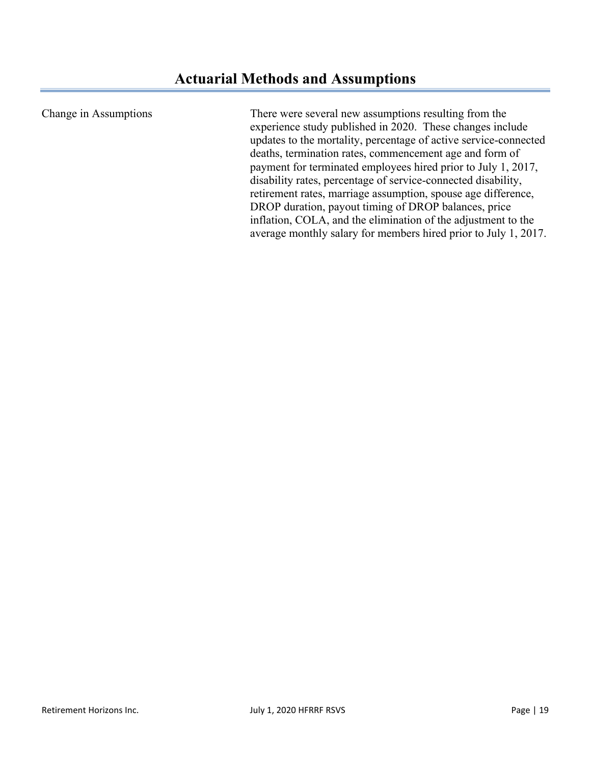# Actuarial Methods and Assumptions

| | |
|---|---|
| Change in Assumptions | There were several new assumptions resulting from the experience study published in 2020. These changes include updates to the mortality, percentage of active service-connected deaths, termination rates, commencement age and form of payment for terminated employees hired prior to July 1, 2017, disability rates, percentage of service-connected disability, retirement rates, marriage assumption, spouse age difference, DROP duration, payout timing of DROP balances, price inflation, COLA, and the elimination of the adjustment to the average monthly salary for members hired prior to July 1, 2017. |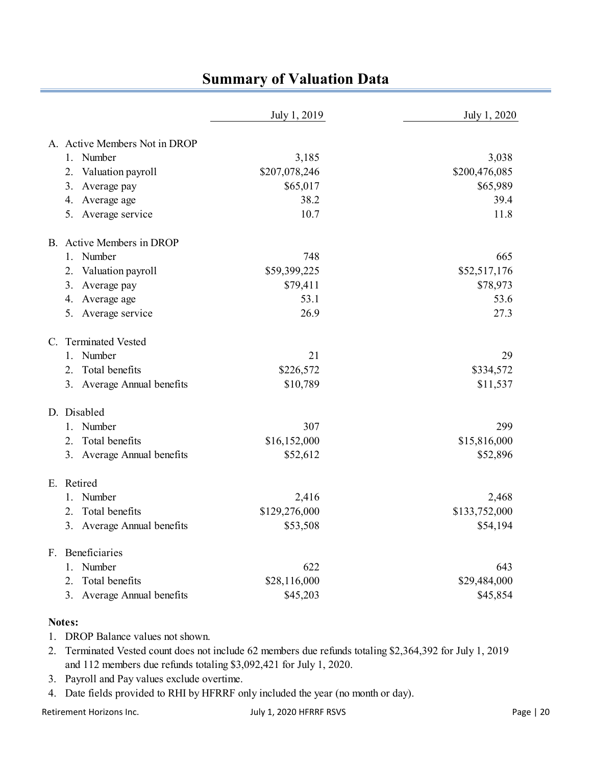# Summary of Valuation Data

| | July 1, 2019 | July 1, 2020 |
|---|---|---|
| **A. Active Members Not in DROP** | | |
| 1. Number | 3,185 | 3,038 |
| 2. Valuation payroll | $207,078,246 | $200,476,085 |
| 3. Average pay | $65,017 | $65,989 |
| 4. Average age | 38.2 | 39.4 |
| 5. Average service | 10.7 | 11.8 |
| **B. Active Members in DROP** | | |
| 1. Number | 748 | 665 |
| 2. Valuation payroll | $59,399,225 | $52,517,176 |
| 3. Average pay | $79,411 | $78,973 |
| 4. Average age | 53.1 | 53.6 |
| 5. Average service | 26.9 | 27.3 |
| **C. Terminated Vested** | | |
| 1. Number | 21 | 29 |
| 2. Total benefits | $226,572 | $334,572 |
| 3. Average Annual benefits | $10,789 | $11,537 |
| **D. Disabled** | | |
| 1. Number | 307 | 299 |
| 2. Total benefits | $16,152,000 | $15,816,000 |
| 3. Average Annual benefits | $52,612 | $52,896 |
| **E. Retired** | | |
| 1. Number | 2,416 | 2,468 |
| 2. Total benefits | $129,276,000 | $133,752,000 |
| 3. Average Annual benefits | $53,508 | $54,194 |
| **F. Beneficiaries** | | |
| 1. Number | 622 | 643 |
| 2. Total benefits | $28,116,000 | $29,484,000 |
| 3. Average Annual benefits | $45,203 | $45,854 |

**Notes:**

1. DROP Balance values not shown.
2. Terminated Vested count does not include 62 members due refunds totaling $2,364,392 for July 1, 2019 and 112 members due refunds totaling $3,092,421 for July 1, 2020.
3. Payroll and Pay values exclude overtime.
4. Date fields provided to RHI by HFRRF only included the year (no month or day).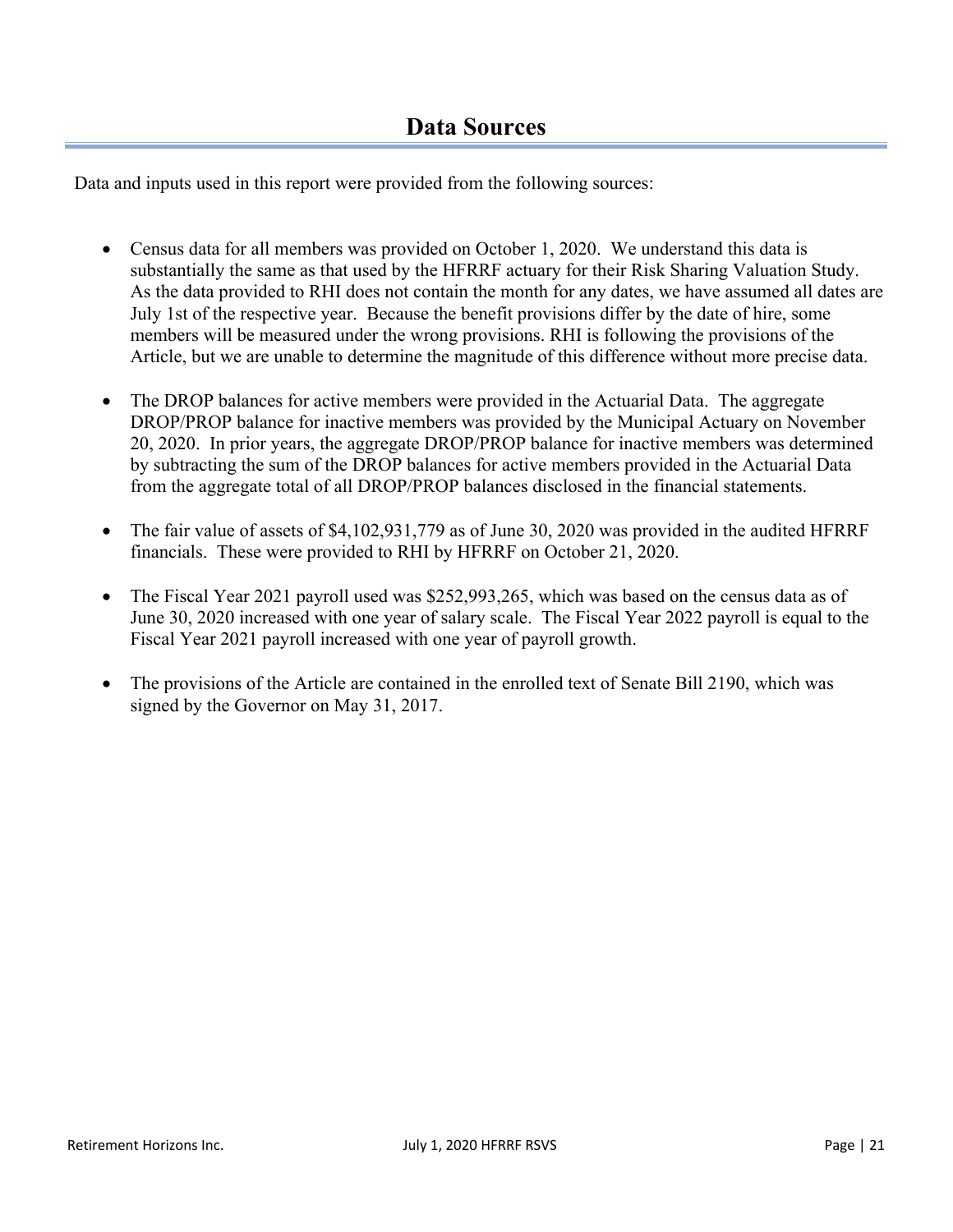# Data Sources

Data and inputs used in this report were provided from the following sources:

- Census data for all members was provided on October 1, 2020. We understand this data is substantially the same as that used by the HFRRF actuary for their Risk Sharing Valuation Study. As the data provided to RHI does not contain the month for any dates, we have assumed all dates are July 1st of the respective year. Because the benefit provisions differ by the date of hire, some members will be measured under the wrong provisions. RHI is following the provisions of the Article, but we are unable to determine the magnitude of this difference without more precise data.

- The DROP balances for active members were provided in the Actuarial Data. The aggregate DROP/PROP balance for inactive members was provided by the Municipal Actuary on November 20, 2020. In prior years, the aggregate DROP/PROP balance for inactive members was determined by subtracting the sum of the DROP balances for active members provided in the Actuarial Data from the aggregate total of all DROP/PROP balances disclosed in the financial statements.

- The fair value of assets of $4,102,931,779 as of June 30, 2020 was provided in the audited HFRRF financials. These were provided to RHI by HFRRF on October 21, 2020.

- The Fiscal Year 2021 payroll used was $252,993,265, which was based on the census data as of June 30, 2020 increased with one year of salary scale. The Fiscal Year 2022 payroll is equal to the Fiscal Year 2021 payroll increased with one year of payroll growth.

- The provisions of the Article are contained in the enrolled text of Senate Bill 2190, which was signed by the Governor on May 31, 2017.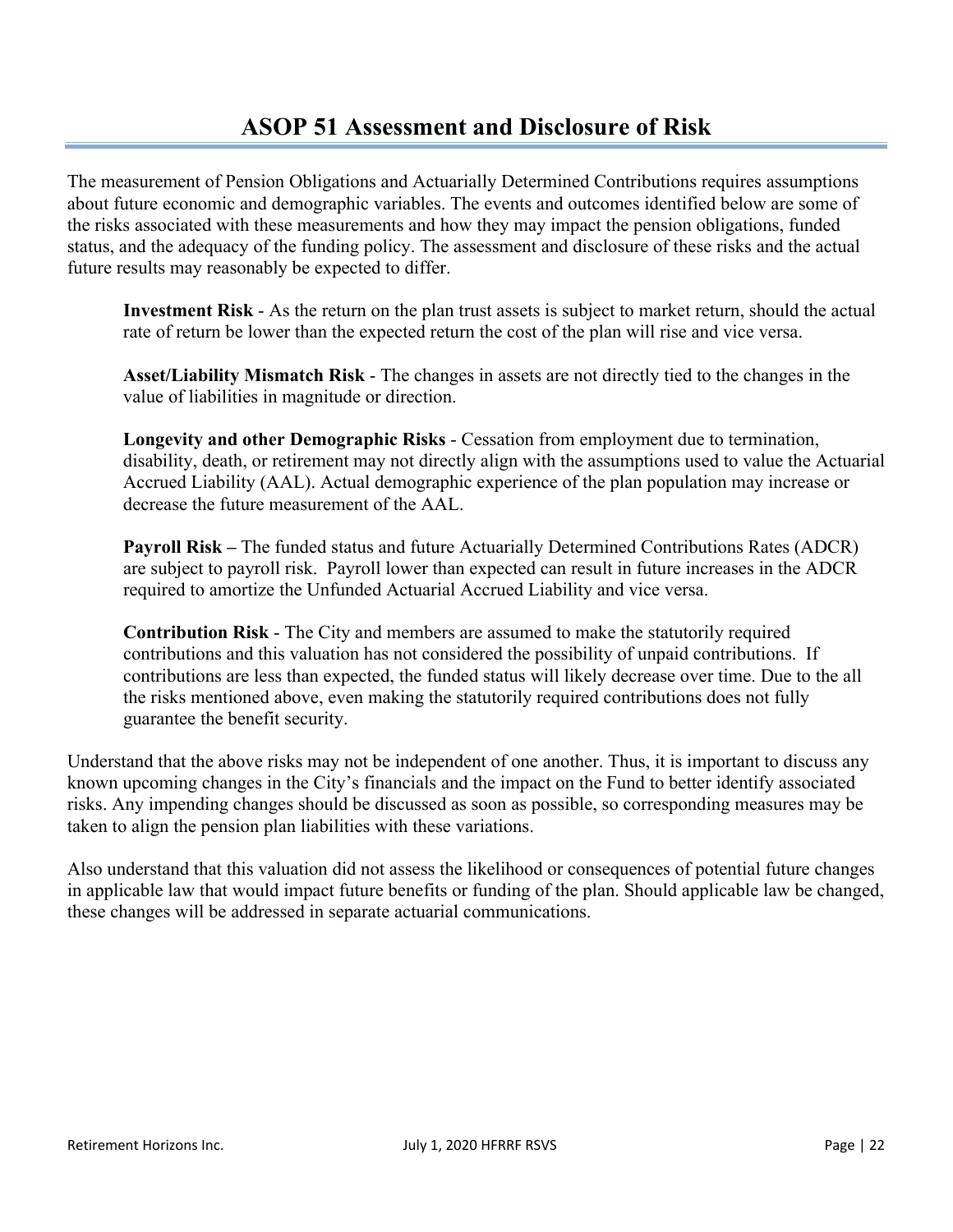# ASOP 51 Assessment and Disclosure of Risk

The measurement of Pension Obligations and Actuarially Determined Contributions requires assumptions about future economic and demographic variables. The events and outcomes identified below are some of the risks associated with these measurements and how they may impact the pension obligations, funded status, and the adequacy of the funding policy. The assessment and disclosure of these risks and the actual future results may reasonably be expected to differ.

> **Investment Risk** - As the return on the plan trust assets is subject to market return, should the actual rate of return be lower than the expected return the cost of the plan will rise and vice versa.
>
> **Asset/Liability Mismatch Risk** - The changes in assets are not directly tied to the changes in the value of liabilities in magnitude or direction.
>
> **Longevity and other Demographic Risks** - Cessation from employment due to termination, disability, death, or retirement may not directly align with the assumptions used to value the Actuarial Accrued Liability (AAL). Actual demographic experience of the plan population may increase or decrease the future measurement of the AAL.
>
> **Payroll Risk –** The funded status and future Actuarially Determined Contributions Rates (ADCR) are subject to payroll risk. Payroll lower than expected can result in future increases in the ADCR required to amortize the Unfunded Actuarial Accrued Liability and vice versa.
>
> **Contribution Risk** - The City and members are assumed to make the statutorily required contributions and this valuation has not considered the possibility of unpaid contributions. If contributions are less than expected, the funded status will likely decrease over time. Due to the all the risks mentioned above, even making the statutorily required contributions does not fully guarantee the benefit security.

Understand that the above risks may not be independent of one another. Thus, it is important to discuss any known upcoming changes in the City's financials and the impact on the Fund to better identify associated risks. Any impending changes should be discussed as soon as possible, so corresponding measures may be taken to align the pension plan liabilities with these variations.

Also understand that this valuation did not assess the likelihood or consequences of potential future changes in applicable law that would impact future benefits or funding of the plan. Should applicable law be changed, these changes will be addressed in separate actuarial communications.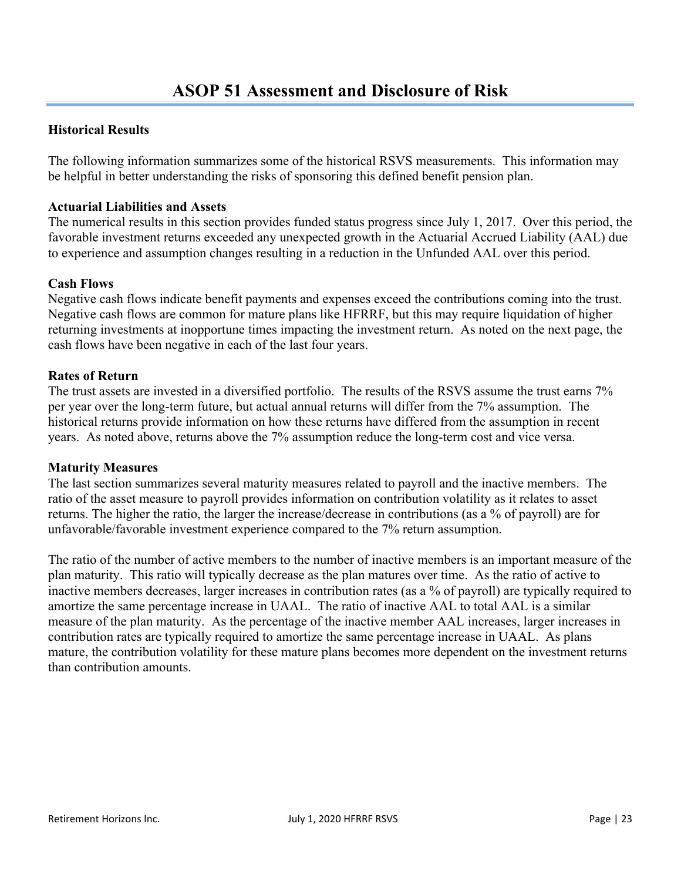# ASOP 51 Assessment and Disclosure of Risk

**Historical Results**

The following information summarizes some of the historical RSVS measurements. This information may be helpful in better understanding the risks of sponsoring this defined benefit pension plan.

**Actuarial Liabilities and Assets**
The numerical results in this section provides funded status progress since July 1, 2017. Over this period, the favorable investment returns exceeded any unexpected growth in the Actuarial Accrued Liability (AAL) due to experience and assumption changes resulting in a reduction in the Unfunded AAL over this period.

**Cash Flows**
Negative cash flows indicate benefit payments and expenses exceed the contributions coming into the trust. Negative cash flows are common for mature plans like HFRRF, but this may require liquidation of higher returning investments at inopportune times impacting the investment return. As noted on the next page, the cash flows have been negative in each of the last four years.

**Rates of Return**
The trust assets are invested in a diversified portfolio. The results of the RSVS assume the trust earns 7% per year over the long-term future, but actual annual returns will differ from the 7% assumption. The historical returns provide information on how these returns have differed from the assumption in recent years. As noted above, returns above the 7% assumption reduce the long-term cost and vice versa.

**Maturity Measures**
The last section summarizes several maturity measures related to payroll and the inactive members. The ratio of the asset measure to payroll provides information on contribution volatility as it relates to asset returns. The higher the ratio, the larger the increase/decrease in contributions (as a % of payroll) are for unfavorable/favorable investment experience compared to the 7% return assumption.

The ratio of the number of active members to the number of inactive members is an important measure of the plan maturity. This ratio will typically decrease as the plan matures over time. As the ratio of active to inactive members decreases, larger increases in contribution rates (as a % of payroll) are typically required to amortize the same percentage increase in UAAL. The ratio of inactive AAL to total AAL is a similar measure of the plan maturity. As the percentage of the inactive member AAL increases, larger increases in contribution rates are typically required to amortize the same percentage increase in UAAL. As plans mature, the contribution volatility for these mature plans becomes more dependent on the investment returns than contribution amounts.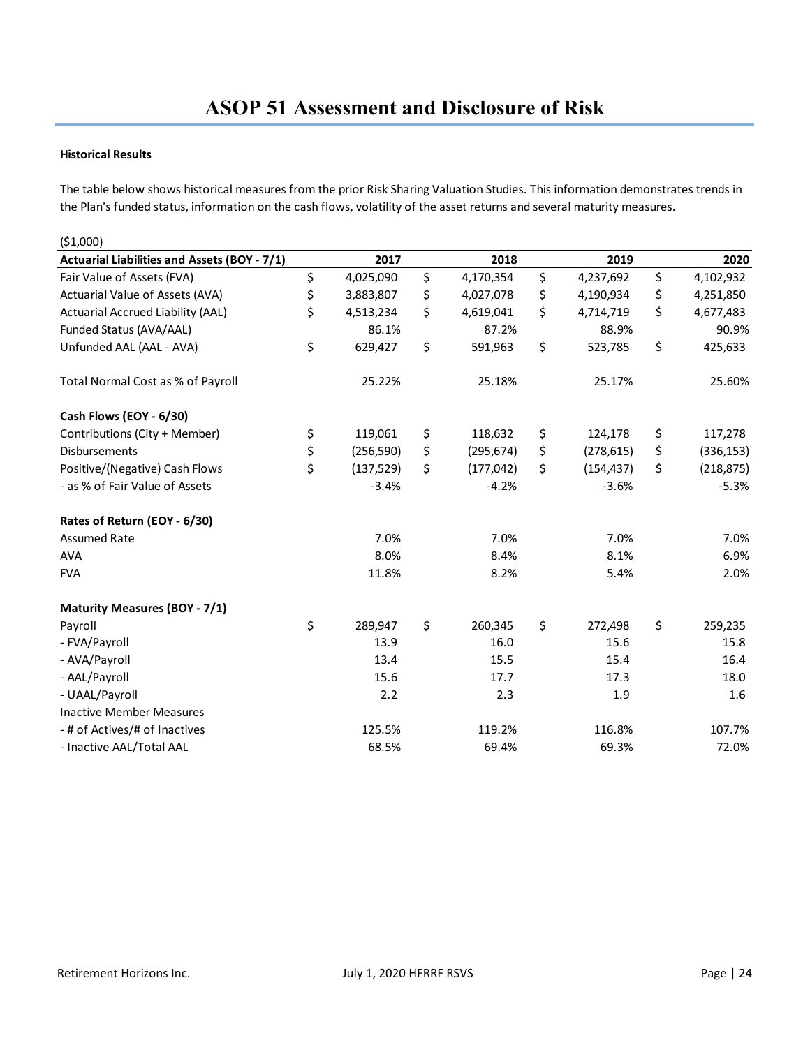# ASOP 51 Assessment and Disclosure of Risk

**Historical Results**

The table below shows historical measures from the prior Risk Sharing Valuation Studies. This information demonstrates trends in the Plan's funded status, information on the cash flows, volatility of the asset returns and several maturity measures.

($1,000)

| Actuarial Liabilities and Assets (BOY - 7/1) | 2017 | 2018 | 2019 | 2020 |
|---|---|---|---|---|
| Fair Value of Assets (FVA) | $ 4,025,090 | $ 4,170,354 | $ 4,237,692 | $ 4,102,932 |
| Actuarial Value of Assets (AVA) | $ 3,883,807 | $ 4,027,078 | $ 4,190,934 | $ 4,251,850 |
| Actuarial Accrued Liability (AAL) | $ 4,513,234 | $ 4,619,041 | $ 4,714,719 | $ 4,677,483 |
| Funded Status (AVA/AAL) | 86.1% | 87.2% | 88.9% | 90.9% |
| Unfunded AAL (AAL - AVA) | $ 629,427 | $ 591,963 | $ 523,785 | $ 425,633 |
| | | | | |
| Total Normal Cost as % of Payroll | 25.22% | 25.18% | 25.17% | 25.60% |
| | | | | |
| **Cash Flows (EOY - 6/30)** | | | | |
| Contributions (City + Member) | $ 119,061 | $ 118,632 | $ 124,178 | $ 117,278 |
| Disbursements | $ (256,590) | $ (295,674) | $ (278,615) | $ (336,153) |
| Positive/(Negative) Cash Flows | $ (137,529) | $ (177,042) | $ (154,437) | $ (218,875) |
| - as % of Fair Value of Assets | -3.4% | -4.2% | -3.6% | -5.3% |
| | | | | |
| **Rates of Return (EOY - 6/30)** | | | | |
| Assumed Rate | 7.0% | 7.0% | 7.0% | 7.0% |
| AVA | 8.0% | 8.4% | 8.1% | 6.9% |
| FVA | 11.8% | 8.2% | 5.4% | 2.0% |
| | | | | |
| **Maturity Measures (BOY - 7/1)** | | | | |
| Payroll | $ 289,947 | $ 260,345 | $ 272,498 | $ 259,235 |
| - FVA/Payroll | 13.9 | 16.0 | 15.6 | 15.8 |
| - AVA/Payroll | 13.4 | 15.5 | 15.4 | 16.4 |
| - AAL/Payroll | 15.6 | 17.7 | 17.3 | 18.0 |
| - UAAL/Payroll | 2.2 | 2.3 | 1.9 | 1.6 |
| Inactive Member Measures | | | | |
| - # of Actives/# of Inactives | 125.5% | 119.2% | 116.8% | 107.7% |
| - Inactive AAL/Total AAL | 68.5% | 69.4% | 69.3% | 72.0% |